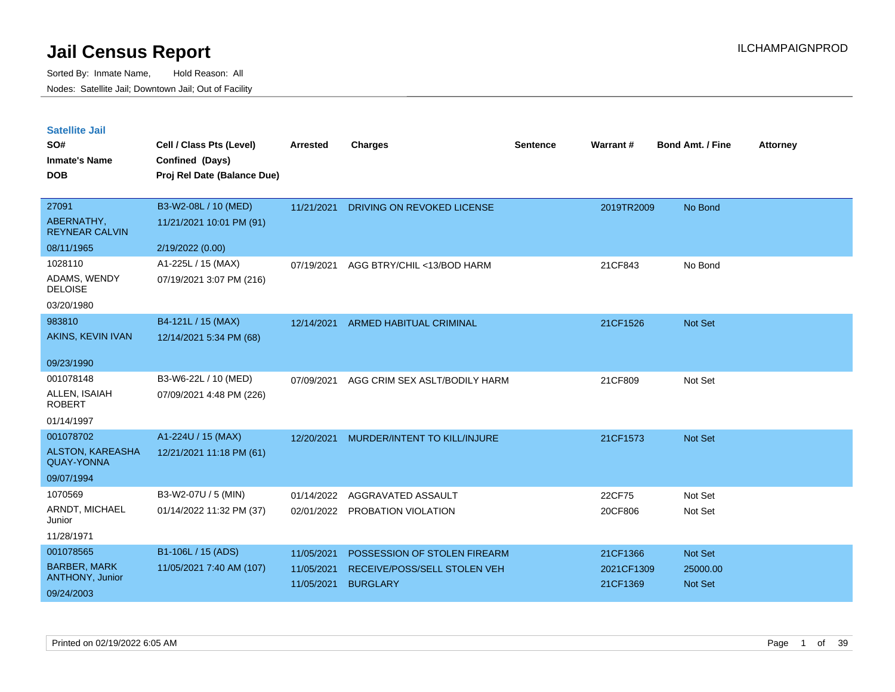# Jail Census Report

ILCHAMPAIGNPROD

Sorted By: Inmate Name, Hold Reason: All

Nodes: Satellite Jail; Downtown Jail; Out of Facility

## Satellite Jail

| SO# / Inmate's Name / DOB | Cell / Class Pts (Level) / Confined (Days) / Proj Rel Date (Balance Due) | Arrested | Charges | Sentence | Warrant # | Bond Amt. / Fine | Attorney |
|---|---|---|---|---|---|---|---|
| 27091<br>ABERNATHY, REYNEAR CALVIN<br>08/11/1965 | B3-W2-08L / 10 (MED)<br>11/21/2021 10:01 PM (91)<br>2/19/2022 (0.00) | 11/21/2021 | DRIVING ON REVOKED LICENSE | | 2019TR2009 | No Bond | |
| 1028110<br>ADAMS, WENDY DELOISE<br>03/20/1980 | A1-225L / 15 (MAX)<br>07/19/2021 3:07 PM (216) | 07/19/2021 | AGG BTRY/CHIL <13/BOD HARM | | 21CF843 | No Bond | |
| 983810<br>AKINS, KEVIN IVAN<br>09/23/1990 | B4-121L / 15 (MAX)<br>12/14/2021 5:34 PM (68) | 12/14/2021 | ARMED HABITUAL CRIMINAL | | 21CF1526 | Not Set | |
| 001078148<br>ALLEN, ISAIAH ROBERT<br>01/14/1997 | B3-W6-22L / 10 (MED)<br>07/09/2021 4:48 PM (226) | 07/09/2021 | AGG CRIM SEX ASLT/BODILY HARM | | 21CF809 | Not Set | |
| 001078702<br>ALSTON, KAREASHA QUAY-YONNA<br>09/07/1994 | A1-224U / 15 (MAX)<br>12/21/2021 11:18 PM (61) | 12/20/2021 | MURDER/INTENT TO KILL/INJURE | | 21CF1573 | Not Set | |
| 1070569<br>ARNDT, MICHAEL Junior<br>11/28/1971 | B3-W2-07U / 5 (MIN)<br>01/14/2022 11:32 PM (37) | 01/14/2022<br>02/01/2022 | AGGRAVATED ASSAULT<br>PROBATION VIOLATION | | 22CF75<br>20CF806 | Not Set<br>Not Set | |
| 001078565<br>BARBER, MARK ANTHONY, Junior<br>09/24/2003 | B1-106L / 15 (ADS)<br>11/05/2021 7:40 AM (107) | 11/05/2021<br>11/05/2021<br>11/05/2021 | POSSESSION OF STOLEN FIREARM<br>RECEIVE/POSS/SELL STOLEN VEH<br>BURGLARY | | 21CF1366<br>2021CF1309<br>21CF1369 | Not Set<br>25000.00<br>Not Set | |

Printed on 02/19/2022 6:05 AM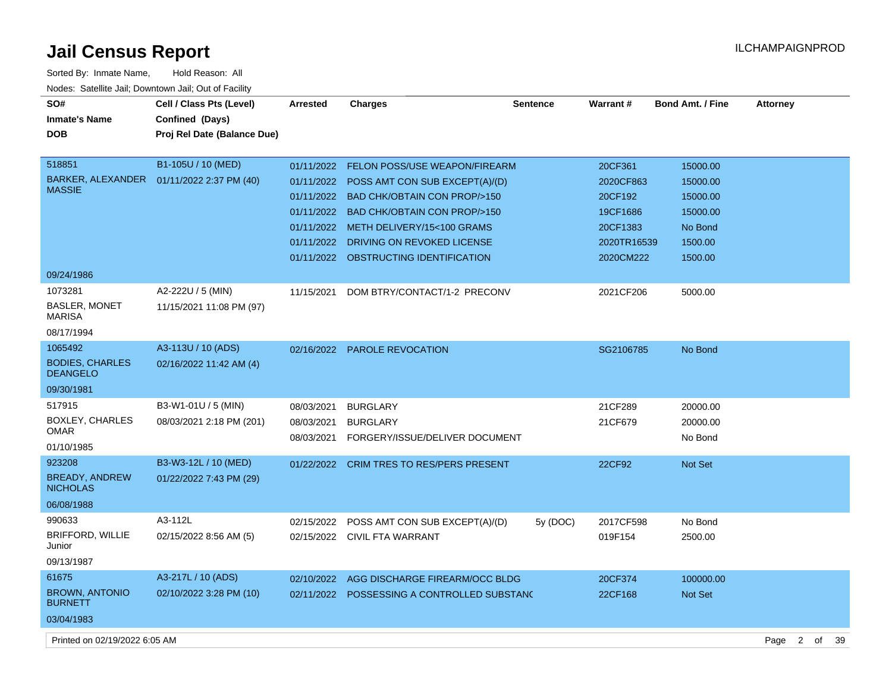# Jail Census Report

Sorted By: Inmate Name, Hold Reason: All

Nodes: Satellite Jail; Downtown Jail; Out of Facility

| SO# / Inmate's Name / DOB | Cell / Class Pts (Level) / Confined (Days) / Proj Rel Date (Balance Due) | Arrested | Charges | Sentence | Warrant # | Bond Amt. / Fine | Attorney |
|---|---|---|---|---|---|---|---|
| 518851 BARKER, ALEXANDER MASSIE 09/24/1986 | B1-105U / 10 (MED) 01/11/2022 2:37 PM (40) | 01/11/2022 | FELON POSS/USE WEAPON/FIREARM | | 20CF361 | 15000.00 | |
| | | 01/11/2022 | POSS AMT CON SUB EXCEPT(A)/(D) | | 2020CF863 | 15000.00 | |
| | | 01/11/2022 | BAD CHK/OBTAIN CON PROP/>150 | | 20CF192 | 15000.00 | |
| | | 01/11/2022 | BAD CHK/OBTAIN CON PROP/>150 | | 19CF1686 | 15000.00 | |
| | | 01/11/2022 | METH DELIVERY/15<100 GRAMS | | 20CF1383 | No Bond | |
| | | 01/11/2022 | DRIVING ON REVOKED LICENSE | | 2020TR16539 | 1500.00 | |
| | | 01/11/2022 | OBSTRUCTING IDENTIFICATION | | 2020CM222 | 1500.00 | |
| 1073281 BASLER, MONET MARISA 08/17/1994 | A2-222U / 5 (MIN) 11/15/2021 11:08 PM (97) | 11/15/2021 | DOM BTRY/CONTACT/1-2 PRECONV | | 2021CF206 | 5000.00 | |
| 1065492 BODIES, CHARLES DEANGELO 09/30/1981 | A3-113U / 10 (ADS) 02/16/2022 11:42 AM (4) | 02/16/2022 | PAROLE REVOCATION | | SG2106785 | No Bond | |
| 517915 BOXLEY, CHARLES OMAR 01/10/1985 | B3-W1-01U / 5 (MIN) 08/03/2021 2:18 PM (201) | 08/03/2021 | BURGLARY | | 21CF289 | 20000.00 | |
| | | 08/03/2021 | BURGLARY | | 21CF679 | 20000.00 | |
| | | 08/03/2021 | FORGERY/ISSUE/DELIVER DOCUMENT | | | No Bond | |
| 923208 BREADY, ANDREW NICHOLAS 06/08/1988 | B3-W3-12L / 10 (MED) 01/22/2022 7:43 PM (29) | 01/22/2022 | CRIM TRES TO RES/PERS PRESENT | | 22CF92 | Not Set | |
| 990633 BRIFFORD, WILLIE Junior 09/13/1987 | A3-112L 02/15/2022 8:56 AM (5) | 02/15/2022 | POSS AMT CON SUB EXCEPT(A)/(D) | 5y (DOC) | 2017CF598 | No Bond | |
| | | 02/15/2022 | CIVIL FTA WARRANT | | 019F154 | 2500.00 | |
| 61675 BROWN, ANTONIO BURNETT 03/04/1983 | A3-217L / 10 (ADS) 02/10/2022 3:28 PM (10) | 02/10/2022 | AGG DISCHARGE FIREARM/OCC BLDG | | 20CF374 | 100000.00 | |
| | | 02/11/2022 | POSSESSING A CONTROLLED SUBSTANC | | 22CF168 | Not Set | |

Printed on 02/19/2022 6:05 AM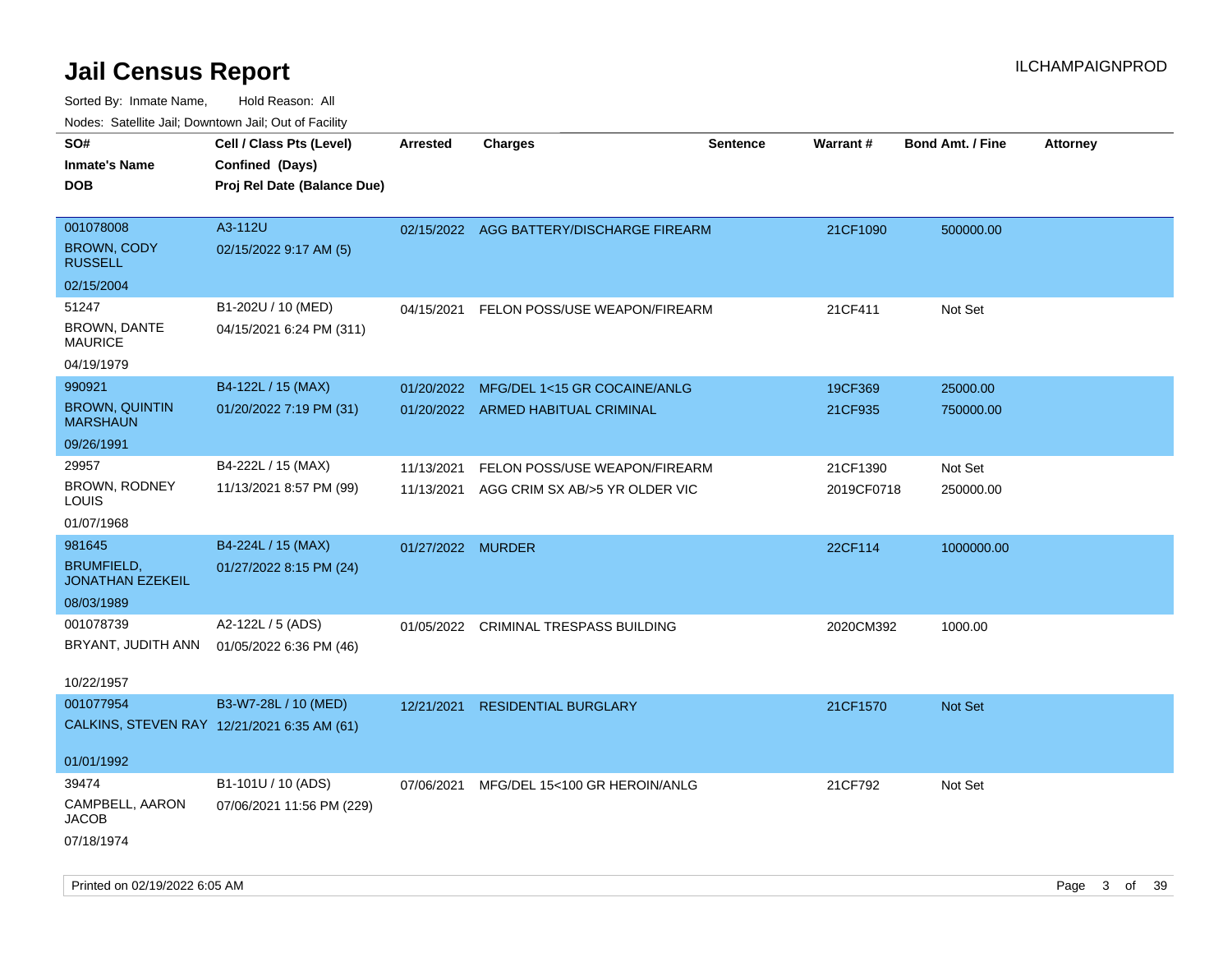# Jail Census Report

ILCHAMPAIGNPROD

Sorted By: Inmate Name, Hold Reason: All

Nodes: Satellite Jail; Downtown Jail; Out of Facility

| SO# / Inmate's Name / DOB | Cell / Class Pts (Level) / Confined (Days) / Proj Rel Date (Balance Due) | Arrested | Charges | Sentence | Warrant # | Bond Amt. / Fine | Attorney |
|---|---|---|---|---|---|---|---|
| 001078008<br>BROWN, CODY RUSSELL<br>02/15/2004 | A3-112U<br>02/15/2022 9:17 AM (5) | 02/15/2022 | AGG BATTERY/DISCHARGE FIREARM | | 21CF1090 | 500000.00 | |
| 51247<br>BROWN, DANTE MAURICE<br>04/19/1979 | B1-202U / 10 (MED)<br>04/15/2021 6:24 PM (311) | 04/15/2021 | FELON POSS/USE WEAPON/FIREARM | | 21CF411 | Not Set | |
| 990921<br>BROWN, QUINTIN MARSHAUN<br>09/26/1991 | B4-122L / 15 (MAX)<br>01/20/2022 7:19 PM (31) | 01/20/2022<br>01/20/2022 | MFG/DEL 1<15 GR COCAINE/ANLG<br>ARMED HABITUAL CRIMINAL | | 19CF369<br>21CF935 | 25000.00<br>750000.00 | |
| 29957<br>BROWN, RODNEY LOUIS<br>01/07/1968 | B4-222L / 15 (MAX)<br>11/13/2021 8:57 PM (99) | 11/13/2021<br>11/13/2021 | FELON POSS/USE WEAPON/FIREARM<br>AGG CRIM SX AB/>5 YR OLDER VIC | | 21CF1390<br>2019CF0718 | Not Set<br>250000.00 | |
| 981645<br>BRUMFIELD, JONATHAN EZEKEIL<br>08/03/1989 | B4-224L / 15 (MAX)<br>01/27/2022 8:15 PM (24) | 01/27/2022 | MURDER | | 22CF114 | 1000000.00 | |
| 001078739<br>BRYANT, JUDITH ANN<br>10/22/1957 | A2-122L / 5 (ADS)<br>01/05/2022 6:36 PM (46) | 01/05/2022 | CRIMINAL TRESPASS BUILDING | | 2020CM392 | 1000.00 | |
| 001077954<br>CALKINS, STEVEN RAY<br>01/01/1992 | B3-W7-28L / 10 (MED)<br>12/21/2021 6:35 AM (61) | 12/21/2021 | RESIDENTIAL BURGLARY | | 21CF1570 | Not Set | |
| 39474<br>CAMPBELL, AARON JACOB<br>07/18/1974 | B1-101U / 10 (ADS)<br>07/06/2021 11:56 PM (229) | 07/06/2021 | MFG/DEL 15<100 GR HEROIN/ANLG | | 21CF792 | Not Set | |

Printed on 02/19/2022 6:05 AM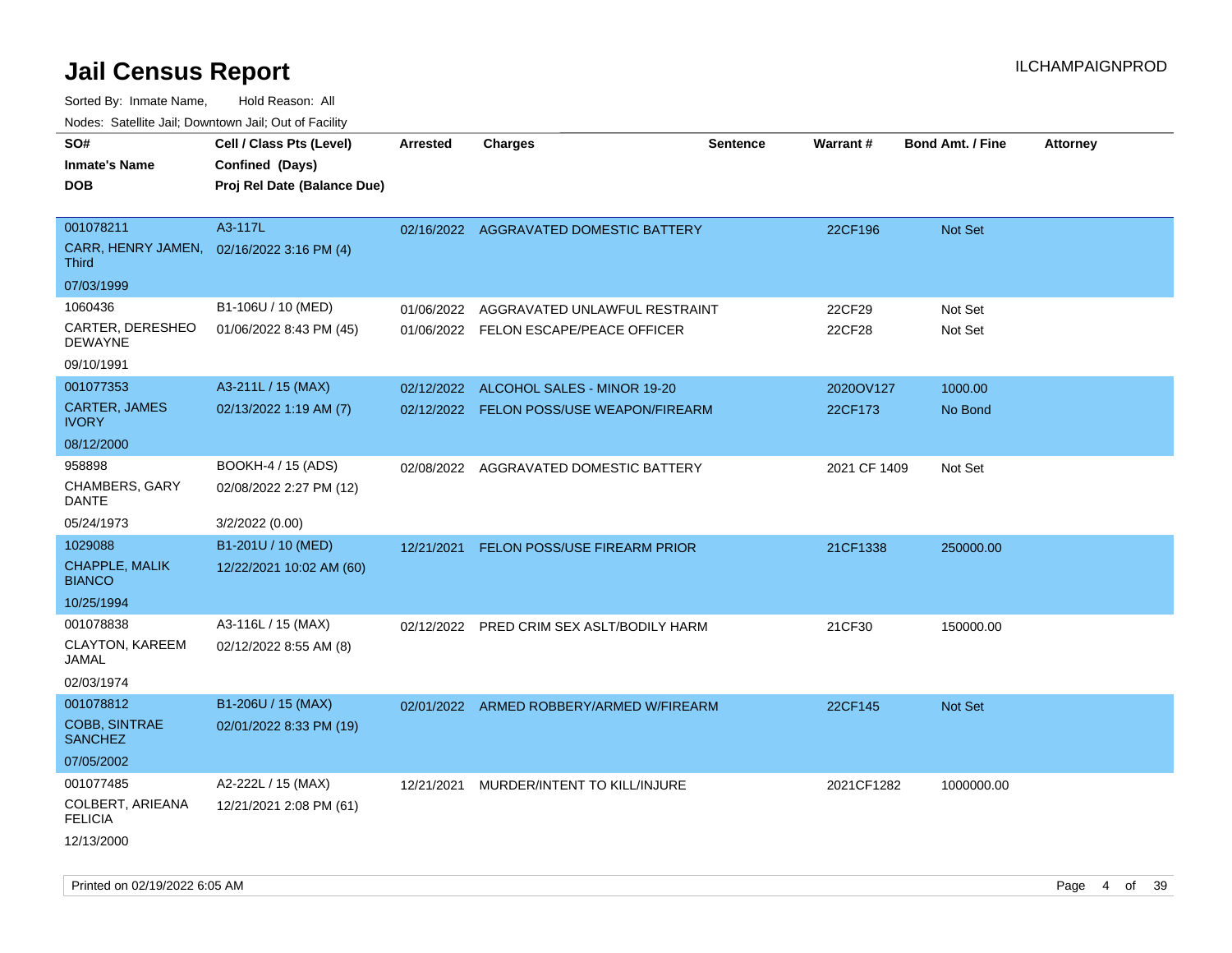# Jail Census Report

ILCHAMPAIGNPROD

Sorted By: Inmate Name, Hold Reason: All

Nodes: Satellite Jail; Downtown Jail; Out of Facility

| SO# / Inmate's Name / DOB | Cell / Class Pts (Level) / Confined (Days) / Proj Rel Date (Balance Due) | Arrested | Charges | Sentence | Warrant # | Bond Amt. / Fine | Attorney |
|---|---|---|---|---|---|---|---|
| 001078211<br>CARR, HENRY JAMEN, Third<br>07/03/1999 | A3-117L<br>02/16/2022 3:16 PM (4) | 02/16/2022 | AGGRAVATED DOMESTIC BATTERY | | 22CF196 | Not Set | |
| 1060436<br>CARTER, DERESHEO DEWAYNE<br>09/10/1991 | B1-106U / 10 (MED)<br>01/06/2022 8:43 PM (45) | 01/06/2022 | AGGRAVATED UNLAWFUL RESTRAINT | | 22CF29 | Not Set | |
| | | 01/06/2022 | FELON ESCAPE/PEACE OFFICER | | 22CF28 | Not Set | |
| 001077353<br>CARTER, JAMES IVORY<br>08/12/2000 | A3-211L / 15 (MAX)<br>02/13/2022 1:19 AM (7) | 02/12/2022 | ALCOHOL SALES - MINOR 19-20 | | 2020OV127 | 1000.00 | |
| | | 02/12/2022 | FELON POSS/USE WEAPON/FIREARM | | 22CF173 | No Bond | |
| 958898<br>CHAMBERS, GARY DANTE<br>05/24/1973 | BOOKH-4 / 15 (ADS)<br>02/08/2022 2:27 PM (12)<br>3/2/2022 (0.00) | 02/08/2022 | AGGRAVATED DOMESTIC BATTERY | | 2021 CF 1409 | Not Set | |
| 1029088<br>CHAPPLE, MALIK BIANCO<br>10/25/1994 | B1-201U / 10 (MED)<br>12/22/2021 10:02 AM (60) | 12/21/2021 | FELON POSS/USE FIREARM PRIOR | | 21CF1338 | 250000.00 | |
| 001078838<br>CLAYTON, KAREEM JAMAL<br>02/03/1974 | A3-116L / 15 (MAX)<br>02/12/2022 8:55 AM (8) | 02/12/2022 | PRED CRIM SEX ASLT/BODILY HARM | | 21CF30 | 150000.00 | |
| 001078812<br>COBB, SINTRAE SANCHEZ<br>07/05/2002 | B1-206U / 15 (MAX)<br>02/01/2022 8:33 PM (19) | 02/01/2022 | ARMED ROBBERY/ARMED W/FIREARM | | 22CF145 | Not Set | |
| 001077485<br>COLBERT, ARIEANA FELICIA<br>12/13/2000 | A2-222L / 15 (MAX)<br>12/21/2021 2:08 PM (61) | 12/21/2021 | MURDER/INTENT TO KILL/INJURE | | 2021CF1282 | 1000000.00 | |

Printed on 02/19/2022 6:05 AM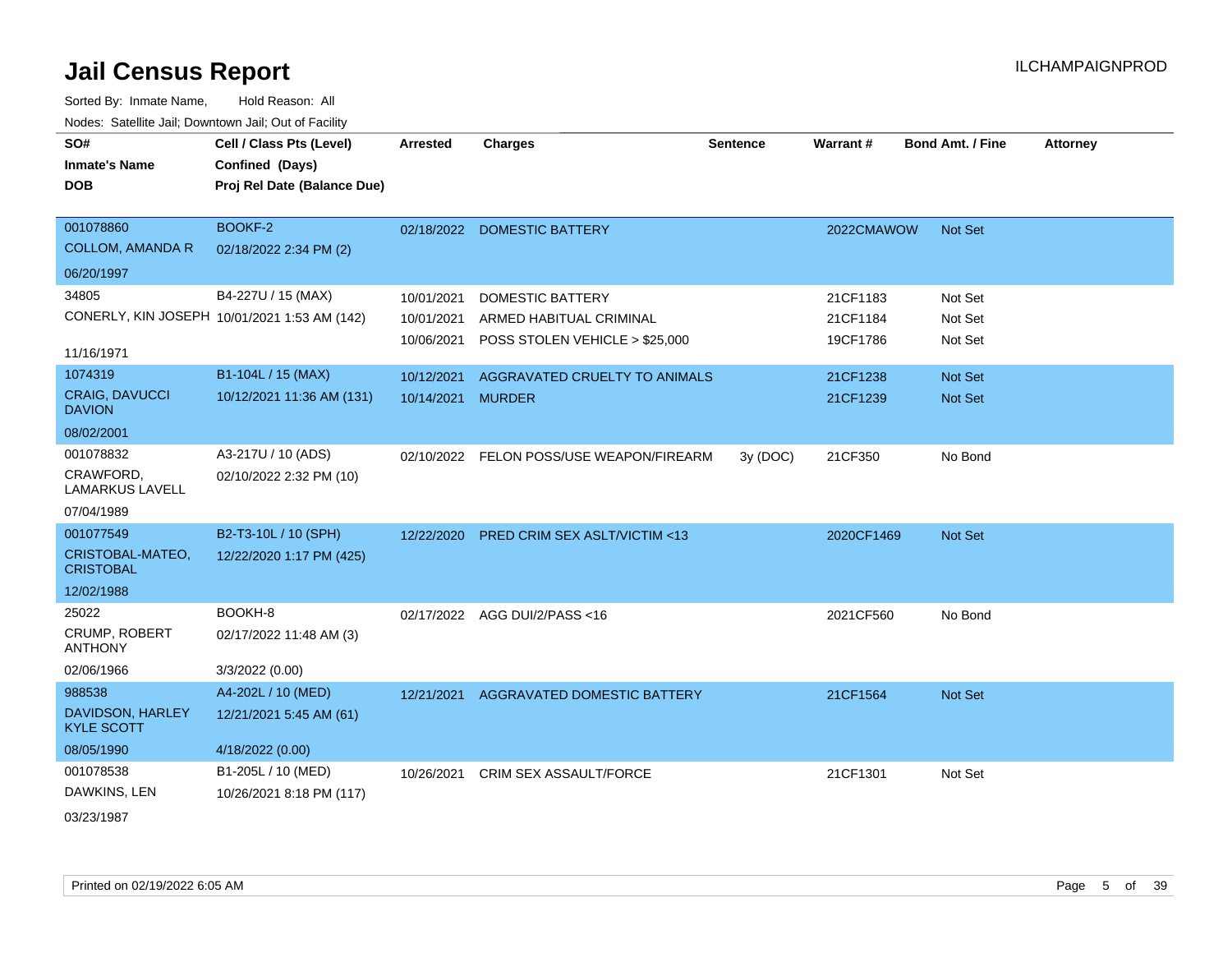# Jail Census Report

ILCHAMPAIGNPROD

Sorted By: Inmate Name, Hold Reason: All

Nodes: Satellite Jail; Downtown Jail; Out of Facility

| SO# / Inmate's Name / DOB | Cell / Class Pts (Level) / Confined (Days) / Proj Rel Date (Balance Due) | Arrested | Charges | Sentence | Warrant # | Bond Amt. / Fine | Attorney |
|---|---|---|---|---|---|---|---|
| 001078860<br>COLLOM, AMANDA R<br>06/20/1997 | BOOKF-2<br>02/18/2022 2:34 PM (2) | 02/18/2022 | DOMESTIC BATTERY | | 2022CMAWOW | Not Set | |
| 34805<br>CONERLY, KIN JOSEPH<br>11/16/1971 | B4-227U / 15 (MAX)<br>10/01/2021 1:53 AM (142) | 10/01/2021<br>10/01/2021<br>10/06/2021 | DOMESTIC BATTERY<br>ARMED HABITUAL CRIMINAL<br>POSS STOLEN VEHICLE > $25,000 | | 21CF1183<br>21CF1184<br>19CF1786 | Not Set<br>Not Set<br>Not Set | |
| 1074319<br>CRAIG, DAVUCCI DAVION<br>08/02/2001 | B1-104L / 15 (MAX)<br>10/12/2021 11:36 AM (131) | 10/12/2021<br>10/14/2021 | AGGRAVATED CRUELTY TO ANIMALS<br>MURDER | | 21CF1238<br>21CF1239 | Not Set<br>Not Set | |
| 001078832<br>CRAWFORD, LAMARKUS LAVELL<br>07/04/1989 | A3-217U / 10 (ADS)<br>02/10/2022 2:32 PM (10) | 02/10/2022 | FELON POSS/USE WEAPON/FIREARM | 3y (DOC) | 21CF350 | No Bond | |
| 001077549<br>CRISTOBAL-MATEO, CRISTOBAL<br>12/02/1988 | B2-T3-10L / 10 (SPH)<br>12/22/2020 1:17 PM (425) | 12/22/2020 | PRED CRIM SEX ASLT/VICTIM <13 | | 2020CF1469 | Not Set | |
| 25022<br>CRUMP, ROBERT ANTHONY<br>02/06/1966 | BOOKH-8<br>02/17/2022 11:48 AM (3)<br>3/3/2022 (0.00) | 02/17/2022 | AGG DUI/2/PASS <16 | | 2021CF560 | No Bond | |
| 988538<br>DAVIDSON, HARLEY KYLE SCOTT<br>08/05/1990 | A4-202L / 10 (MED)<br>12/21/2021 5:45 AM (61)<br>4/18/2022 (0.00) | 12/21/2021 | AGGRAVATED DOMESTIC BATTERY | | 21CF1564 | Not Set | |
| 001078538<br>DAWKINS, LEN<br>03/23/1987 | B1-205L / 10 (MED)<br>10/26/2021 8:18 PM (117) | 10/26/2021 | CRIM SEX ASSAULT/FORCE | | 21CF1301 | Not Set | |

Printed on 02/19/2022 6:05 AM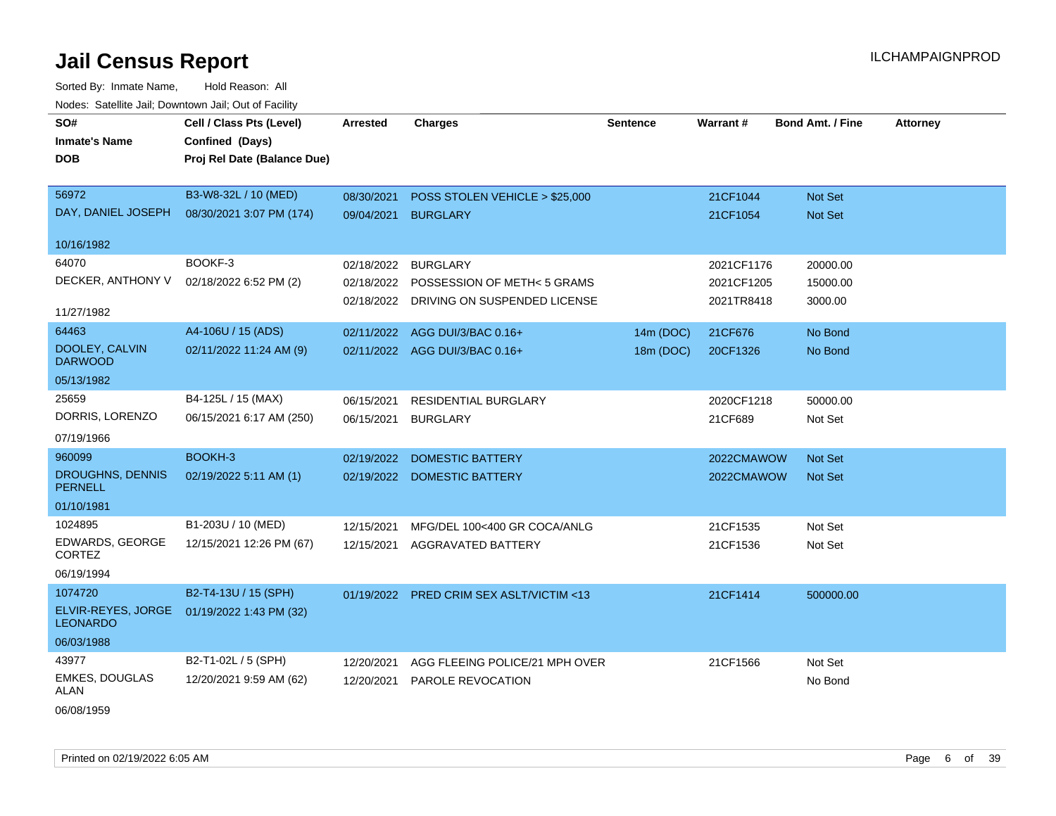# Jail Census Report

ILCHAMPAIGNPROD

Sorted By: Inmate Name, Hold Reason: All

Nodes: Satellite Jail; Downtown Jail; Out of Facility

| SO# / Inmate's Name / DOB | Cell / Class Pts (Level) / Confined (Days) / Proj Rel Date (Balance Due) | Arrested | Charges | Sentence | Warrant # | Bond Amt. / Fine | Attorney |
|---|---|---|---|---|---|---|---|
| 56972<br>DAY, DANIEL JOSEPH<br>10/16/1982 | B3-W8-32L / 10 (MED)<br>08/30/2021 3:07 PM (174) | 08/30/2021<br>09/04/2021 | POSS STOLEN VEHICLE > $25,000<br>BURGLARY | | 21CF1044<br>21CF1054 | Not Set<br>Not Set | |
| 64070<br>DECKER, ANTHONY V<br>11/27/1982 | BOOKF-3<br>02/18/2022 6:52 PM (2) | 02/18/2022<br>02/18/2022<br>02/18/2022 | BURGLARY<br>POSSESSION OF METH< 5 GRAMS<br>DRIVING ON SUSPENDED LICENSE | | 2021CF1176<br>2021CF1205<br>2021TR8418 | 20000.00<br>15000.00<br>3000.00 | |
| 64463<br>DOOLEY, CALVIN DARWOOD<br>05/13/1982 | A4-106U / 15 (ADS)<br>02/11/2022 11:24 AM (9) | 02/11/2022<br>02/11/2022 | AGG DUI/3/BAC 0.16+<br>AGG DUI/3/BAC 0.16+ | 14m (DOC)<br>18m (DOC) | 21CF676<br>20CF1326 | No Bond<br>No Bond | |
| 25659<br>DORRIS, LORENZO<br>07/19/1966 | B4-125L / 15 (MAX)<br>06/15/2021 6:17 AM (250) | 06/15/2021<br>06/15/2021 | RESIDENTIAL BURGLARY<br>BURGLARY | | 2020CF1218<br>21CF689 | 50000.00<br>Not Set | |
| 960099<br>DROUGHNS, DENNIS PERNELL<br>01/10/1981 | BOOKH-3<br>02/19/2022 5:11 AM (1) | 02/19/2022<br>02/19/2022 | DOMESTIC BATTERY<br>DOMESTIC BATTERY | | 2022CMAWOW<br>2022CMAWOW | Not Set<br>Not Set | |
| 1024895<br>EDWARDS, GEORGE CORTEZ<br>06/19/1994 | B1-203U / 10 (MED)<br>12/15/2021 12:26 PM (67) | 12/15/2021<br>12/15/2021 | MFG/DEL 100<400 GR COCA/ANLG<br>AGGRAVATED BATTERY | | 21CF1535<br>21CF1536 | Not Set<br>Not Set | |
| 1074720<br>ELVIR-REYES, JORGE LEONARDO<br>06/03/1988 | B2-T4-13U / 15 (SPH)<br>01/19/2022 1:43 PM (32) | 01/19/2022 | PRED CRIM SEX ASLT/VICTIM <13 | | 21CF1414 | 500000.00 | |
| 43977<br>EMKES, DOUGLAS ALAN<br>06/08/1959 | B2-T1-02L / 5 (SPH)<br>12/20/2021 9:59 AM (62) | 12/20/2021<br>12/20/2021 | AGG FLEEING POLICE/21 MPH OVER<br>PAROLE REVOCATION | | 21CF1566 | Not Set<br>No Bond | |

Printed on 02/19/2022 6:05 AM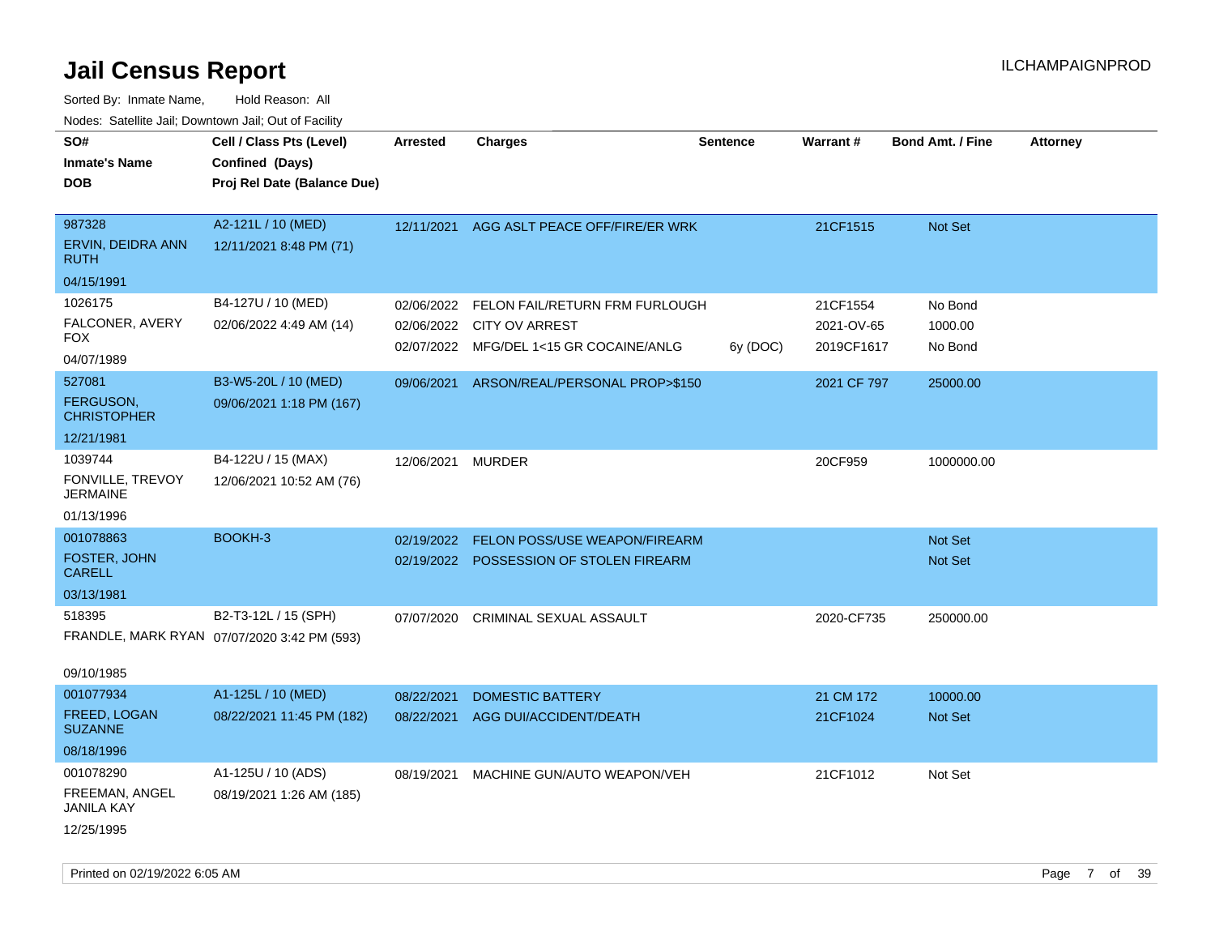# Jail Census Report

Sorted By: Inmate Name, Hold Reason: All

Nodes: Satellite Jail; Downtown Jail; Out of Facility

| SO# / Inmate's Name / DOB | Cell / Class Pts (Level) / Confined (Days) / Proj Rel Date (Balance Due) | Arrested | Charges | Sentence | Warrant # | Bond Amt. / Fine | Attorney |
|---|---|---|---|---|---|---|---|
| 987328<br>ERVIN, DEIDRA ANN RUTH<br>04/15/1991 | A2-121L / 10 (MED)<br>12/11/2021 8:48 PM (71) | 12/11/2021 | AGG ASLT PEACE OFF/FIRE/ER WRK | | 21CF1515 | Not Set | |
| 1026175<br>FALCONER, AVERY FOX<br>04/07/1989 | B4-127U / 10 (MED)<br>02/06/2022 4:49 AM (14) | 02/06/2022 | FELON FAIL/RETURN FRM FURLOUGH | | 21CF1554 | No Bond | |
| | | 02/06/2022 | CITY OV ARREST | | 2021-OV-65 | 1000.00 | |
| | | 02/07/2022 | MFG/DEL 1<15 GR COCAINE/ANLG | 6y (DOC) | 2019CF1617 | No Bond | |
| 527081<br>FERGUSON, CHRISTOPHER<br>12/21/1981 | B3-W5-20L / 10 (MED)<br>09/06/2021 1:18 PM (167) | 09/06/2021 | ARSON/REAL/PERSONAL PROP>$150 | | 2021 CF 797 | 25000.00 | |
| 1039744<br>FONVILLE, TREVOY JERMAINE<br>01/13/1996 | B4-122U / 15 (MAX)<br>12/06/2021 10:52 AM (76) | 12/06/2021 | MURDER | | 20CF959 | 1000000.00 | |
| 001078863<br>FOSTER, JOHN CARELL<br>03/13/1981 | BOOKH-3 | 02/19/2022 | FELON POSS/USE WEAPON/FIREARM | | | Not Set | |
| | | 02/19/2022 | POSSESSION OF STOLEN FIREARM | | | Not Set | |
| 518395<br>FRANDLE, MARK RYAN<br>09/10/1985 | B2-T3-12L / 15 (SPH)<br>07/07/2020 3:42 PM (593) | 07/07/2020 | CRIMINAL SEXUAL ASSAULT | | 2020-CF735 | 250000.00 | |
| 001077934<br>FREED, LOGAN SUZANNE<br>08/18/1996 | A1-125L / 10 (MED)<br>08/22/2021 11:45 PM (182) | 08/22/2021 | DOMESTIC BATTERY | | 21 CM 172 | 10000.00 | |
| | | 08/22/2021 | AGG DUI/ACCIDENT/DEATH | | 21CF1024 | Not Set | |
| 001078290<br>FREEMAN, ANGEL JANILA KAY<br>12/25/1995 | A1-125U / 10 (ADS)<br>08/19/2021 1:26 AM (185) | 08/19/2021 | MACHINE GUN/AUTO WEAPON/VEH | | 21CF1012 | Not Set | |

Printed on 02/19/2022 6:05 AM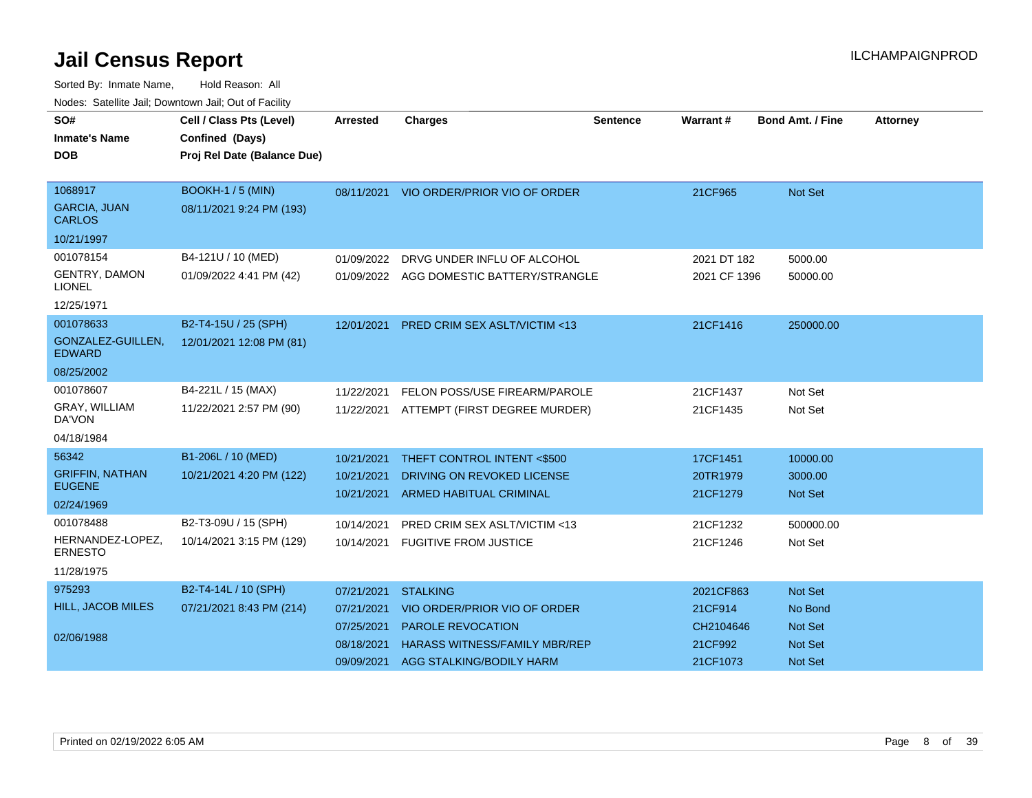# Jail Census Report

ILCHAMPAIGNPROD

Sorted By: Inmate Name, Hold Reason: All

Nodes: Satellite Jail; Downtown Jail; Out of Facility

| SO# / Inmate's Name / DOB | Cell / Class Pts (Level) / Confined (Days) / Proj Rel Date (Balance Due) | Arrested | Charges | Sentence | Warrant # | Bond Amt. / Fine | Attorney |
|---|---|---|---|---|---|---|---|
| 1068917 GARCIA, JUAN CARLOS 10/21/1997 | BOOKH-1 / 5 (MIN) 08/11/2021 9:24 PM (193) | 08/11/2021 | VIO ORDER/PRIOR VIO OF ORDER | | 21CF965 | Not Set | |
| 001078154 GENTRY, DAMON LIONEL 12/25/1971 | B4-121U / 10 (MED) 01/09/2022 4:41 PM (42) | 01/09/2022 | DRVG UNDER INFLU OF ALCOHOL | | 2021 DT 182 | 5000.00 | |
| | | 01/09/2022 | AGG DOMESTIC BATTERY/STRANGLE | | 2021 CF 1396 | 50000.00 | |
| 001078633 GONZALEZ-GUILLEN, EDWARD 08/25/2002 | B2-T4-15U / 25 (SPH) 12/01/2021 12:08 PM (81) | 12/01/2021 | PRED CRIM SEX ASLT/VICTIM <13 | | 21CF1416 | 250000.00 | |
| 001078607 GRAY, WILLIAM DA'VON 04/18/1984 | B4-221L / 15 (MAX) 11/22/2021 2:57 PM (90) | 11/22/2021 | FELON POSS/USE FIREARM/PAROLE | | 21CF1437 | Not Set | |
| | | 11/22/2021 | ATTEMPT (FIRST DEGREE MURDER) | | 21CF1435 | Not Set | |
| 56342 GRIFFIN, NATHAN EUGENE 02/24/1969 | B1-206L / 10 (MED) 10/21/2021 4:20 PM (122) | 10/21/2021 | THEFT CONTROL INTENT <$500 | | 17CF1451 | 10000.00 | |
| | | 10/21/2021 | DRIVING ON REVOKED LICENSE | | 20TR1979 | 3000.00 | |
| | | 10/21/2021 | ARMED HABITUAL CRIMINAL | | 21CF1279 | Not Set | |
| 001078488 HERNANDEZ-LOPEZ, ERNESTO 11/28/1975 | B2-T3-09U / 15 (SPH) 10/14/2021 3:15 PM (129) | 10/14/2021 | PRED CRIM SEX ASLT/VICTIM <13 | | 21CF1232 | 500000.00 | |
| | | 10/14/2021 | FUGITIVE FROM JUSTICE | | 21CF1246 | Not Set | |
| 975293 HILL, JACOB MILES 02/06/1988 | B2-T4-14L / 10 (SPH) 07/21/2021 8:43 PM (214) | 07/21/2021 | STALKING | | 2021CF863 | Not Set | |
| | | 07/21/2021 | VIO ORDER/PRIOR VIO OF ORDER | | 21CF914 | No Bond | |
| | | 07/25/2021 | PAROLE REVOCATION | | CH2104646 | Not Set | |
| | | 08/18/2021 | HARASS WITNESS/FAMILY MBR/REP | | 21CF992 | Not Set | |
| | | 09/09/2021 | AGG STALKING/BODILY HARM | | 21CF1073 | Not Set | |

Printed on 02/19/2022 6:05 AM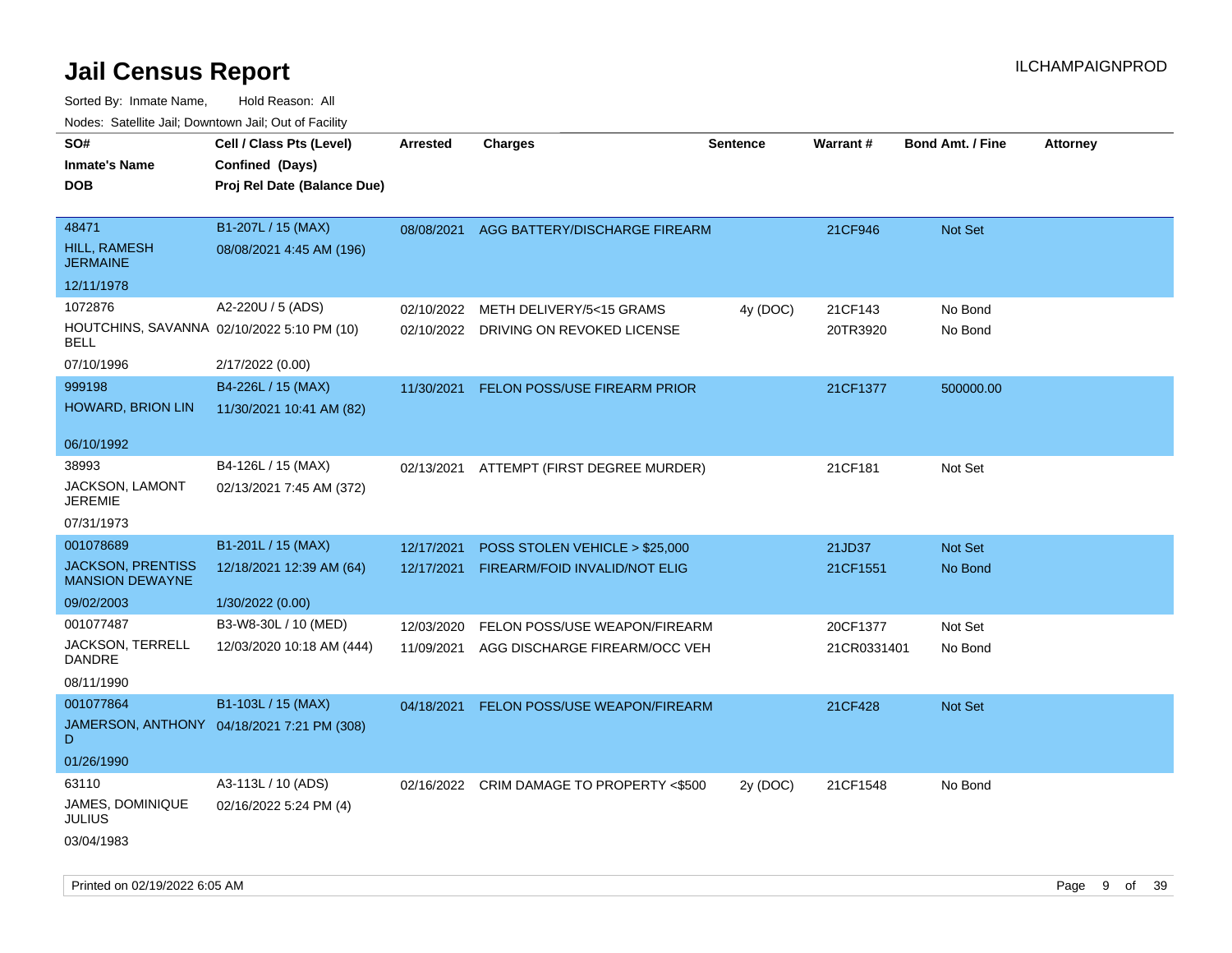# Jail Census Report

ILCHAMPAIGNPROD

Sorted By: Inmate Name, Hold Reason: All

Nodes: Satellite Jail; Downtown Jail; Out of Facility

| SO# / Inmate's Name / DOB | Cell / Class Pts (Level) / Confined (Days) / Proj Rel Date (Balance Due) | Arrested | Charges | Sentence | Warrant # | Bond Amt. / Fine | Attorney |
|---|---|---|---|---|---|---|---|
| 48471<br>HILL, RAMESH JERMAINE<br>12/11/1978 | B1-207L / 15 (MAX)<br>08/08/2021 4:45 AM (196) | 08/08/2021 | AGG BATTERY/DISCHARGE FIREARM | | 21CF946 | Not Set | |
| 1072876<br>HOUTCHINS, SAVANNA BELL<br>07/10/1996 | A2-220U / 5 (ADS)<br>02/10/2022 5:10 PM (10)<br>2/17/2022 (0.00) | 02/10/2022 | METH DELIVERY/5<15 GRAMS | 4y (DOC) | 21CF143 | No Bond | |
| | | 02/10/2022 | DRIVING ON REVOKED LICENSE | | 20TR3920 | No Bond | |
| 999198<br>HOWARD, BRION LIN<br>06/10/1992 | B4-226L / 15 (MAX)<br>11/30/2021 10:41 AM (82) | 11/30/2021 | FELON POSS/USE FIREARM PRIOR | | 21CF1377 | 500000.00 | |
| 38993<br>JACKSON, LAMONT JEREMIE<br>07/31/1973 | B4-126L / 15 (MAX)<br>02/13/2021 7:45 AM (372) | 02/13/2021 | ATTEMPT (FIRST DEGREE MURDER) | | 21CF181 | Not Set | |
| 001078689<br>JACKSON, PRENTISS MANSION DEWAYNE<br>09/02/2003 | B1-201L / 15 (MAX)<br>12/18/2021 12:39 AM (64)<br>1/30/2022 (0.00) | 12/17/2021 | POSS STOLEN VEHICLE > $25,000 | | 21JD37 | Not Set | |
| | | 12/17/2021 | FIREARM/FOID INVALID/NOT ELIG | | 21CF1551 | No Bond | |
| 001077487<br>JACKSON, TERRELL DANDRE<br>08/11/1990 | B3-W8-30L / 10 (MED)<br>12/03/2020 10:18 AM (444) | 12/03/2020 | FELON POSS/USE WEAPON/FIREARM | | 20CF1377 | Not Set | |
| | | 11/09/2021 | AGG DISCHARGE FIREARM/OCC VEH | | 21CR0331401 | No Bond | |
| 001077864<br>JAMERSON, ANTHONY D<br>01/26/1990 | B1-103L / 15 (MAX)<br>04/18/2021 7:21 PM (308) | 04/18/2021 | FELON POSS/USE WEAPON/FIREARM | | 21CF428 | Not Set | |
| 63110<br>JAMES, DOMINIQUE JULIUS<br>03/04/1983 | A3-113L / 10 (ADS)<br>02/16/2022 5:24 PM (4) | 02/16/2022 | CRIM DAMAGE TO PROPERTY <$500 | 2y (DOC) | 21CF1548 | No Bond | |

Printed on 02/19/2022 6:05 AM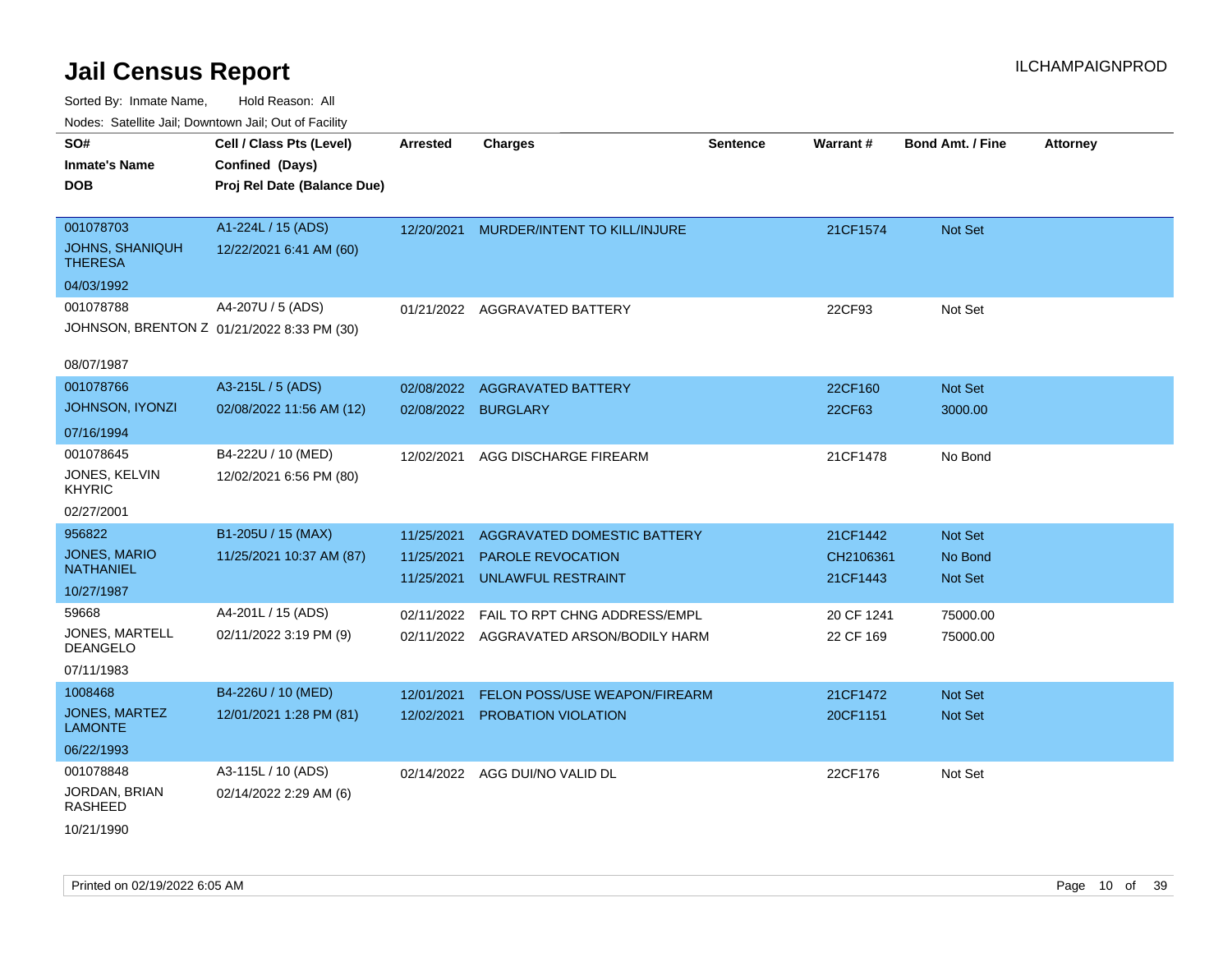# Jail Census Report

ILCHAMPAIGNPROD

Sorted By: Inmate Name, Hold Reason: All

Nodes: Satellite Jail; Downtown Jail; Out of Facility

| SO# / Inmate's Name / DOB | Cell / Class Pts (Level) / Confined (Days) / Proj Rel Date (Balance Due) | Arrested | Charges | Sentence | Warrant # | Bond Amt. / Fine | Attorney |
|---|---|---|---|---|---|---|---|
| 001078703<br>JOHNS, SHANIQUH THERESA<br>04/03/1992 | A1-224L / 15 (ADS)<br>12/22/2021 6:41 AM (60) | 12/20/2021 | MURDER/INTENT TO KILL/INJURE | | 21CF1574 | Not Set | |
| 001078788<br>JOHNSON, BRENTON Z<br>08/07/1987 | A4-207U / 5 (ADS)<br>01/21/2022 8:33 PM (30) | 01/21/2022 | AGGRAVATED BATTERY | | 22CF93 | Not Set | |
| 001078766<br>JOHNSON, IYONZI<br>07/16/1994 | A3-215L / 5 (ADS)<br>02/08/2022 11:56 AM (12) | 02/08/2022 | AGGRAVATED BATTERY | | 22CF160 | Not Set | |
| | | 02/08/2022 | BURGLARY | | 22CF63 | 3000.00 | |
| 001078645<br>JONES, KELVIN KHYRIC<br>02/27/2001 | B4-222U / 10 (MED)<br>12/02/2021 6:56 PM (80) | 12/02/2021 | AGG DISCHARGE FIREARM | | 21CF1478 | No Bond | |
| 956822<br>JONES, MARIO NATHANIEL<br>10/27/1987 | B1-205U / 15 (MAX)<br>11/25/2021 10:37 AM (87) | 11/25/2021 | AGGRAVATED DOMESTIC BATTERY | | 21CF1442 | Not Set | |
| | | 11/25/2021 | PAROLE REVOCATION | | CH2106361 | No Bond | |
| | | 11/25/2021 | UNLAWFUL RESTRAINT | | 21CF1443 | Not Set | |
| 59668<br>JONES, MARTELL DEANGELO<br>07/11/1983 | A4-201L / 15 (ADS)<br>02/11/2022 3:19 PM (9) | 02/11/2022 | FAIL TO RPT CHNG ADDRESS/EMPL | | 20 CF 1241 | 75000.00 | |
| | | 02/11/2022 | AGGRAVATED ARSON/BODILY HARM | | 22 CF 169 | 75000.00 | |
| 1008468<br>JONES, MARTEZ LAMONTE<br>06/22/1993 | B4-226U / 10 (MED)<br>12/01/2021 1:28 PM (81) | 12/01/2021 | FELON POSS/USE WEAPON/FIREARM | | 21CF1472 | Not Set | |
| | | 12/02/2021 | PROBATION VIOLATION | | 20CF1151 | Not Set | |
| 001078848<br>JORDAN, BRIAN RASHEED<br>10/21/1990 | A3-115L / 10 (ADS)<br>02/14/2022 2:29 AM (6) | 02/14/2022 | AGG DUI/NO VALID DL | | 22CF176 | Not Set | |

Printed on 02/19/2022 6:05 AM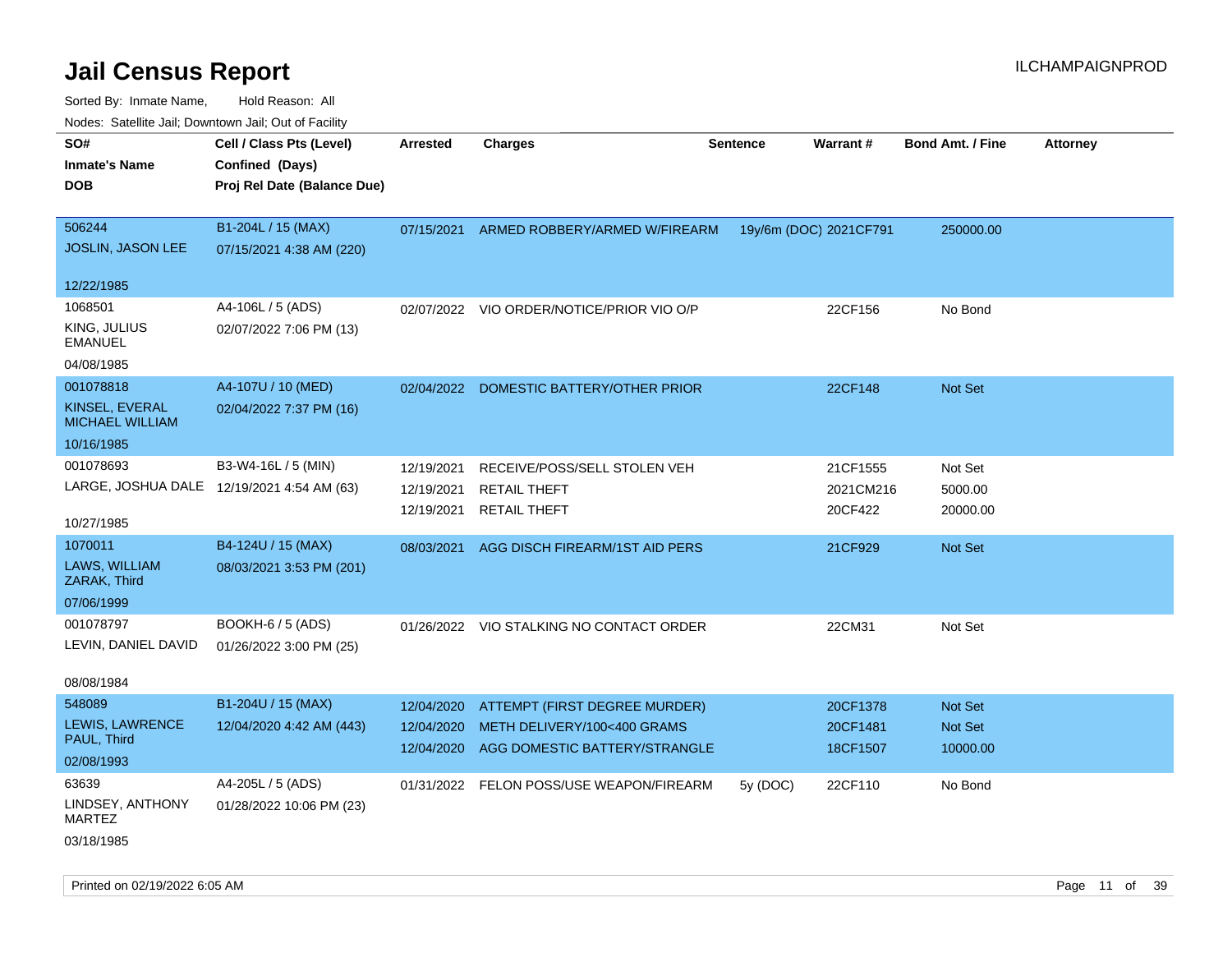# Jail Census Report

ILCHAMPAIGNPROD

Sorted By: Inmate Name, Hold Reason: All

Nodes: Satellite Jail; Downtown Jail; Out of Facility

| SO# / Inmate's Name / DOB | Cell / Class Pts (Level) / Confined (Days) / Proj Rel Date (Balance Due) | Arrested | Charges | Sentence | Warrant # | Bond Amt. / Fine | Attorney |
|---|---|---|---|---|---|---|---|
| 506244<br>JOSLIN, JASON LEE<br>12/22/1985 | B1-204L / 15 (MAX)<br>07/15/2021 4:38 AM (220) | 07/15/2021 | ARMED ROBBERY/ARMED W/FIREARM | 19y/6m (DOC) | 2021CF791 | 250000.00 | |
| 1068501<br>KING, JULIUS EMANUEL<br>04/08/1985 | A4-106L / 5 (ADS)<br>02/07/2022 7:06 PM (13) | 02/07/2022 | VIO ORDER/NOTICE/PRIOR VIO O/P | | 22CF156 | No Bond | |
| 001078818<br>KINSEL, EVERAL MICHAEL WILLIAM<br>10/16/1985 | A4-107U / 10 (MED)<br>02/04/2022 7:37 PM (16) | 02/04/2022 | DOMESTIC BATTERY/OTHER PRIOR | | 22CF148 | Not Set | |
| 001078693<br>LARGE, JOSHUA DALE<br>10/27/1985 | B3-W4-16L / 5 (MIN)<br>12/19/2021 4:54 AM (63) | 12/19/2021<br>12/19/2021<br>12/19/2021 | RECEIVE/POSS/SELL STOLEN VEH<br>RETAIL THEFT<br>RETAIL THEFT | | 21CF1555<br>2021CM216<br>20CF422 | Not Set<br>5000.00<br>20000.00 | |
| 1070011<br>LAWS, WILLIAM ZARAK, Third<br>07/06/1999 | B4-124U / 15 (MAX)<br>08/03/2021 3:53 PM (201) | 08/03/2021 | AGG DISCH FIREARM/1ST AID PERS | | 21CF929 | Not Set | |
| 001078797<br>LEVIN, DANIEL DAVID<br>08/08/1984 | BOOKH-6 / 5 (ADS)<br>01/26/2022 3:00 PM (25) | 01/26/2022 | VIO STALKING NO CONTACT ORDER | | 22CM31 | Not Set | |
| 548089<br>LEWIS, LAWRENCE PAUL, Third<br>02/08/1993 | B1-204U / 15 (MAX)<br>12/04/2020 4:42 AM (443) | 12/04/2020<br>12/04/2020<br>12/04/2020 | ATTEMPT (FIRST DEGREE MURDER)<br>METH DELIVERY/100<400 GRAMS<br>AGG DOMESTIC BATTERY/STRANGLE | | 20CF1378<br>20CF1481<br>18CF1507 | Not Set<br>Not Set<br>10000.00 | |
| 63639<br>LINDSEY, ANTHONY MARTEZ<br>03/18/1985 | A4-205L / 5 (ADS)<br>01/28/2022 10:06 PM (23) | 01/31/2022 | FELON POSS/USE WEAPON/FIREARM | 5y (DOC) | 22CF110 | No Bond | |

Printed on 02/19/2022 6:05 AM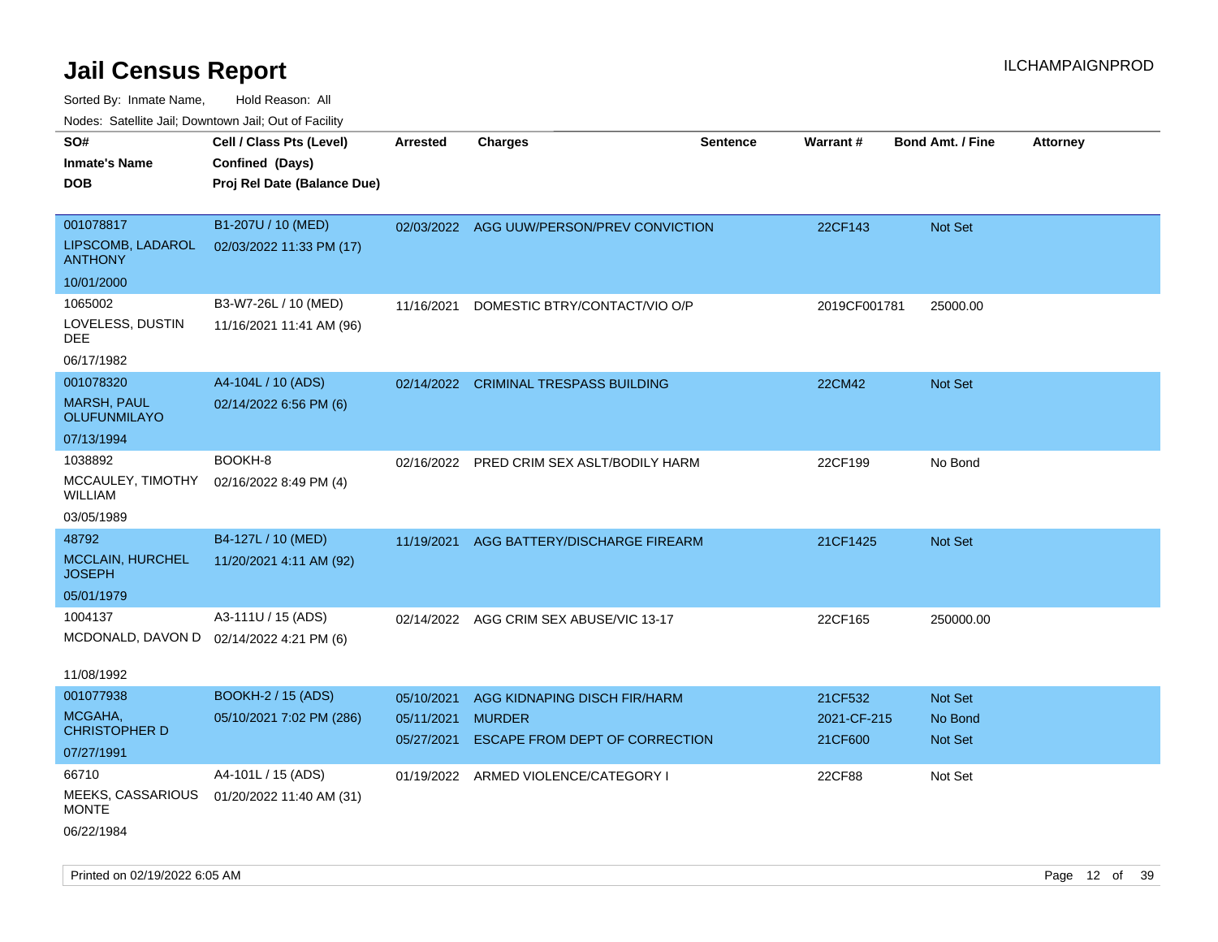# Jail Census Report

Sorted By: Inmate Name, Hold Reason: All

Nodes: Satellite Jail; Downtown Jail; Out of Facility

| SO#<br>Inmate's Name<br>DOB | Cell / Class Pts (Level)<br>Confined (Days)<br>Proj Rel Date (Balance Due) | Arrested | Charges | Sentence | Warrant # | Bond Amt. / Fine | Attorney |
|---|---|---|---|---|---|---|---|
| 001078817<br>LIPSCOMB, LADAROL ANTHONY<br>10/01/2000 | B1-207U / 10 (MED)<br>02/03/2022 11:33 PM (17) | 02/03/2022 | AGG UUW/PERSON/PREV CONVICTION | | 22CF143 | Not Set | |
| 1065002<br>LOVELESS, DUSTIN DEE<br>06/17/1982 | B3-W7-26L / 10 (MED)<br>11/16/2021 11:41 AM (96) | 11/16/2021 | DOMESTIC BTRY/CONTACT/VIO O/P | | 2019CF001781 | 25000.00 | |
| 001078320<br>MARSH, PAUL OLUFUNMILAYO<br>07/13/1994 | A4-104L / 10 (ADS)<br>02/14/2022 6:56 PM (6) | 02/14/2022 | CRIMINAL TRESPASS BUILDING | | 22CM42 | Not Set | |
| 1038892<br>MCCAULEY, TIMOTHY WILLIAM<br>03/05/1989 | BOOKH-8<br>02/16/2022 8:49 PM (4) | 02/16/2022 | PRED CRIM SEX ASLT/BODILY HARM | | 22CF199 | No Bond | |
| 48792<br>MCCLAIN, HURCHEL JOSEPH<br>05/01/1979 | B4-127L / 10 (MED)<br>11/20/2021 4:11 AM (92) | 11/19/2021 | AGG BATTERY/DISCHARGE FIREARM | | 21CF1425 | Not Set | |
| 1004137<br>MCDONALD, DAVON D<br>11/08/1992 | A3-111U / 15 (ADS)<br>02/14/2022 4:21 PM (6) | 02/14/2022 | AGG CRIM SEX ABUSE/VIC 13-17 | | 22CF165 | 250000.00 | |
| 001077938<br>MCGAHA, CHRISTOPHER D<br>07/27/1991 | BOOKH-2 / 15 (ADS)<br>05/10/2021 7:02 PM (286) | 05/10/2021<br>05/11/2021<br>05/27/2021 | AGG KIDNAPING DISCH FIR/HARM<br>MURDER<br>ESCAPE FROM DEPT OF CORRECTION | | 21CF532<br>2021-CF-215<br>21CF600 | Not Set<br>No Bond<br>Not Set | |
| 66710<br>MEEKS, CASSARIOUS MONTE<br>06/22/1984 | A4-101L / 15 (ADS)<br>01/20/2022 11:40 AM (31) | 01/19/2022 | ARMED VIOLENCE/CATEGORY I | | 22CF88 | Not Set | |

Printed on 02/19/2022 6:05 AM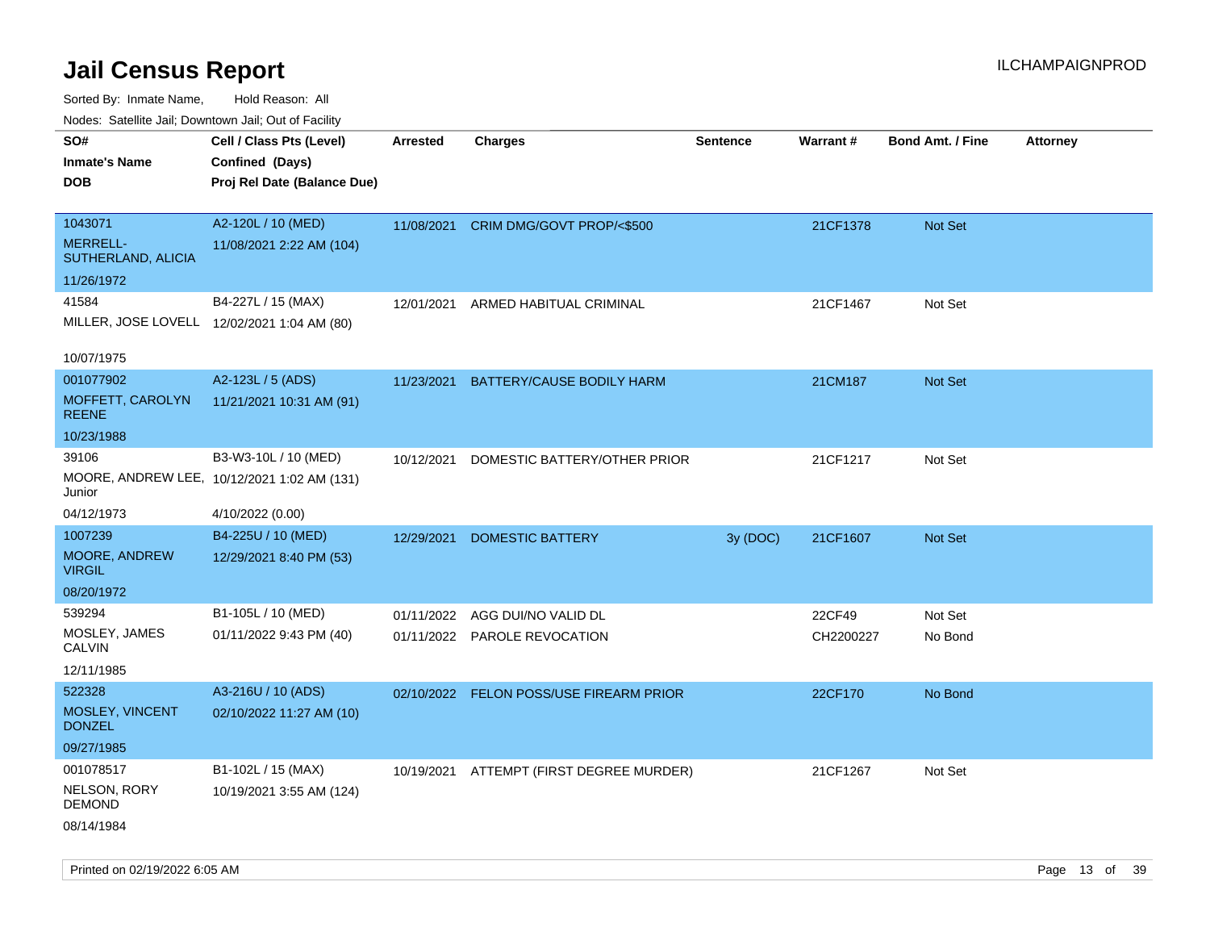# Jail Census Report

Sorted By: Inmate Name, Hold Reason: All

Nodes: Satellite Jail; Downtown Jail; Out of Facility

| SO# / Inmate's Name / DOB | Cell / Class Pts (Level) / Confined (Days) / Proj Rel Date (Balance Due) | Arrested | Charges | Sentence | Warrant # | Bond Amt. / Fine | Attorney |
|---|---|---|---|---|---|---|---|
| 1043071<br>MERRELL-SUTHERLAND, ALICIA<br>11/26/1972 | A2-120L / 10 (MED)<br>11/08/2021 2:22 AM (104) | 11/08/2021 | CRIM DMG/GOVT PROP/<$500 | | 21CF1378 | Not Set | |
| 41584<br>MILLER, JOSE LOVELL<br>10/07/1975 | B4-227L / 15 (MAX)<br>12/02/2021 1:04 AM (80) | 12/01/2021 | ARMED HABITUAL CRIMINAL | | 21CF1467 | Not Set | |
| 001077902<br>MOFFETT, CAROLYN REENE<br>10/23/1988 | A2-123L / 5 (ADS)<br>11/21/2021 10:31 AM (91) | 11/23/2021 | BATTERY/CAUSE BODILY HARM | | 21CM187 | Not Set | |
| 39106<br>MOORE, ANDREW LEE, Junior<br>04/12/1973 | B3-W3-10L / 10 (MED)<br>10/12/2021 1:02 AM (131)<br>4/10/2022 (0.00) | 10/12/2021 | DOMESTIC BATTERY/OTHER PRIOR | | 21CF1217 | Not Set | |
| 1007239<br>MOORE, ANDREW VIRGIL<br>08/20/1972 | B4-225U / 10 (MED)<br>12/29/2021 8:40 PM (53) | 12/29/2021 | DOMESTIC BATTERY | 3y (DOC) | 21CF1607 | Not Set | |
| 539294<br>MOSLEY, JAMES CALVIN<br>12/11/1985 | B1-105L / 10 (MED)<br>01/11/2022 9:43 PM (40) | 01/11/2022 | AGG DUI/NO VALID DL | | 22CF49 | Not Set | |
| | | 01/11/2022 | PAROLE REVOCATION | | CH2200227 | No Bond | |
| 522328<br>MOSLEY, VINCENT DONZEL<br>09/27/1985 | A3-216U / 10 (ADS)<br>02/10/2022 11:27 AM (10) | 02/10/2022 | FELON POSS/USE FIREARM PRIOR | | 22CF170 | No Bond | |
| 001078517<br>NELSON, RORY DEMOND<br>08/14/1984 | B1-102L / 15 (MAX)<br>10/19/2021 3:55 AM (124) | 10/19/2021 | ATTEMPT (FIRST DEGREE MURDER) | | 21CF1267 | Not Set | |

Printed on 02/19/2022 6:05 AM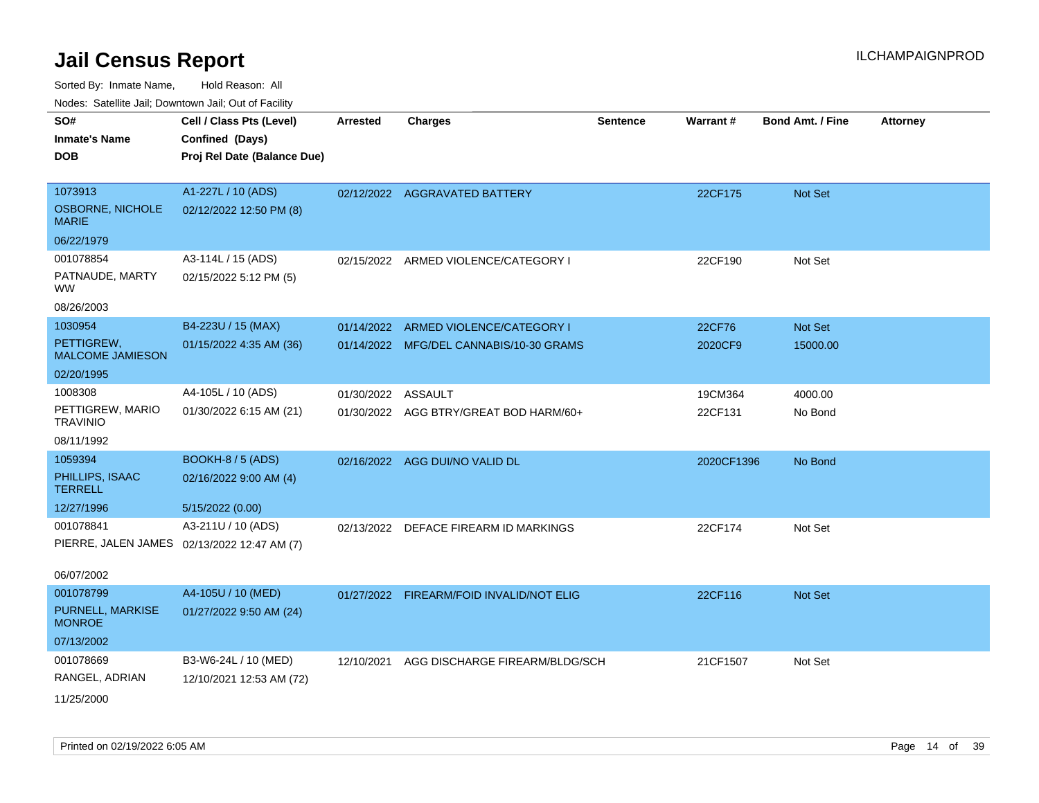# Jail Census Report

ILCHAMPAIGNPROD

Sorted By: Inmate Name, Hold Reason: All

Nodes: Satellite Jail; Downtown Jail; Out of Facility

| SO# / Inmate's Name / DOB | Cell / Class Pts (Level) / Confined (Days) / Proj Rel Date (Balance Due) | Arrested | Charges | Sentence | Warrant # | Bond Amt. / Fine | Attorney |
|---|---|---|---|---|---|---|---|
| 1073913<br>OSBORNE, NICHOLE MARIE<br>06/22/1979 | A1-227L / 10 (ADS)<br>02/12/2022 12:50 PM (8) | 02/12/2022 | AGGRAVATED BATTERY | | 22CF175 | Not Set | |
| 001078854<br>PATNAUDE, MARTY WW<br>08/26/2003 | A3-114L / 15 (ADS)<br>02/15/2022 5:12 PM (5) | 02/15/2022 | ARMED VIOLENCE/CATEGORY I | | 22CF190 | Not Set | |
| 1030954<br>PETTIGREW, MALCOME JAMIESON<br>02/20/1995 | B4-223U / 15 (MAX)<br>01/15/2022 4:35 AM (36) | 01/14/2022<br>01/14/2022 | ARMED VIOLENCE/CATEGORY I<br>MFG/DEL CANNABIS/10-30 GRAMS | | 22CF76<br>2020CF9 | Not Set<br>15000.00 | |
| 1008308<br>PETTIGREW, MARIO TRAVINIO<br>08/11/1992 | A4-105L / 10 (ADS)<br>01/30/2022 6:15 AM (21) | 01/30/2022<br>01/30/2022 | ASSAULT<br>AGG BTRY/GREAT BOD HARM/60+ | | 19CM364<br>22CF131 | 4000.00<br>No Bond | |
| 1059394<br>PHILLIPS, ISAAC TERRELL<br>12/27/1996 | BOOKH-8 / 5 (ADS)<br>02/16/2022 9:00 AM (4)<br>5/15/2022 (0.00) | 02/16/2022 | AGG DUI/NO VALID DL | | 2020CF1396 | No Bond | |
| 001078841<br>PIERRE, JALEN JAMES<br>06/07/2002 | A3-211U / 10 (ADS)<br>02/13/2022 12:47 AM (7) | 02/13/2022 | DEFACE FIREARM ID MARKINGS | | 22CF174 | Not Set | |
| 001078799<br>PURNELL, MARKISE MONROE<br>07/13/2002 | A4-105U / 10 (MED)<br>01/27/2022 9:50 AM (24) | 01/27/2022 | FIREARM/FOID INVALID/NOT ELIG | | 22CF116 | Not Set | |
| 001078669<br>RANGEL, ADRIAN<br>11/25/2000 | B3-W6-24L / 10 (MED)<br>12/10/2021 12:53 AM (72) | 12/10/2021 | AGG DISCHARGE FIREARM/BLDG/SCH | | 21CF1507 | Not Set | |

Printed on 02/19/2022 6:05 AM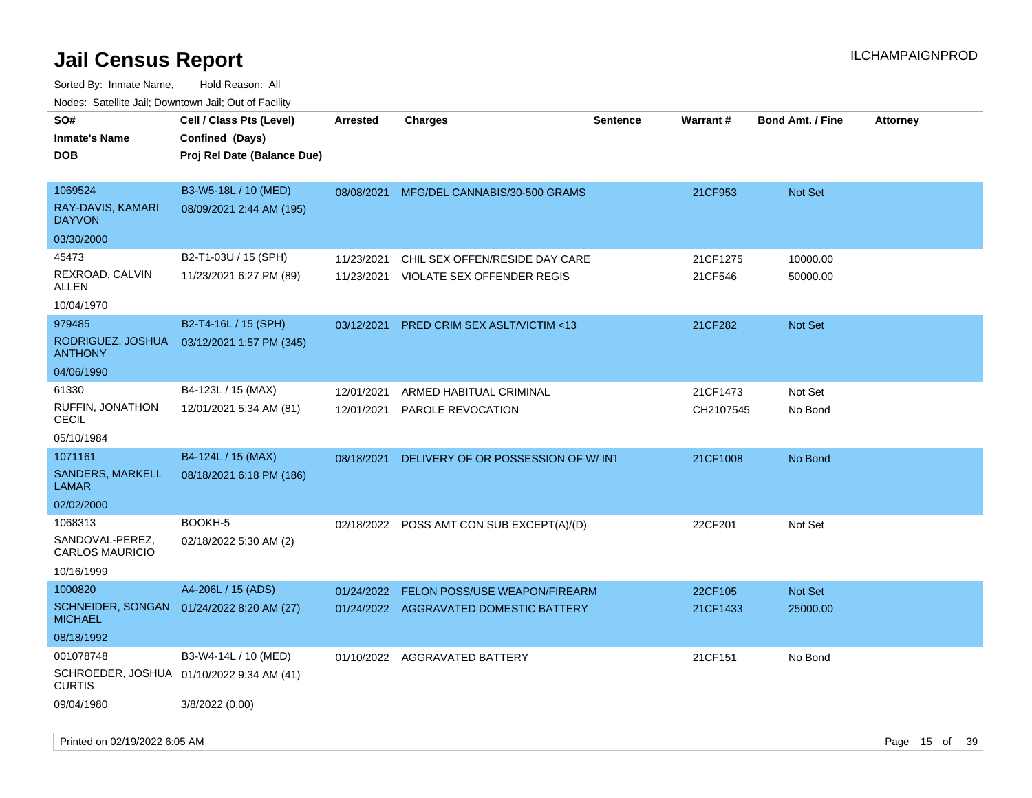# Jail Census Report

Sorted By: Inmate Name, Hold Reason: All

Nodes: Satellite Jail; Downtown Jail; Out of Facility

| SO# / Inmate's Name / DOB | Cell / Class Pts (Level) / Confined (Days) / Proj Rel Date (Balance Due) | Arrested | Charges | Sentence | Warrant # | Bond Amt. / Fine | Attorney |
|---|---|---|---|---|---|---|---|
| 1069524<br>RAY-DAVIS, KAMARI DAYVON<br>03/30/2000 | B3-W5-18L / 10 (MED)<br>08/09/2021 2:44 AM (195) | 08/08/2021 | MFG/DEL CANNABIS/30-500 GRAMS | | 21CF953 | Not Set | |
| 45473<br>REXROAD, CALVIN ALLEN<br>10/04/1970 | B2-T1-03U / 15 (SPH)<br>11/23/2021 6:27 PM (89) | 11/23/2021<br>11/23/2021 | CHIL SEX OFFEN/RESIDE DAY CARE<br>VIOLATE SEX OFFENDER REGIS | | 21CF1275<br>21CF546 | 10000.00<br>50000.00 | |
| 979485<br>RODRIGUEZ, JOSHUA ANTHONY<br>04/06/1990 | B2-T4-16L / 15 (SPH)<br>03/12/2021 1:57 PM (345) | 03/12/2021 | PRED CRIM SEX ASLT/VICTIM <13 | | 21CF282 | Not Set | |
| 61330<br>RUFFIN, JONATHON CECIL<br>05/10/1984 | B4-123L / 15 (MAX)<br>12/01/2021 5:34 AM (81) | 12/01/2021<br>12/01/2021 | ARMED HABITUAL CRIMINAL<br>PAROLE REVOCATION | | 21CF1473<br>CH2107545 | Not Set<br>No Bond | |
| 1071161<br>SANDERS, MARKELL LAMAR<br>02/02/2000 | B4-124L / 15 (MAX)<br>08/18/2021 6:18 PM (186) | 08/18/2021 | DELIVERY OF OR POSSESSION OF W/ INT | | 21CF1008 | No Bond | |
| 1068313<br>SANDOVAL-PEREZ, CARLOS MAURICIO<br>10/16/1999 | BOOKH-5<br>02/18/2022 5:30 AM (2) | 02/18/2022 | POSS AMT CON SUB EXCEPT(A)/(D) | | 22CF201 | Not Set | |
| 1000820<br>SCHNEIDER, SONGAN MICHAEL<br>08/18/1992 | A4-206L / 15 (ADS)<br>01/24/2022 8:20 AM (27) | 01/24/2022<br>01/24/2022 | FELON POSS/USE WEAPON/FIREARM<br>AGGRAVATED DOMESTIC BATTERY | | 22CF105<br>21CF1433 | Not Set<br>25000.00 | |
| 001078748<br>SCHROEDER, JOSHUA CURTIS<br>09/04/1980 | B3-W4-14L / 10 (MED)<br>01/10/2022 9:34 AM (41)<br>3/8/2022 (0.00) | 01/10/2022 | AGGRAVATED BATTERY | | 21CF151 | No Bond | |

Printed on 02/19/2022 6:05 AM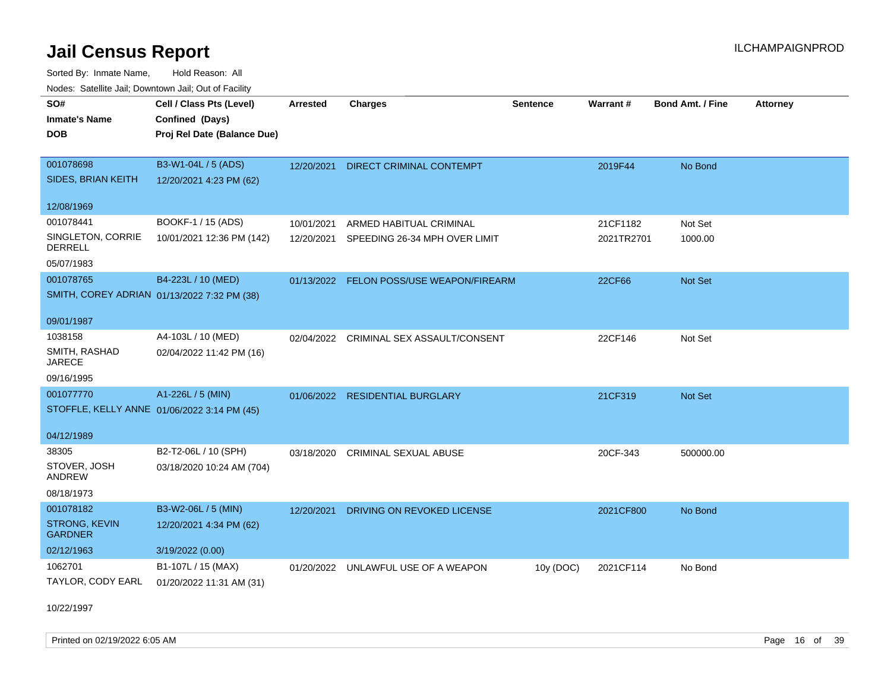# Jail Census Report

Sorted By: Inmate Name, Hold Reason: All

Nodes: Satellite Jail; Downtown Jail; Out of Facility

| SO# / Inmate's Name / DOB | Cell / Class Pts (Level) / Confined (Days) / Proj Rel Date (Balance Due) | Arrested | Charges | Sentence | Warrant # | Bond Amt. / Fine | Attorney |
|---|---|---|---|---|---|---|---|
| 001078698<br>SIDES, BRIAN KEITH<br>12/08/1969 | B3-W1-04L / 5 (ADS)<br>12/20/2021 4:23 PM (62) | 12/20/2021 | DIRECT CRIMINAL CONTEMPT | | 2019F44 | No Bond | |
| 001078441<br>SINGLETON, CORRIE DERRELL<br>05/07/1983 | BOOKF-1 / 15 (ADS)<br>10/01/2021 12:36 PM (142) | 10/01/2021<br>12/20/2021 | ARMED HABITUAL CRIMINAL<br>SPEEDING 26-34 MPH OVER LIMIT | | 21CF1182<br>2021TR2701 | Not Set<br>1000.00 | |
| 001078765<br>SMITH, COREY ADRIAN<br>09/01/1987 | B4-223L / 10 (MED)<br>01/13/2022 7:32 PM (38) | 01/13/2022 | FELON POSS/USE WEAPON/FIREARM | | 22CF66 | Not Set | |
| 1038158<br>SMITH, RASHAD JARECE<br>09/16/1995 | A4-103L / 10 (MED)<br>02/04/2022 11:42 PM (16) | 02/04/2022 | CRIMINAL SEX ASSAULT/CONSENT | | 22CF146 | Not Set | |
| 001077770<br>STOFFLE, KELLY ANNE<br>04/12/1989 | A1-226L / 5 (MIN)<br>01/06/2022 3:14 PM (45) | 01/06/2022 | RESIDENTIAL BURGLARY | | 21CF319 | Not Set | |
| 38305<br>STOVER, JOSH ANDREW<br>08/18/1973 | B2-T2-06L / 10 (SPH)<br>03/18/2020 10:24 AM (704) | 03/18/2020 | CRIMINAL SEXUAL ABUSE | | 20CF-343 | 500000.00 | |
| 001078182<br>STRONG, KEVIN GARDNER<br>02/12/1963 | B3-W2-06L / 5 (MIN)<br>12/20/2021 4:34 PM (62)<br>3/19/2022 (0.00) | 12/20/2021 | DRIVING ON REVOKED LICENSE | | 2021CF800 | No Bond | |
| 1062701<br>TAYLOR, CODY EARL<br>10/22/1997 | B1-107L / 15 (MAX)<br>01/20/2022 11:31 AM (31) | 01/20/2022 | UNLAWFUL USE OF A WEAPON | 10y (DOC) | 2021CF114 | No Bond | |

Printed on 02/19/2022 6:05 AM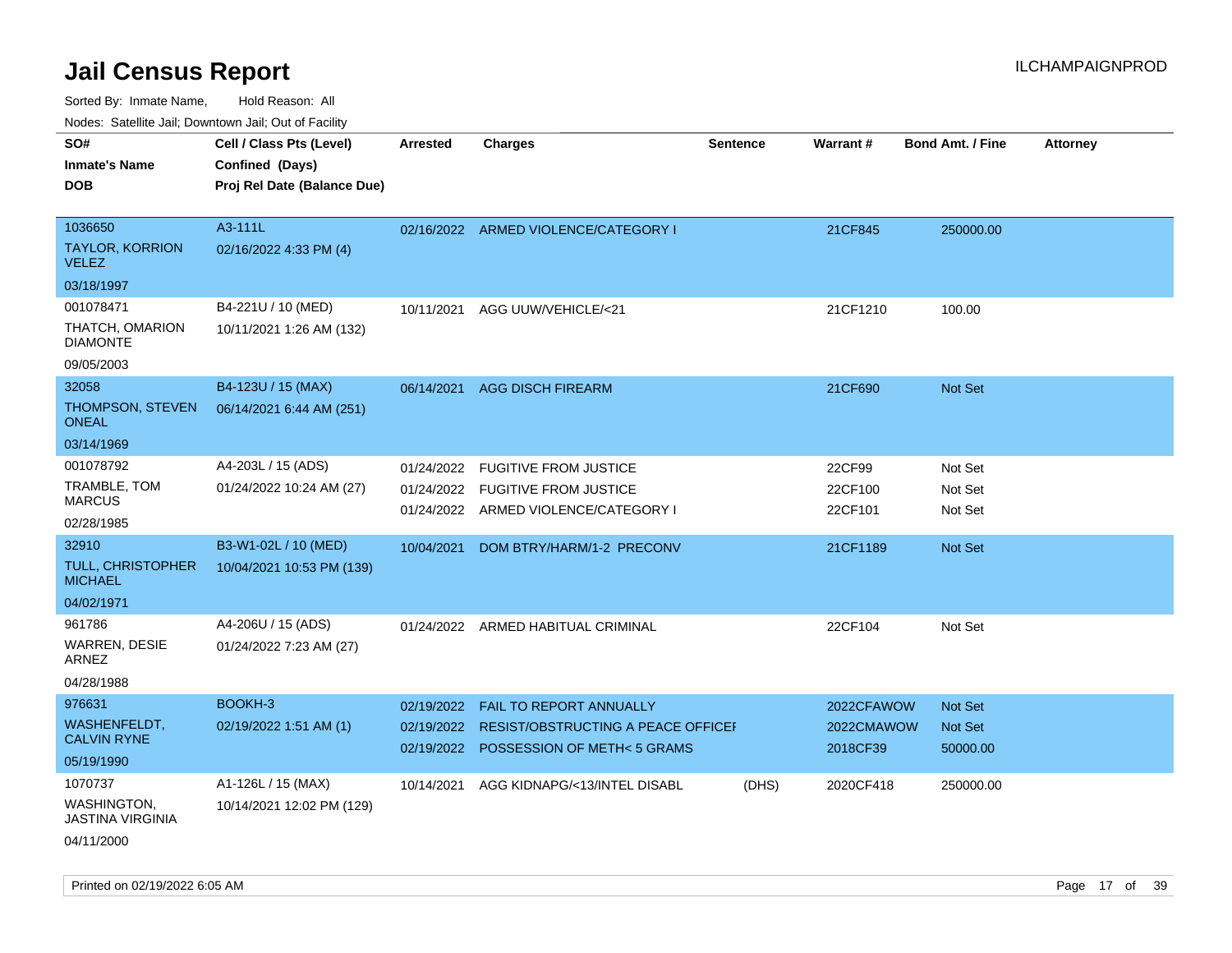# Jail Census Report

Sorted By: Inmate Name, Hold Reason: All

Nodes: Satellite Jail; Downtown Jail; Out of Facility

| SO# / Inmate's Name / DOB | Cell / Class Pts (Level) / Confined (Days) / Proj Rel Date (Balance Due) | Arrested | Charges | Sentence | Warrant # | Bond Amt. / Fine | Attorney |
|---|---|---|---|---|---|---|---|
| 1036650<br>TAYLOR, KORRION VELEZ<br>03/18/1997 | A3-111L<br>02/16/2022 4:33 PM (4) | 02/16/2022 | ARMED VIOLENCE/CATEGORY I | | 21CF845 | 250000.00 | |
| 001078471<br>THATCH, OMARION DIAMONTE<br>09/05/2003 | B4-221U / 10 (MED)<br>10/11/2021 1:26 AM (132) | 10/11/2021 | AGG UUW/VEHICLE/<21 | | 21CF1210 | 100.00 | |
| 32058<br>THOMPSON, STEVEN ONEAL<br>03/14/1969 | B4-123U / 15 (MAX)<br>06/14/2021 6:44 AM (251) | 06/14/2021 | AGG DISCH FIREARM | | 21CF690 | Not Set | |
| 001078792<br>TRAMBLE, TOM MARCUS<br>02/28/1985 | A4-203L / 15 (ADS)<br>01/24/2022 10:24 AM (27) | 01/24/2022<br>01/24/2022<br>01/24/2022 | FUGITIVE FROM JUSTICE<br>FUGITIVE FROM JUSTICE<br>ARMED VIOLENCE/CATEGORY I | | 22CF99<br>22CF100<br>22CF101 | Not Set<br>Not Set<br>Not Set | |
| 32910<br>TULL, CHRISTOPHER MICHAEL<br>04/02/1971 | B3-W1-02L / 10 (MED)<br>10/04/2021 10:53 PM (139) | 10/04/2021 | DOM BTRY/HARM/1-2 PRECONV | | 21CF1189 | Not Set | |
| 961786<br>WARREN, DESIE ARNEZ<br>04/28/1988 | A4-206U / 15 (ADS)<br>01/24/2022 7:23 AM (27) | 01/24/2022 | ARMED HABITUAL CRIMINAL | | 22CF104 | Not Set | |
| 976631<br>WASHENFELDT, CALVIN RYNE<br>05/19/1990 | BOOKH-3<br>02/19/2022 1:51 AM (1) | 02/19/2022<br>02/19/2022<br>02/19/2022 | FAIL TO REPORT ANNUALLY<br>RESIST/OBSTRUCTING A PEACE OFFICEI<br>POSSESSION OF METH< 5 GRAMS | | 2022CFAWOW<br>2022CMAWOW<br>2018CF39 | Not Set<br>Not Set<br>50000.00 | |
| 1070737<br>WASHINGTON, JASTINA VIRGINIA<br>04/11/2000 | A1-126L / 15 (MAX)<br>10/14/2021 12:02 PM (129) | 10/14/2021 | AGG KIDNAPG/<13/INTEL DISABL | (DHS) | 2020CF418 | 250000.00 | |

Printed on 02/19/2022 6:05 AM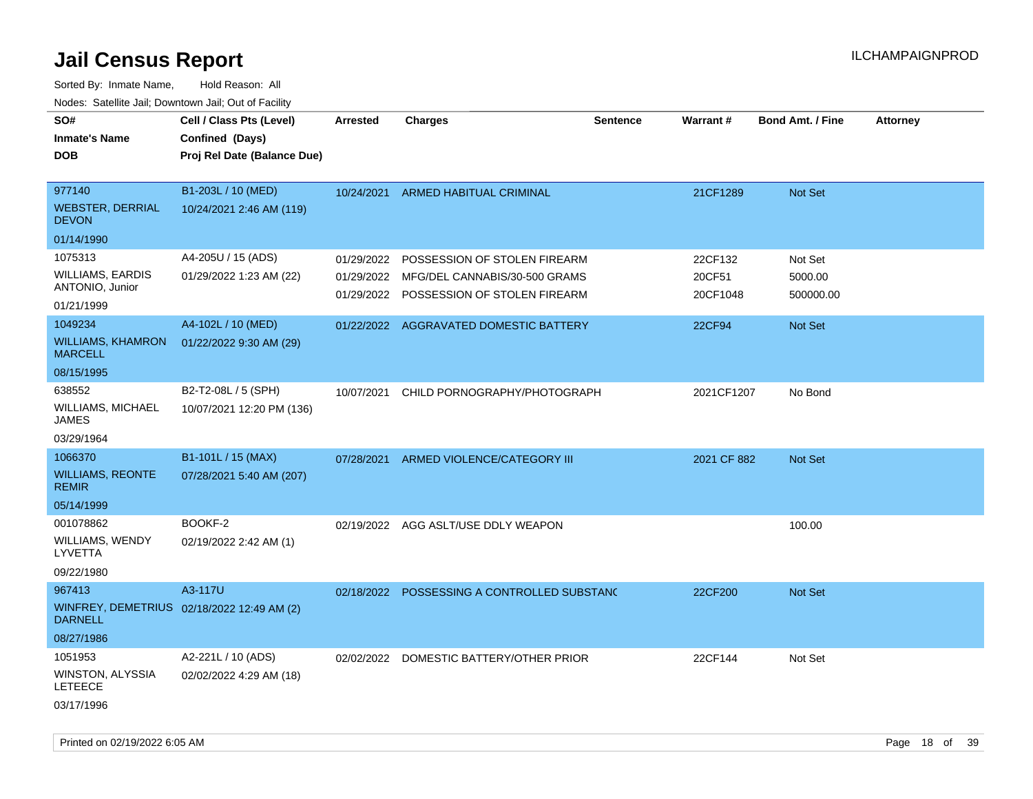# Jail Census Report

ILCHAMPAIGNPROD

Sorted By: Inmate Name, Hold Reason: All

Nodes: Satellite Jail; Downtown Jail; Out of Facility

| SO# / Inmate's Name / DOB | Cell / Class Pts (Level) / Confined (Days) / Proj Rel Date (Balance Due) | Arrested | Charges | Sentence | Warrant # | Bond Amt. / Fine | Attorney |
|---|---|---|---|---|---|---|---|
| 977140<br>WEBSTER, DERRIAL DEVON<br>01/14/1990 | B1-203L / 10 (MED)<br>10/24/2021 2:46 AM (119) | 10/24/2021 | ARMED HABITUAL CRIMINAL | | 21CF1289 | Not Set | |
| 1075313<br>WILLIAMS, EARDIS ANTONIO, Junior<br>01/21/1999 | A4-205U / 15 (ADS)<br>01/29/2022 1:23 AM (22) | 01/29/2022 | POSSESSION OF STOLEN FIREARM | | 22CF132 | Not Set | |
| | | 01/29/2022 | MFG/DEL CANNABIS/30-500 GRAMS | | 20CF51 | 5000.00 | |
| | | 01/29/2022 | POSSESSION OF STOLEN FIREARM | | 20CF1048 | 500000.00 | |
| 1049234<br>WILLIAMS, KHAMRON MARCELL<br>08/15/1995 | A4-102L / 10 (MED)<br>01/22/2022 9:30 AM (29) | 01/22/2022 | AGGRAVATED DOMESTIC BATTERY | | 22CF94 | Not Set | |
| 638552<br>WILLIAMS, MICHAEL JAMES<br>03/29/1964 | B2-T2-08L / 5 (SPH)<br>10/07/2021 12:20 PM (136) | 10/07/2021 | CHILD PORNOGRAPHY/PHOTOGRAPH | | 2021CF1207 | No Bond | |
| 1066370<br>WILLIAMS, REONTE REMIR<br>05/14/1999 | B1-101L / 15 (MAX)<br>07/28/2021 5:40 AM (207) | 07/28/2021 | ARMED VIOLENCE/CATEGORY III | | 2021 CF 882 | Not Set | |
| 001078862<br>WILLIAMS, WENDY LYVETTA<br>09/22/1980 | BOOKF-2<br>02/19/2022 2:42 AM (1) | 02/19/2022 | AGG ASLT/USE DDLY WEAPON | | | 100.00 | |
| 967413<br>WINFREY, DEMETRIUS DARNELL<br>08/27/1986 | A3-117U<br>02/18/2022 12:49 AM (2) | 02/18/2022 | POSSESSING A CONTROLLED SUBSTANC | | 22CF200 | Not Set | |
| 1051953<br>WINSTON, ALYSSIA LETEECE<br>03/17/1996 | A2-221L / 10 (ADS)<br>02/02/2022 4:29 AM (18) | 02/02/2022 | DOMESTIC BATTERY/OTHER PRIOR | | 22CF144 | Not Set | |

Printed on 02/19/2022 6:05 AM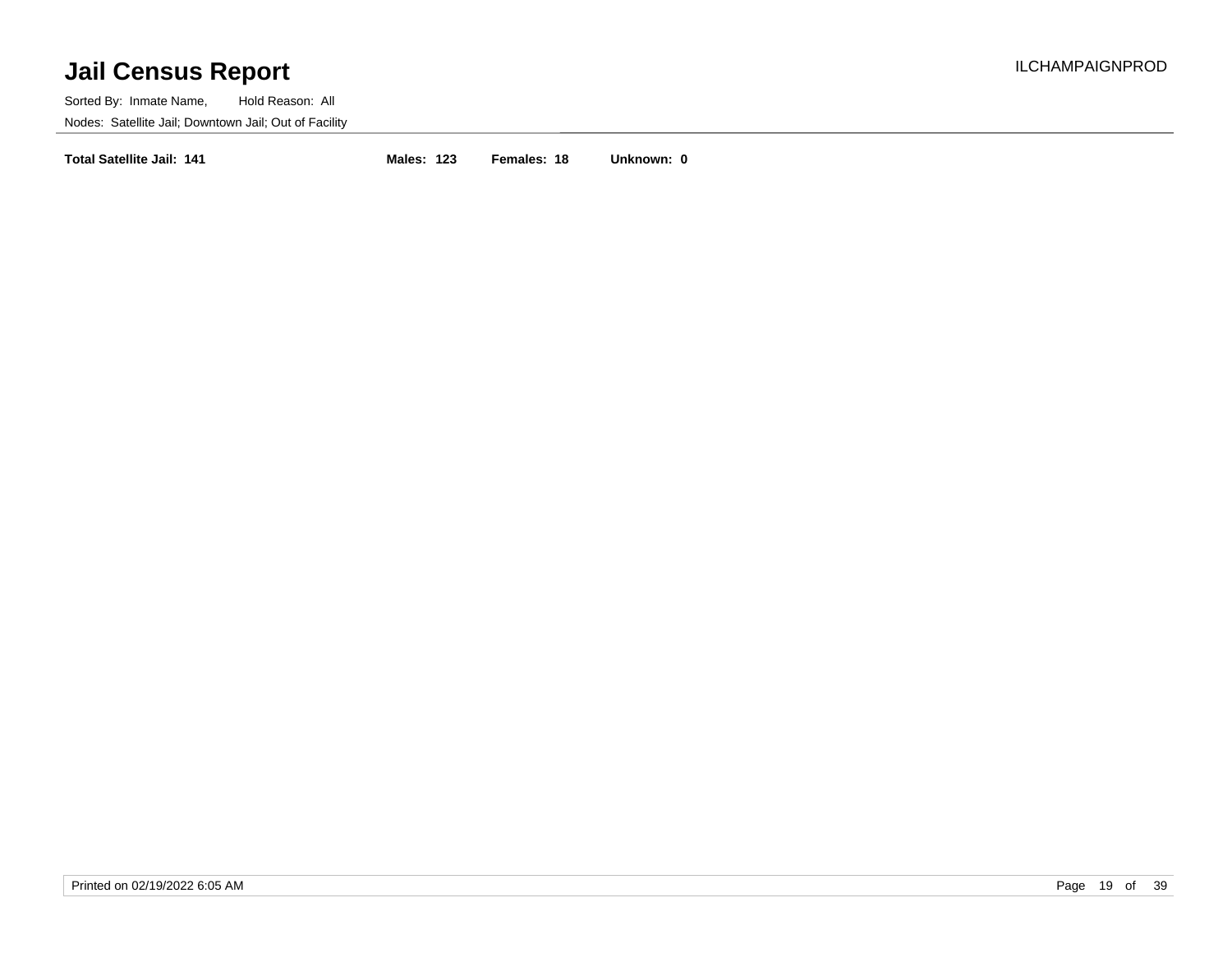# Jail Census Report

Sorted By: Inmate Name, Hold Reason: All

Nodes: Satellite Jail; Downtown Jail; Out of Facility

**Total Satellite Jail: 141** **Males: 123** **Females: 18** **Unknown: 0**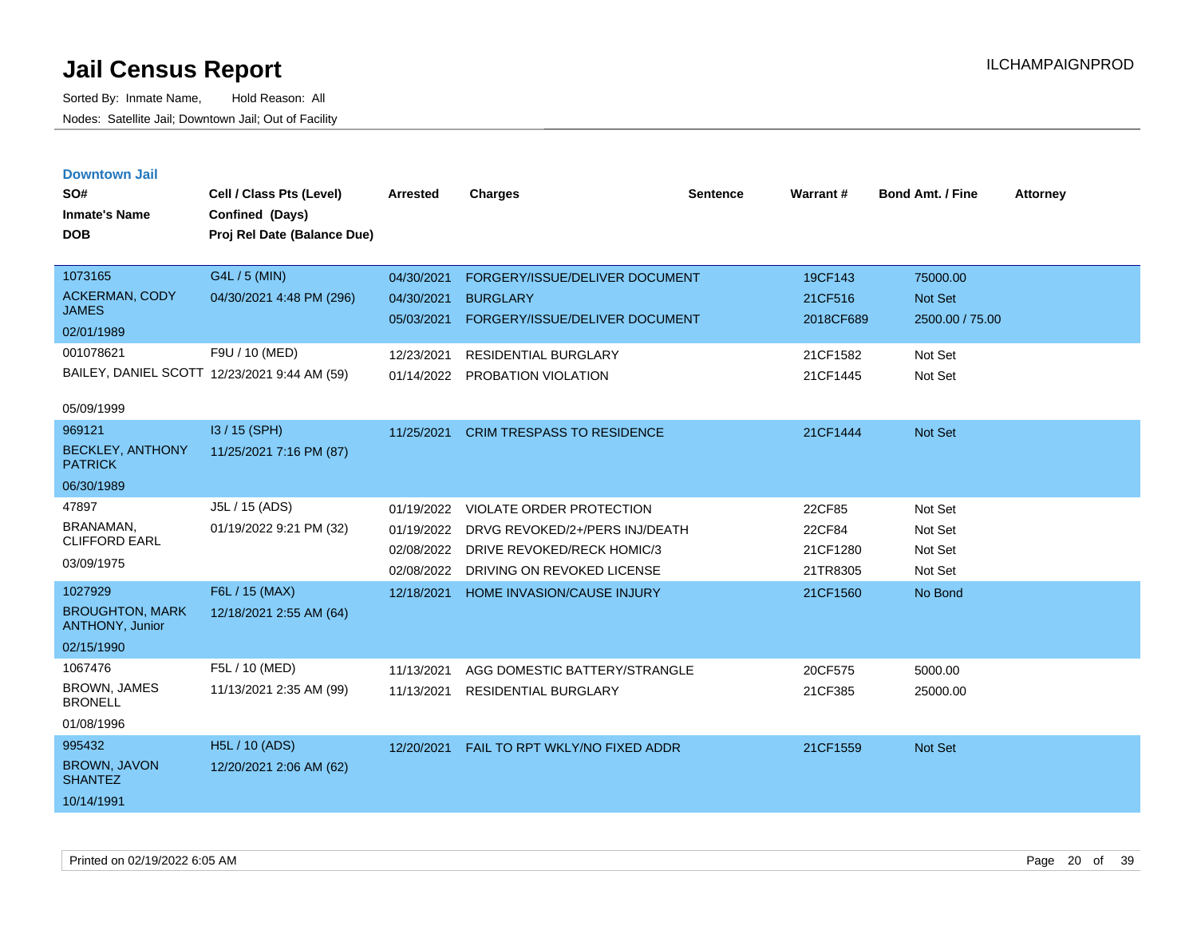# Jail Census Report

Sorted By: Inmate Name, Hold Reason: All

Nodes: Satellite Jail; Downtown Jail; Out of Facility

ILCHAMPAIGNPROD

## Downtown Jail

| SO# / Inmate's Name / DOB | Cell / Class Pts (Level) / Confined (Days) / Proj Rel Date (Balance Due) | Arrested | Charges | Sentence | Warrant # | Bond Amt. / Fine | Attorney |
|---|---|---|---|---|---|---|---|
| 1073165<br>ACKERMAN, CODY JAMES<br>02/01/1989 | G4L / 5 (MIN)<br>04/30/2021 4:48 PM (296) | 04/30/2021 | FORGERY/ISSUE/DELIVER DOCUMENT | | 19CF143 | 75000.00 | |
| | | 04/30/2021 | BURGLARY | | 21CF516 | Not Set | |
| | | 05/03/2021 | FORGERY/ISSUE/DELIVER DOCUMENT | | 2018CF689 | 2500.00 / 75.00 | |
| 001078621<br>BAILEY, DANIEL SCOTT<br>05/09/1999 | F9U / 10 (MED)<br>12/23/2021 9:44 AM (59) | 12/23/2021 | RESIDENTIAL BURGLARY | | 21CF1582 | Not Set | |
| | | 01/14/2022 | PROBATION VIOLATION | | 21CF1445 | Not Set | |
| 969121<br>BECKLEY, ANTHONY PATRICK<br>06/30/1989 | I3 / 15 (SPH)<br>11/25/2021 7:16 PM (87) | 11/25/2021 | CRIM TRESPASS TO RESIDENCE | | 21CF1444 | Not Set | |
| 47897<br>BRANAMAN, CLIFFORD EARL<br>03/09/1975 | J5L / 15 (ADS)<br>01/19/2022 9:21 PM (32) | 01/19/2022 | VIOLATE ORDER PROTECTION | | 22CF85 | Not Set | |
| | | 01/19/2022 | DRVG REVOKED/2+/PERS INJ/DEATH | | 22CF84 | Not Set | |
| | | 02/08/2022 | DRIVE REVOKED/RECK HOMIC/3 | | 21CF1280 | Not Set | |
| | | 02/08/2022 | DRIVING ON REVOKED LICENSE | | 21TR8305 | Not Set | |
| 1027929<br>BROUGHTON, MARK ANTHONY, Junior<br>02/15/1990 | F6L / 15 (MAX)<br>12/18/2021 2:55 AM (64) | 12/18/2021 | HOME INVASION/CAUSE INJURY | | 21CF1560 | No Bond | |
| 1067476<br>BROWN, JAMES BRONELL<br>01/08/1996 | F5L / 10 (MED)<br>11/13/2021 2:35 AM (99) | 11/13/2021 | AGG DOMESTIC BATTERY/STRANGLE | | 20CF575 | 5000.00 | |
| | | 11/13/2021 | RESIDENTIAL BURGLARY | | 21CF385 | 25000.00 | |
| 995432<br>BROWN, JAVON SHANTEZ<br>10/14/1991 | H5L / 10 (ADS)<br>12/20/2021 2:06 AM (62) | 12/20/2021 | FAIL TO RPT WKLY/NO FIXED ADDR | | 21CF1559 | Not Set | |

Printed on 02/19/2022 6:05 AM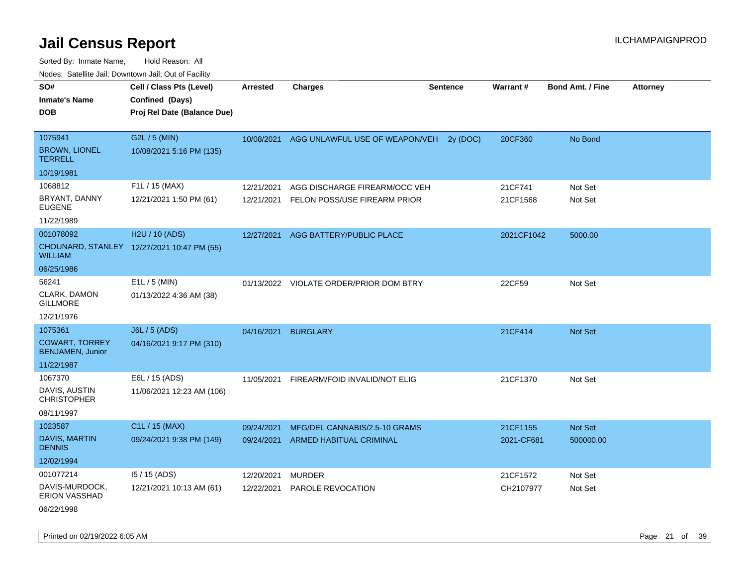# Jail Census Report

Sorted By: Inmate Name, Hold Reason: All

Nodes: Satellite Jail; Downtown Jail; Out of Facility

| SO# / Inmate's Name / DOB | Cell / Class Pts (Level) / Confined (Days) / Proj Rel Date (Balance Due) | Arrested | Charges | Sentence | Warrant # | Bond Amt. / Fine | Attorney |
|---|---|---|---|---|---|---|---|
| 1075941<br>BROWN, LIONEL TERRELL<br>10/19/1981 | G2L / 5 (MIN)<br>10/08/2021 5:16 PM (135) | 10/08/2021 | AGG UNLAWFUL USE OF WEAPON/VEH | 2y (DOC) | 20CF360 | No Bond | |
| 1068812<br>BRYANT, DANNY EUGENE<br>11/22/1989 | F1L / 15 (MAX)<br>12/21/2021 1:50 PM (61) | 12/21/2021<br>12/21/2021 | AGG DISCHARGE FIREARM/OCC VEH<br>FELON POSS/USE FIREARM PRIOR | | 21CF741<br>21CF1568 | Not Set<br>Not Set | |
| 001078092<br>CHOUNARD, STANLEY WILLIAM<br>06/25/1986 | H2U / 10 (ADS)<br>12/27/2021 10:47 PM (55) | 12/27/2021 | AGG BATTERY/PUBLIC PLACE | | 2021CF1042 | 5000.00 | |
| 56241<br>CLARK, DAMON GILLMORE<br>12/21/1976 | E1L / 5 (MIN)<br>01/13/2022 4:36 AM (38) | 01/13/2022 | VIOLATE ORDER/PRIOR DOM BTRY | | 22CF59 | Not Set | |
| 1075361<br>COWART, TORREY BENJAMEN, Junior<br>11/22/1987 | J6L / 5 (ADS)<br>04/16/2021 9:17 PM (310) | 04/16/2021 | BURGLARY | | 21CF414 | Not Set | |
| 1067370<br>DAVIS, AUSTIN CHRISTOPHER<br>08/11/1997 | E6L / 15 (ADS)<br>11/06/2021 12:23 AM (106) | 11/05/2021 | FIREARM/FOID INVALID/NOT ELIG | | 21CF1370 | Not Set | |
| 1023587<br>DAVIS, MARTIN DENNIS<br>12/02/1994 | C1L / 15 (MAX)<br>09/24/2021 9:38 PM (149) | 09/24/2021<br>09/24/2021 | MFG/DEL CANNABIS/2.5-10 GRAMS<br>ARMED HABITUAL CRIMINAL | | 21CF1155<br>2021-CF681 | Not Set<br>500000.00 | |
| 001077214<br>DAVIS-MURDOCK, ERION VASSHAD<br>06/22/1998 | I5 / 15 (ADS)<br>12/21/2021 10:13 AM (61) | 12/20/2021<br>12/22/2021 | MURDER<br>PAROLE REVOCATION | | 21CF1572<br>CH2107977 | Not Set<br>Not Set | |

Printed on 02/19/2022 6:05 AM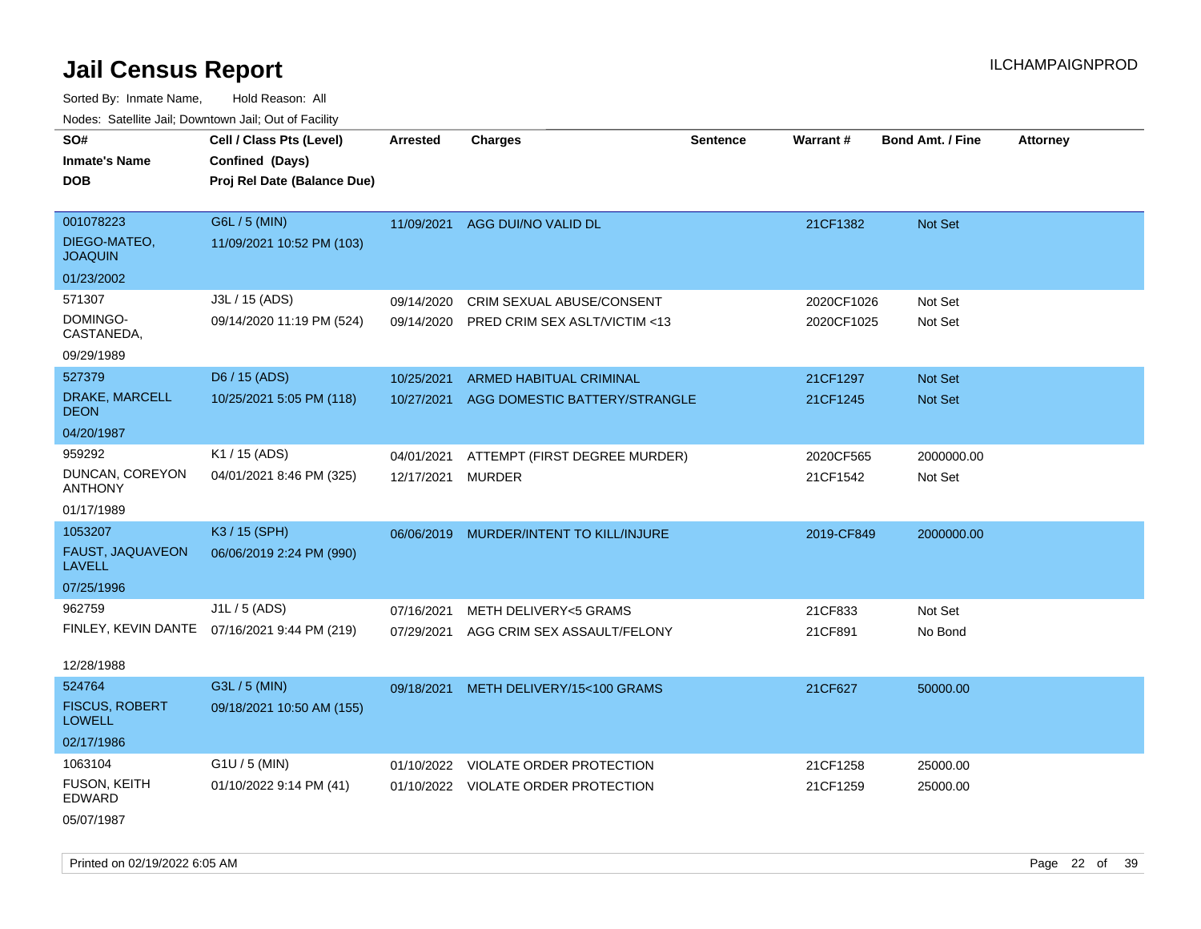# Jail Census Report

ILCHAMPAIGNPROD

Sorted By: Inmate Name, Hold Reason: All

Nodes: Satellite Jail; Downtown Jail; Out of Facility

| SO#<br>Inmate's Name<br>DOB | Cell / Class Pts (Level)<br>Confined (Days)<br>Proj Rel Date (Balance Due) | Arrested | Charges | Sentence | Warrant # | Bond Amt. / Fine | Attorney |
|---|---|---|---|---|---|---|---|
| 001078223<br>DIEGO-MATEO, JOAQUIN<br>01/23/2002 | G6L / 5 (MIN)<br>11/09/2021 10:52 PM (103) | 11/09/2021 | AGG DUI/NO VALID DL | | 21CF1382 | Not Set | |
| 571307<br>DOMINGO-CASTANEDA,<br>09/29/1989 | J3L / 15 (ADS)<br>09/14/2020 11:19 PM (524) | 09/14/2020 | CRIM SEXUAL ABUSE/CONSENT | | 2020CF1026 | Not Set | |
| | | 09/14/2020 | PRED CRIM SEX ASLT/VICTIM <13 | | 2020CF1025 | Not Set | |
| 527379<br>DRAKE, MARCELL DEON<br>04/20/1987 | D6 / 15 (ADS)<br>10/25/2021 5:05 PM (118) | 10/25/2021 | ARMED HABITUAL CRIMINAL | | 21CF1297 | Not Set | |
| | | 10/27/2021 | AGG DOMESTIC BATTERY/STRANGLE | | 21CF1245 | Not Set | |
| 959292<br>DUNCAN, COREYON ANTHONY<br>01/17/1989 | K1 / 15 (ADS)<br>04/01/2021 8:46 PM (325) | 04/01/2021 | ATTEMPT (FIRST DEGREE MURDER) | | 2020CF565 | 2000000.00 | |
| | | 12/17/2021 | MURDER | | 21CF1542 | Not Set | |
| 1053207<br>FAUST, JAQUAVEON LAVELL<br>07/25/1996 | K3 / 15 (SPH)<br>06/06/2019 2:24 PM (990) | 06/06/2019 | MURDER/INTENT TO KILL/INJURE | | 2019-CF849 | 2000000.00 | |
| 962759<br>FINLEY, KEVIN DANTE<br>12/28/1988 | J1L / 5 (ADS)<br>07/16/2021 9:44 PM (219) | 07/16/2021 | METH DELIVERY<5 GRAMS | | 21CF833 | Not Set | |
| | | 07/29/2021 | AGG CRIM SEX ASSAULT/FELONY | | 21CF891 | No Bond | |
| 524764<br>FISCUS, ROBERT LOWELL<br>02/17/1986 | G3L / 5 (MIN)<br>09/18/2021 10:50 AM (155) | 09/18/2021 | METH DELIVERY/15<100 GRAMS | | 21CF627 | 50000.00 | |
| 1063104<br>FUSON, KEITH EDWARD<br>05/07/1987 | G1U / 5 (MIN)<br>01/10/2022 9:14 PM (41) | 01/10/2022 | VIOLATE ORDER PROTECTION | | 21CF1258 | 25000.00 | |
| | | 01/10/2022 | VIOLATE ORDER PROTECTION | | 21CF1259 | 25000.00 | |

Printed on 02/19/2022 6:05 AM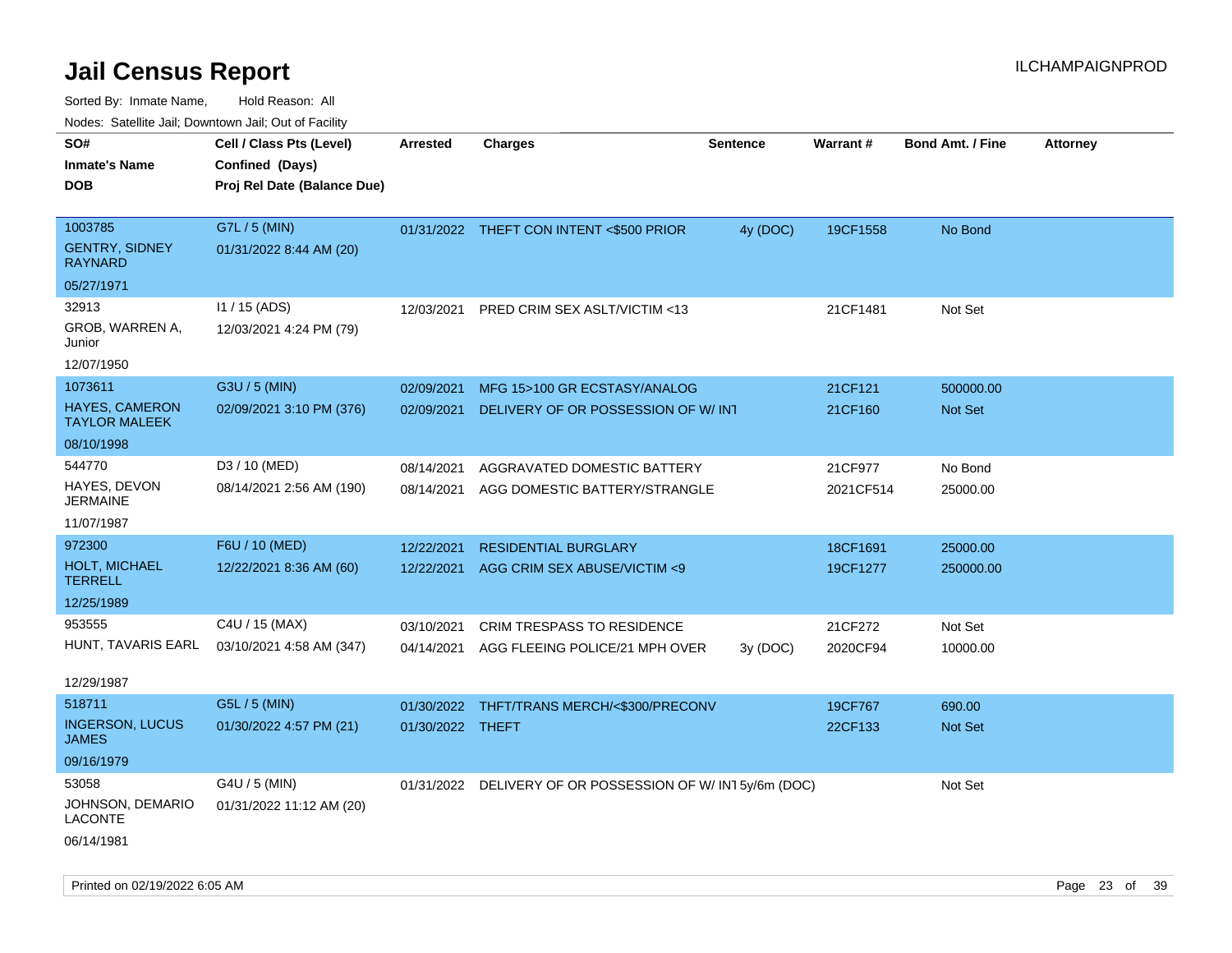# Jail Census Report

ILCHAMPAIGNPROD

Sorted By: Inmate Name, Hold Reason: All

Nodes: Satellite Jail; Downtown Jail; Out of Facility

| SO# / Inmate's Name / DOB | Cell / Class Pts (Level) / Confined (Days) / Proj Rel Date (Balance Due) | Arrested | Charges | Sentence | Warrant # | Bond Amt. / Fine | Attorney |
|---|---|---|---|---|---|---|---|
| 1003785<br>GENTRY, SIDNEY RAYNARD<br>05/27/1971 | G7L / 5 (MIN)<br>01/31/2022 8:44 AM (20) | 01/31/2022 | THEFT CON INTENT <$500 PRIOR | 4y (DOC) | 19CF1558 | No Bond | |
| 32913<br>GROB, WARREN A, Junior<br>12/07/1950 | I1 / 15 (ADS)<br>12/03/2021 4:24 PM (79) | 12/03/2021 | PRED CRIM SEX ASLT/VICTIM <13 | | 21CF1481 | Not Set | |
| 1073611<br>HAYES, CAMERON TAYLOR MALEEK<br>08/10/1998 | G3U / 5 (MIN)<br>02/09/2021 3:10 PM (376) | 02/09/2021 | MFG 15>100 GR ECSTASY/ANALOG | | 21CF121 | 500000.00 | |
| | | 02/09/2021 | DELIVERY OF OR POSSESSION OF W/ INT | | 21CF160 | Not Set | |
| 544770<br>HAYES, DEVON JERMAINE<br>11/07/1987 | D3 / 10 (MED)<br>08/14/2021 2:56 AM (190) | 08/14/2021 | AGGRAVATED DOMESTIC BATTERY | | 21CF977 | No Bond | |
| | | 08/14/2021 | AGG DOMESTIC BATTERY/STRANGLE | | 2021CF514 | 25000.00 | |
| 972300<br>HOLT, MICHAEL TERRELL<br>12/25/1989 | F6U / 10 (MED)<br>12/22/2021 8:36 AM (60) | 12/22/2021 | RESIDENTIAL BURGLARY | | 18CF1691 | 25000.00 | |
| | | 12/22/2021 | AGG CRIM SEX ABUSE/VICTIM <9 | | 19CF1277 | 250000.00 | |
| 953555<br>HUNT, TAVARIS EARL<br>12/29/1987 | C4U / 15 (MAX)<br>03/10/2021 4:58 AM (347) | 03/10/2021 | CRIM TRESPASS TO RESIDENCE | | 21CF272 | Not Set | |
| | | 04/14/2021 | AGG FLEEING POLICE/21 MPH OVER | 3y (DOC) | 2020CF94 | 10000.00 | |
| 518711<br>INGERSON, LUCUS JAMES<br>09/16/1979 | G5L / 5 (MIN)<br>01/30/2022 4:57 PM (21) | 01/30/2022 | THFT/TRANS MERCH/<$300/PRECONV | | 19CF767 | 690.00 | |
| | | 01/30/2022 | THEFT | | 22CF133 | Not Set | |
| 53058<br>JOHNSON, DEMARIO LACONTE<br>06/14/1981 | G4U / 5 (MIN)<br>01/31/2022 11:12 AM (20) | 01/31/2022 | DELIVERY OF OR POSSESSION OF W/ INT | 5y/6m (DOC) | | Not Set | |

Printed on 02/19/2022 6:05 AM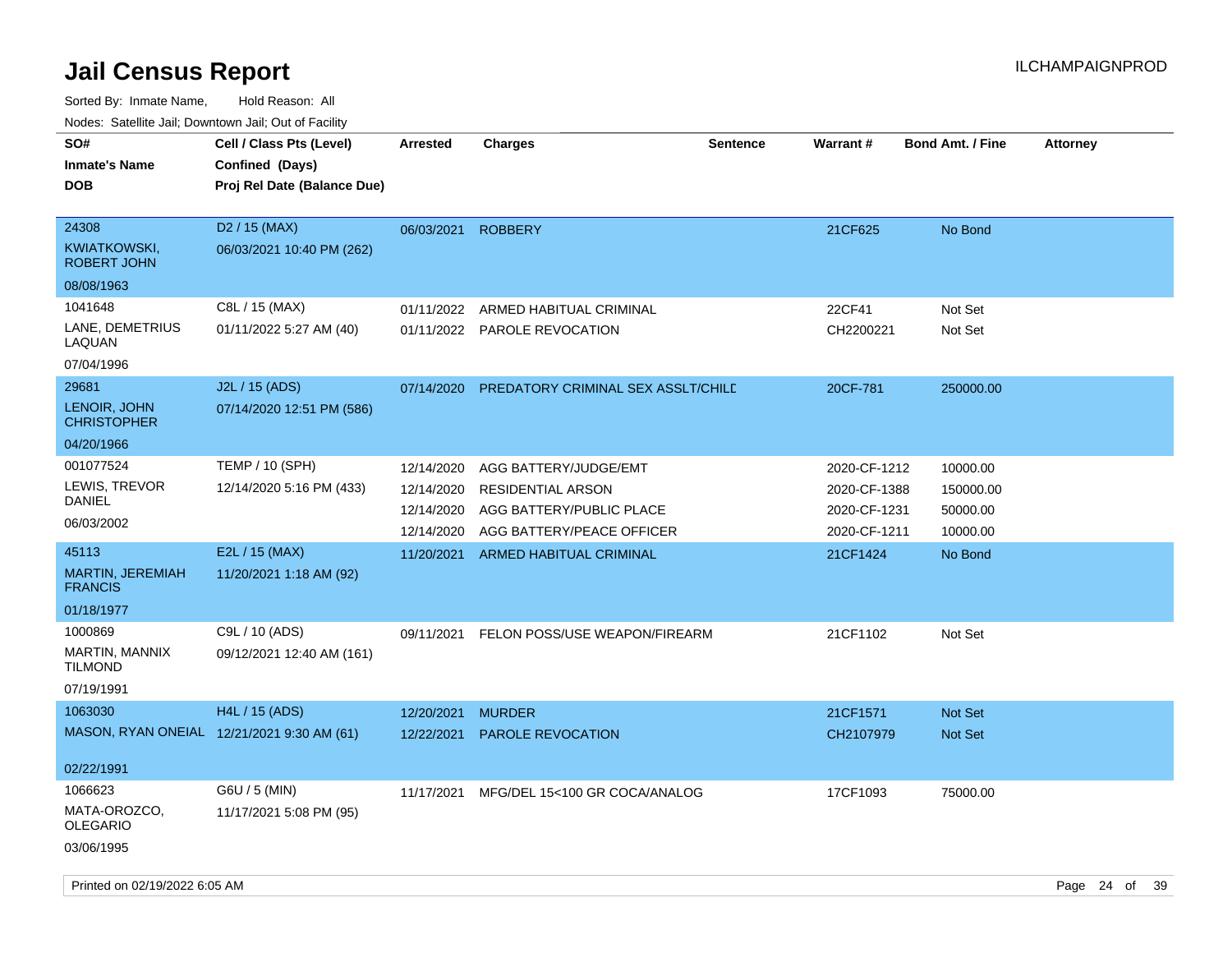# Jail Census Report

ILCHAMPAIGNPROD

Sorted By: Inmate Name, Hold Reason: All

Nodes: Satellite Jail; Downtown Jail; Out of Facility

| SO# / Inmate's Name / DOB | Cell / Class Pts (Level) / Confined (Days) / Proj Rel Date (Balance Due) | Arrested | Charges | Sentence | Warrant # | Bond Amt. / Fine | Attorney |
|---|---|---|---|---|---|---|---|
| 24308<br>KWIATKOWSKI, ROBERT JOHN<br>08/08/1963 | D2 / 15 (MAX)<br>06/03/2021 10:40 PM (262) | 06/03/2021 | ROBBERY | | 21CF625 | No Bond | |
| 1041648<br>LANE, DEMETRIUS LAQUAN<br>07/04/1996 | C8L / 15 (MAX)<br>01/11/2022 5:27 AM (40) | 01/11/2022 | ARMED HABITUAL CRIMINAL | | 22CF41 | Not Set | |
| | | 01/11/2022 | PAROLE REVOCATION | | CH2200221 | Not Set | |
| 29681<br>LENOIR, JOHN CHRISTOPHER<br>04/20/1966 | J2L / 15 (ADS)<br>07/14/2020 12:51 PM (586) | 07/14/2020 | PREDATORY CRIMINAL SEX ASSLT/CHILD | | 20CF-781 | 250000.00 | |
| 001077524<br>LEWIS, TREVOR DANIEL<br>06/03/2002 | TEMP / 10 (SPH)<br>12/14/2020 5:16 PM (433) | 12/14/2020 | AGG BATTERY/JUDGE/EMT | | 2020-CF-1212 | 10000.00 | |
| | | 12/14/2020 | RESIDENTIAL ARSON | | 2020-CF-1388 | 150000.00 | |
| | | 12/14/2020 | AGG BATTERY/PUBLIC PLACE | | 2020-CF-1231 | 50000.00 | |
| | | 12/14/2020 | AGG BATTERY/PEACE OFFICER | | 2020-CF-1211 | 10000.00 | |
| 45113<br>MARTIN, JEREMIAH FRANCIS<br>01/18/1977 | E2L / 15 (MAX)<br>11/20/2021 1:18 AM (92) | 11/20/2021 | ARMED HABITUAL CRIMINAL | | 21CF1424 | No Bond | |
| 1000869<br>MARTIN, MANNIX TILMOND<br>07/19/1991 | C9L / 10 (ADS)<br>09/12/2021 12:40 AM (161) | 09/11/2021 | FELON POSS/USE WEAPON/FIREARM | | 21CF1102 | Not Set | |
| 1063030<br>MASON, RYAN ONEIAL<br>02/22/1991 | H4L / 15 (ADS)<br>12/21/2021 9:30 AM (61) | 12/20/2021 | MURDER | | 21CF1571 | Not Set | |
| | | 12/22/2021 | PAROLE REVOCATION | | CH2107979 | Not Set | |
| 1066623<br>MATA-OROZCO, OLEGARIO<br>03/06/1995 | G6U / 5 (MIN)<br>11/17/2021 5:08 PM (95) | 11/17/2021 | MFG/DEL 15<100 GR COCA/ANALOG | | 17CF1093 | 75000.00 | |

Printed on 02/19/2022 6:05 AM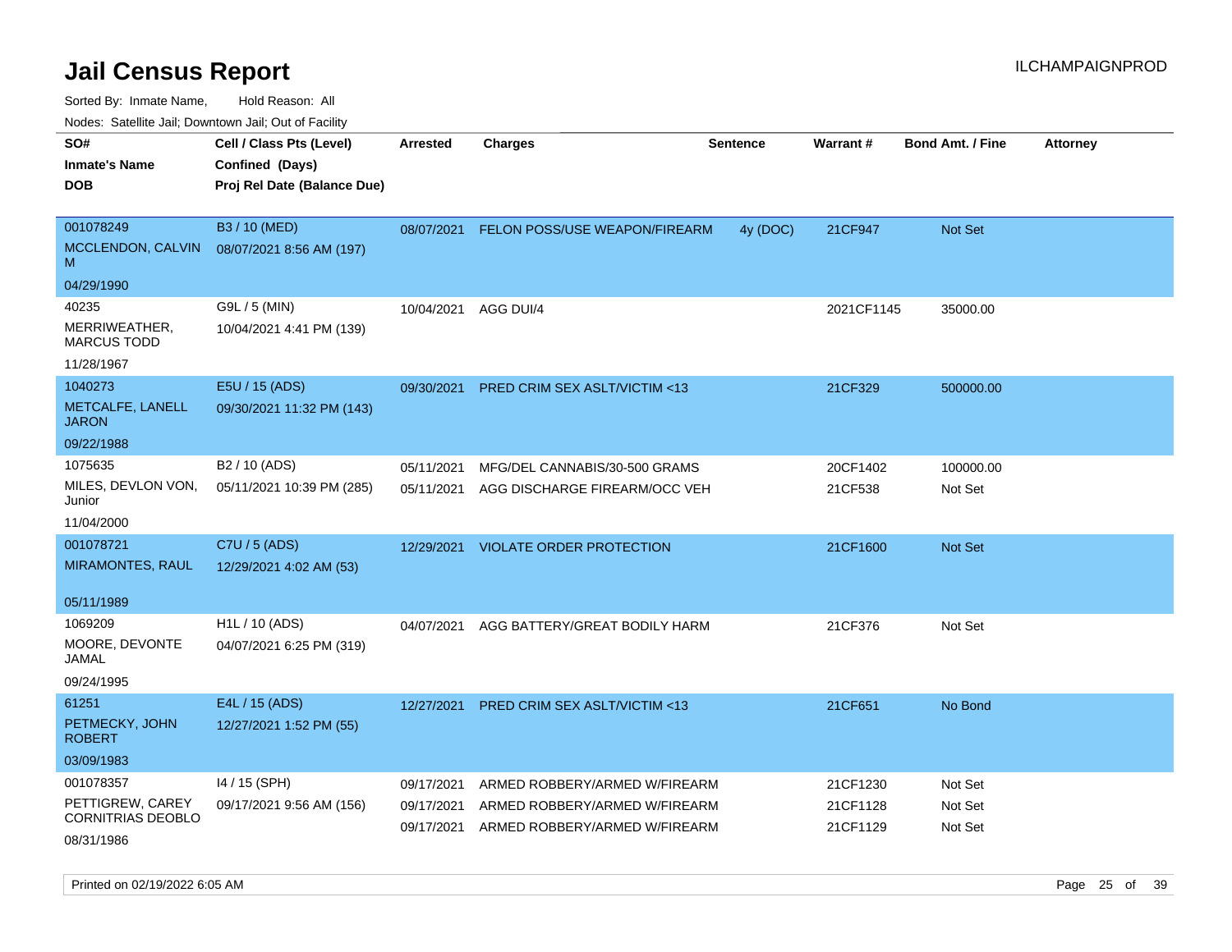# Jail Census Report

ILCHAMPAIGNPROD

Sorted By: Inmate Name, Hold Reason: All

Nodes: Satellite Jail; Downtown Jail; Out of Facility

| SO# / Inmate's Name / DOB | Cell / Class Pts (Level) / Confined (Days) / Proj Rel Date (Balance Due) | Arrested | Charges | Sentence | Warrant # | Bond Amt. / Fine | Attorney |
|---|---|---|---|---|---|---|---|
| 001078249<br>MCCLENDON, CALVIN M<br>04/29/1990 | B3 / 10 (MED)<br>08/07/2021 8:56 AM (197) | 08/07/2021 | FELON POSS/USE WEAPON/FIREARM | 4y (DOC) | 21CF947 | Not Set | |
| 40235<br>MERRIWEATHER, MARCUS TODD<br>11/28/1967 | G9L / 5 (MIN)<br>10/04/2021 4:41 PM (139) | 10/04/2021 | AGG DUI/4 | | 2021CF1145 | 35000.00 | |
| 1040273<br>METCALFE, LANELL JARON<br>09/22/1988 | E5U / 15 (ADS)<br>09/30/2021 11:32 PM (143) | 09/30/2021 | PRED CRIM SEX ASLT/VICTIM <13 | | 21CF329 | 500000.00 | |
| 1075635<br>MILES, DEVLON VON, Junior<br>11/04/2000 | B2 / 10 (ADS)<br>05/11/2021 10:39 PM (285) | 05/11/2021 | MFG/DEL CANNABIS/30-500 GRAMS | | 20CF1402 | 100000.00 | |
| | | 05/11/2021 | AGG DISCHARGE FIREARM/OCC VEH | | 21CF538 | Not Set | |
| 001078721<br>MIRAMONTES, RAUL<br>05/11/1989 | C7U / 5 (ADS)<br>12/29/2021 4:02 AM (53) | 12/29/2021 | VIOLATE ORDER PROTECTION | | 21CF1600 | Not Set | |
| 1069209<br>MOORE, DEVONTE JAMAL<br>09/24/1995 | H1L / 10 (ADS)<br>04/07/2021 6:25 PM (319) | 04/07/2021 | AGG BATTERY/GREAT BODILY HARM | | 21CF376 | Not Set | |
| 61251<br>PETMECKY, JOHN ROBERT<br>03/09/1983 | E4L / 15 (ADS)<br>12/27/2021 1:52 PM (55) | 12/27/2021 | PRED CRIM SEX ASLT/VICTIM <13 | | 21CF651 | No Bond | |
| 001078357<br>PETTIGREW, CAREY CORNITRIAS DEOBLO<br>08/31/1986 | I4 / 15 (SPH)<br>09/17/2021 9:56 AM (156) | 09/17/2021 | ARMED ROBBERY/ARMED W/FIREARM | | 21CF1230 | Not Set | |
| | | 09/17/2021 | ARMED ROBBERY/ARMED W/FIREARM | | 21CF1128 | Not Set | |
| | | 09/17/2021 | ARMED ROBBERY/ARMED W/FIREARM | | 21CF1129 | Not Set | |

Printed on 02/19/2022 6:05 AM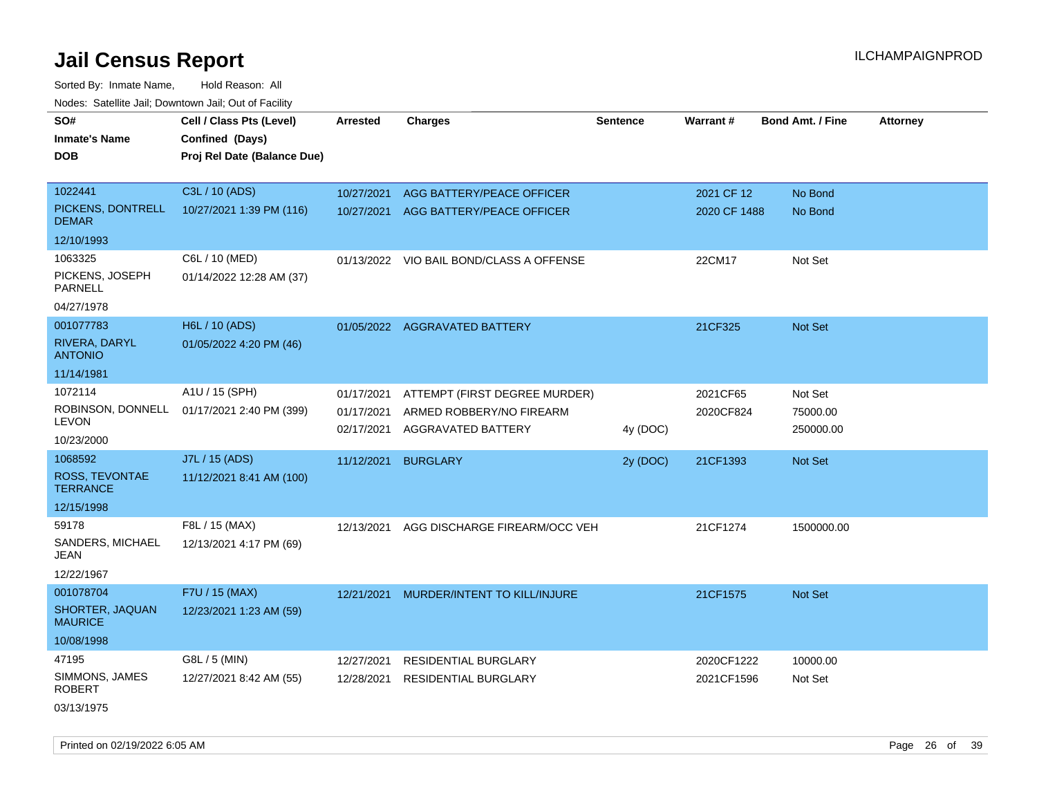# Jail Census Report

ILCHAMPAIGNPROD

Sorted By: Inmate Name, Hold Reason: All

Nodes: Satellite Jail; Downtown Jail; Out of Facility

| SO# / Inmate's Name / DOB | Cell / Class Pts (Level) / Confined (Days) / Proj Rel Date (Balance Due) | Arrested | Charges | Sentence | Warrant # | Bond Amt. / Fine | Attorney |
|---|---|---|---|---|---|---|---|
| 1022441<br>PICKENS, DONTRELL DEMAR<br>12/10/1993 | C3L / 10 (ADS)<br>10/27/2021 1:39 PM (116) | 10/27/2021<br>10/27/2021 | AGG BATTERY/PEACE OFFICER<br>AGG BATTERY/PEACE OFFICER | | 2021 CF 12<br>2020 CF 1488 | No Bond<br>No Bond | |
| 1063325<br>PICKENS, JOSEPH PARNELL<br>04/27/1978 | C6L / 10 (MED)<br>01/14/2022 12:28 AM (37) | 01/13/2022 | VIO BAIL BOND/CLASS A OFFENSE | | 22CM17 | Not Set | |
| 001077783<br>RIVERA, DARYL ANTONIO<br>11/14/1981 | H6L / 10 (ADS)<br>01/05/2022 4:20 PM (46) | 01/05/2022 | AGGRAVATED BATTERY | | 21CF325 | Not Set | |
| 1072114<br>ROBINSON, DONNELL LEVON<br>10/23/2000 | A1U / 15 (SPH)<br>01/17/2021 2:40 PM (399) | 01/17/2021<br>01/17/2021<br>02/17/2021 | ATTEMPT (FIRST DEGREE MURDER)<br>ARMED ROBBERY/NO FIREARM<br>AGGRAVATED BATTERY | <br><br>4y (DOC) | 2021CF65<br>2020CF824 | Not Set<br>75000.00<br>250000.00 | |
| 1068592<br>ROSS, TEVONTAE TERRANCE<br>12/15/1998 | J7L / 15 (ADS)<br>11/12/2021 8:41 AM (100) | 11/12/2021 | BURGLARY | 2y (DOC) | 21CF1393 | Not Set | |
| 59178<br>SANDERS, MICHAEL JEAN<br>12/22/1967 | F8L / 15 (MAX)<br>12/13/2021 4:17 PM (69) | 12/13/2021 | AGG DISCHARGE FIREARM/OCC VEH | | 21CF1274 | 1500000.00 | |
| 001078704<br>SHORTER, JAQUAN MAURICE<br>10/08/1998 | F7U / 15 (MAX)<br>12/23/2021 1:23 AM (59) | 12/21/2021 | MURDER/INTENT TO KILL/INJURE | | 21CF1575 | Not Set | |
| 47195<br>SIMMONS, JAMES ROBERT<br>03/13/1975 | G8L / 5 (MIN)<br>12/27/2021 8:42 AM (55) | 12/27/2021<br>12/28/2021 | RESIDENTIAL BURGLARY<br>RESIDENTIAL BURGLARY | | 2020CF1222<br>2021CF1596 | 10000.00<br>Not Set | |

Printed on 02/19/2022 6:05 AM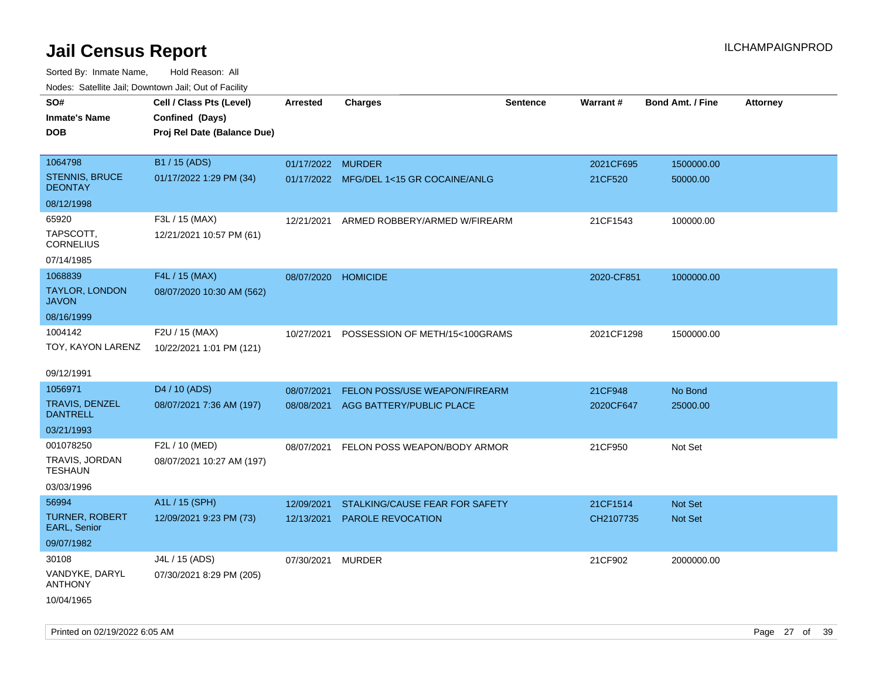# Jail Census Report

Sorted By: Inmate Name, Hold Reason: All

Nodes: Satellite Jail; Downtown Jail; Out of Facility

| SO# / Inmate's Name / DOB | Cell / Class Pts (Level) / Confined (Days) / Proj Rel Date (Balance Due) | Arrested | Charges | Sentence | Warrant # | Bond Amt. / Fine | Attorney |
|---|---|---|---|---|---|---|---|
| 1064798 STENNIS, BRUCE DEONTAY 08/12/1998 | B1 / 15 (ADS) 01/17/2022 1:29 PM (34) | 01/17/2022 | MURDER | | 2021CF695 | 1500000.00 | |
| | | 01/17/2022 | MFG/DEL 1<15 GR COCAINE/ANLG | | 21CF520 | 50000.00 | |
| 65920 TAPSCOTT, CORNELIUS 07/14/1985 | F3L / 15 (MAX) 12/21/2021 10:57 PM (61) | 12/21/2021 | ARMED ROBBERY/ARMED W/FIREARM | | 21CF1543 | 100000.00 | |
| 1068839 TAYLOR, LONDON JAVON 08/16/1999 | F4L / 15 (MAX) 08/07/2020 10:30 AM (562) | 08/07/2020 | HOMICIDE | | 2020-CF851 | 1000000.00 | |
| 1004142 TOY, KAYON LARENZ 09/12/1991 | F2U / 15 (MAX) 10/22/2021 1:01 PM (121) | 10/27/2021 | POSSESSION OF METH/15<100GRAMS | | 2021CF1298 | 1500000.00 | |
| 1056971 TRAVIS, DENZEL DANTRELL 03/21/1993 | D4 / 10 (ADS) 08/07/2021 7:36 AM (197) | 08/07/2021 | FELON POSS/USE WEAPON/FIREARM | | 21CF948 | No Bond | |
| | | 08/08/2021 | AGG BATTERY/PUBLIC PLACE | | 2020CF647 | 25000.00 | |
| 001078250 TRAVIS, JORDAN TESHAUN 03/03/1996 | F2L / 10 (MED) 08/07/2021 10:27 AM (197) | 08/07/2021 | FELON POSS WEAPON/BODY ARMOR | | 21CF950 | Not Set | |
| 56994 TURNER, ROBERT EARL, Senior 09/07/1982 | A1L / 15 (SPH) 12/09/2021 9:23 PM (73) | 12/09/2021 | STALKING/CAUSE FEAR FOR SAFETY | | 21CF1514 | Not Set | |
| | | 12/13/2021 | PAROLE REVOCATION | | CH2107735 | Not Set | |
| 30108 VANDYKE, DARYL ANTHONY 10/04/1965 | J4L / 15 (ADS) 07/30/2021 8:29 PM (205) | 07/30/2021 | MURDER | | 21CF902 | 2000000.00 | |

Printed on 02/19/2022 6:05 AM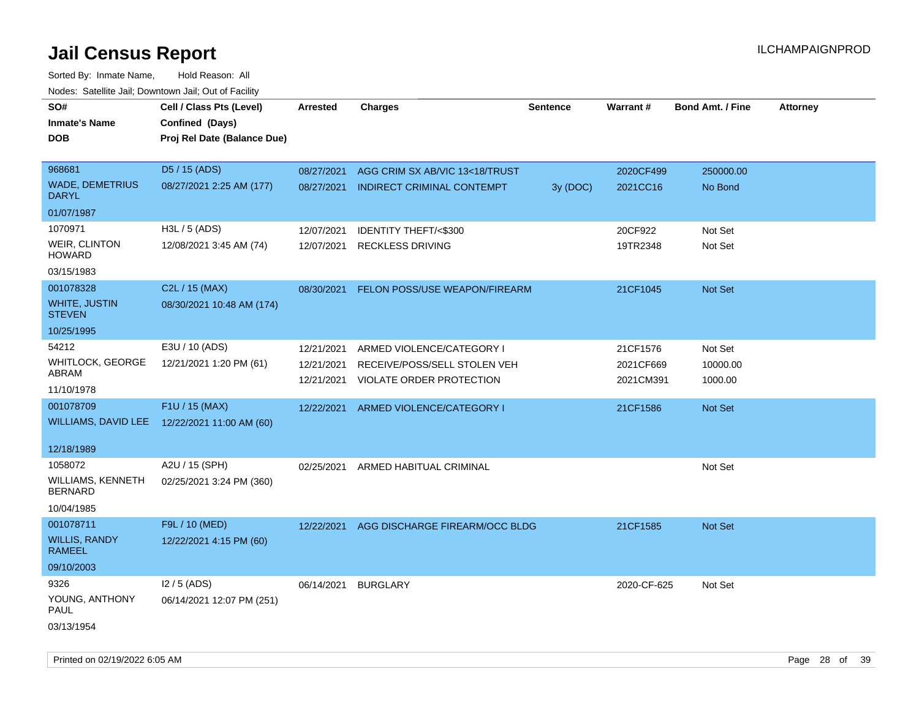# Jail Census Report

ILCHAMPAIGNPROD

Sorted By: Inmate Name, Hold Reason: All

Nodes: Satellite Jail; Downtown Jail; Out of Facility

| SO# / Inmate's Name / DOB | Cell / Class Pts (Level) / Confined (Days) / Proj Rel Date (Balance Due) | Arrested | Charges | Sentence | Warrant # | Bond Amt. / Fine | Attorney |
|---|---|---|---|---|---|---|---|
| 968681 WADE, DEMETRIUS DARYL 01/07/1987 | D5 / 15 (ADS) 08/27/2021 2:25 AM (177) | 08/27/2021 | AGG CRIM SX AB/VIC 13<18/TRUST | | 2020CF499 | 250000.00 | |
| | | 08/27/2021 | INDIRECT CRIMINAL CONTEMPT | 3y (DOC) | 2021CC16 | No Bond | |
| 1070971 WEIR, CLINTON HOWARD 03/15/1983 | H3L / 5 (ADS) 12/08/2021 3:45 AM (74) | 12/07/2021 | IDENTITY THEFT/<$300 | | 20CF922 | Not Set | |
| | | 12/07/2021 | RECKLESS DRIVING | | 19TR2348 | Not Set | |
| 001078328 WHITE, JUSTIN STEVEN 10/25/1995 | C2L / 15 (MAX) 08/30/2021 10:48 AM (174) | 08/30/2021 | FELON POSS/USE WEAPON/FIREARM | | 21CF1045 | Not Set | |
| 54212 WHITLOCK, GEORGE ABRAM 11/10/1978 | E3U / 10 (ADS) 12/21/2021 1:20 PM (61) | 12/21/2021 | ARMED VIOLENCE/CATEGORY I | | 21CF1576 | Not Set | |
| | | 12/21/2021 | RECEIVE/POSS/SELL STOLEN VEH | | 2021CF669 | 10000.00 | |
| | | 12/21/2021 | VIOLATE ORDER PROTECTION | | 2021CM391 | 1000.00 | |
| 001078709 WILLIAMS, DAVID LEE 12/18/1989 | F1U / 15 (MAX) 12/22/2021 11:00 AM (60) | 12/22/2021 | ARMED VIOLENCE/CATEGORY I | | 21CF1586 | Not Set | |
| 1058072 WILLIAMS, KENNETH BERNARD 10/04/1985 | A2U / 15 (SPH) 02/25/2021 3:24 PM (360) | 02/25/2021 | ARMED HABITUAL CRIMINAL | | | Not Set | |
| 001078711 WILLIS, RANDY RAMEEL 09/10/2003 | F9L / 10 (MED) 12/22/2021 4:15 PM (60) | 12/22/2021 | AGG DISCHARGE FIREARM/OCC BLDG | | 21CF1585 | Not Set | |
| 9326 YOUNG, ANTHONY PAUL 03/13/1954 | I2 / 5 (ADS) 06/14/2021 12:07 PM (251) | 06/14/2021 | BURGLARY | | 2020-CF-625 | Not Set | |

Printed on 02/19/2022 6:05 AM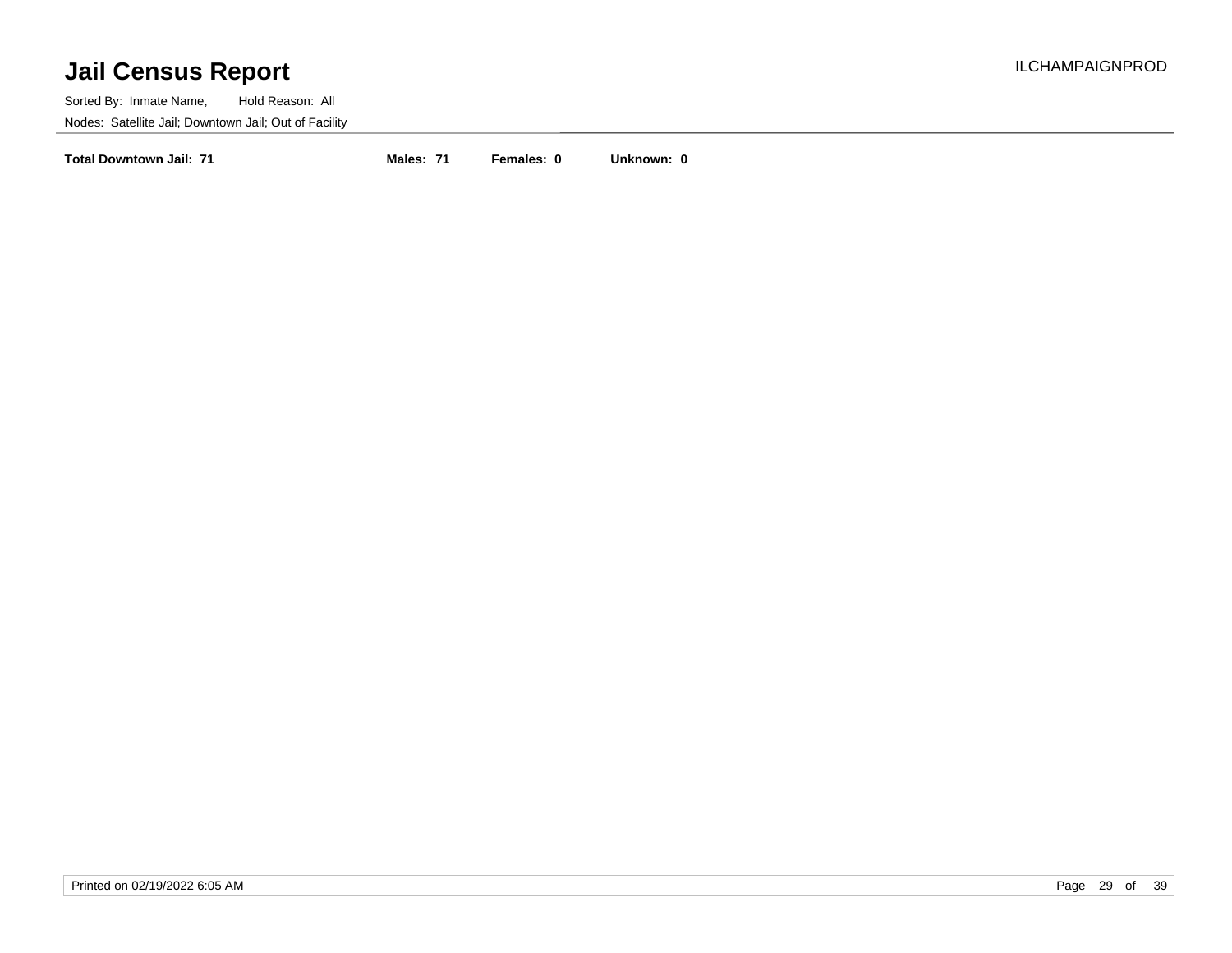# Jail Census Report

Sorted By: Inmate Name, Hold Reason: All

Nodes: Satellite Jail; Downtown Jail; Out of Facility

**Total Downtown Jail: 71** **Males: 71** **Females: 0** **Unknown: 0**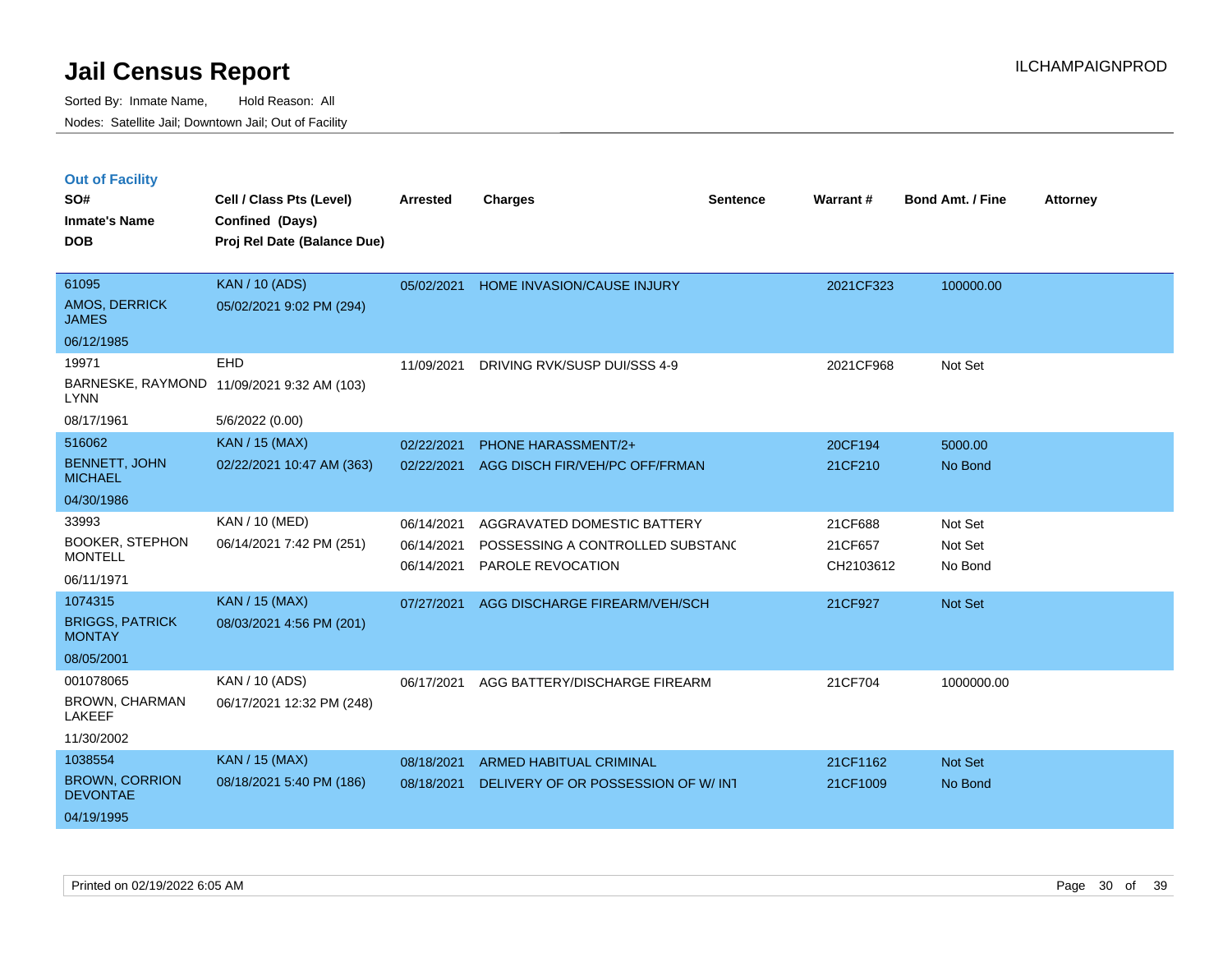# Jail Census Report

Sorted By: Inmate Name, Hold Reason: All

Nodes: Satellite Jail; Downtown Jail; Out of Facility

ILCHAMPAIGNPROD

## Out of Facility

| SO# / Inmate's Name / DOB | Cell / Class Pts (Level) / Confined (Days) / Proj Rel Date (Balance Due) | Arrested | Charges | Sentence | Warrant # | Bond Amt. / Fine | Attorney |
|---|---|---|---|---|---|---|---|
| 61095<br>AMOS, DERRICK JAMES<br>06/12/1985 | KAN / 10 (ADS)<br>05/02/2021 9:02 PM (294) | 05/02/2021 | HOME INVASION/CAUSE INJURY | | 2021CF323 | 100000.00 | |
| 19971<br>BARNESKE, RAYMOND LYNN<br>08/17/1961 | EHD<br>11/09/2021 9:32 AM (103)<br>5/6/2022 (0.00) | 11/09/2021 | DRIVING RVK/SUSP DUI/SSS 4-9 | | 2021CF968 | Not Set | |
| 516062<br>BENNETT, JOHN MICHAEL<br>04/30/1986 | KAN / 15 (MAX)<br>02/22/2021 10:47 AM (363) | 02/22/2021<br>02/22/2021 | PHONE HARASSMENT/2+<br>AGG DISCH FIR/VEH/PC OFF/FRMAN | | 20CF194<br>21CF210 | 5000.00<br>No Bond | |
| 33993<br>BOOKER, STEPHON MONTELL<br>06/11/1971 | KAN / 10 (MED)<br>06/14/2021 7:42 PM (251) | 06/14/2021<br>06/14/2021<br>06/14/2021 | AGGRAVATED DOMESTIC BATTERY<br>POSSESSING A CONTROLLED SUBSTANC<br>PAROLE REVOCATION | | 21CF688<br>21CF657<br>CH2103612 | Not Set<br>Not Set<br>No Bond | |
| 1074315<br>BRIGGS, PATRICK MONTAY<br>08/05/2001 | KAN / 15 (MAX)<br>08/03/2021 4:56 PM (201) | 07/27/2021 | AGG DISCHARGE FIREARM/VEH/SCH | | 21CF927 | Not Set | |
| 001078065<br>BROWN, CHARMAN LAKEEF<br>11/30/2002 | KAN / 10 (ADS)<br>06/17/2021 12:32 PM (248) | 06/17/2021 | AGG BATTERY/DISCHARGE FIREARM | | 21CF704 | 1000000.00 | |
| 1038554<br>BROWN, CORRION DEVONTAE<br>04/19/1995 | KAN / 15 (MAX)<br>08/18/2021 5:40 PM (186) | 08/18/2021<br>08/18/2021 | ARMED HABITUAL CRIMINAL<br>DELIVERY OF OR POSSESSION OF W/ INT | | 21CF1162<br>21CF1009 | Not Set<br>No Bond | |

Printed on 02/19/2022 6:05 AM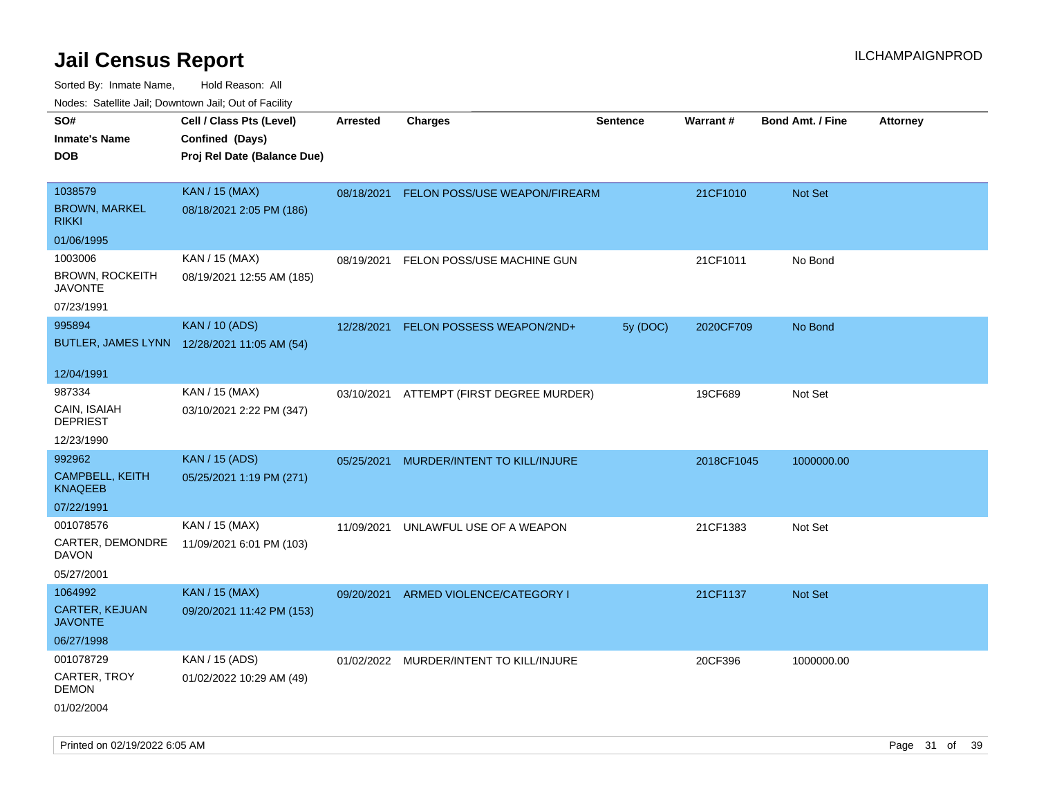# Jail Census Report

Sorted By: Inmate Name, Hold Reason: All

Nodes: Satellite Jail; Downtown Jail; Out of Facility

| SO# / Inmate's Name / DOB | Cell / Class Pts (Level) / Confined (Days) / Proj Rel Date (Balance Due) | Arrested | Charges | Sentence | Warrant # | Bond Amt. / Fine | Attorney |
|---|---|---|---|---|---|---|---|
| 1038579<br>BROWN, MARKEL RIKKI<br>01/06/1995 | KAN / 15 (MAX)<br>08/18/2021 2:05 PM (186) | 08/18/2021 | FELON POSS/USE WEAPON/FIREARM | | 21CF1010 | Not Set | |
| 1003006<br>BROWN, ROCKEITH JAVONTE<br>07/23/1991 | KAN / 15 (MAX)<br>08/19/2021 12:55 AM (185) | 08/19/2021 | FELON POSS/USE MACHINE GUN | | 21CF1011 | No Bond | |
| 995894<br>BUTLER, JAMES LYNN<br>12/04/1991 | KAN / 10 (ADS)<br>12/28/2021 11:05 AM (54) | 12/28/2021 | FELON POSSESS WEAPON/2ND+ | 5y (DOC) | 2020CF709 | No Bond | |
| 987334<br>CAIN, ISAIAH DEPRIEST<br>12/23/1990 | KAN / 15 (MAX)<br>03/10/2021 2:22 PM (347) | 03/10/2021 | ATTEMPT (FIRST DEGREE MURDER) | | 19CF689 | Not Set | |
| 992962<br>CAMPBELL, KEITH KNAQEEB<br>07/22/1991 | KAN / 15 (ADS)<br>05/25/2021 1:19 PM (271) | 05/25/2021 | MURDER/INTENT TO KILL/INJURE | | 2018CF1045 | 1000000.00 | |
| 001078576<br>CARTER, DEMONDRE DAVON<br>05/27/2001 | KAN / 15 (MAX)<br>11/09/2021 6:01 PM (103) | 11/09/2021 | UNLAWFUL USE OF A WEAPON | | 21CF1383 | Not Set | |
| 1064992<br>CARTER, KEJUAN JAVONTE<br>06/27/1998 | KAN / 15 (MAX)<br>09/20/2021 11:42 PM (153) | 09/20/2021 | ARMED VIOLENCE/CATEGORY I | | 21CF1137 | Not Set | |
| 001078729<br>CARTER, TROY DEMON<br>01/02/2004 | KAN / 15 (ADS)<br>01/02/2022 10:29 AM (49) | 01/02/2022 | MURDER/INTENT TO KILL/INJURE | | 20CF396 | 1000000.00 | |

Printed on 02/19/2022 6:05 AM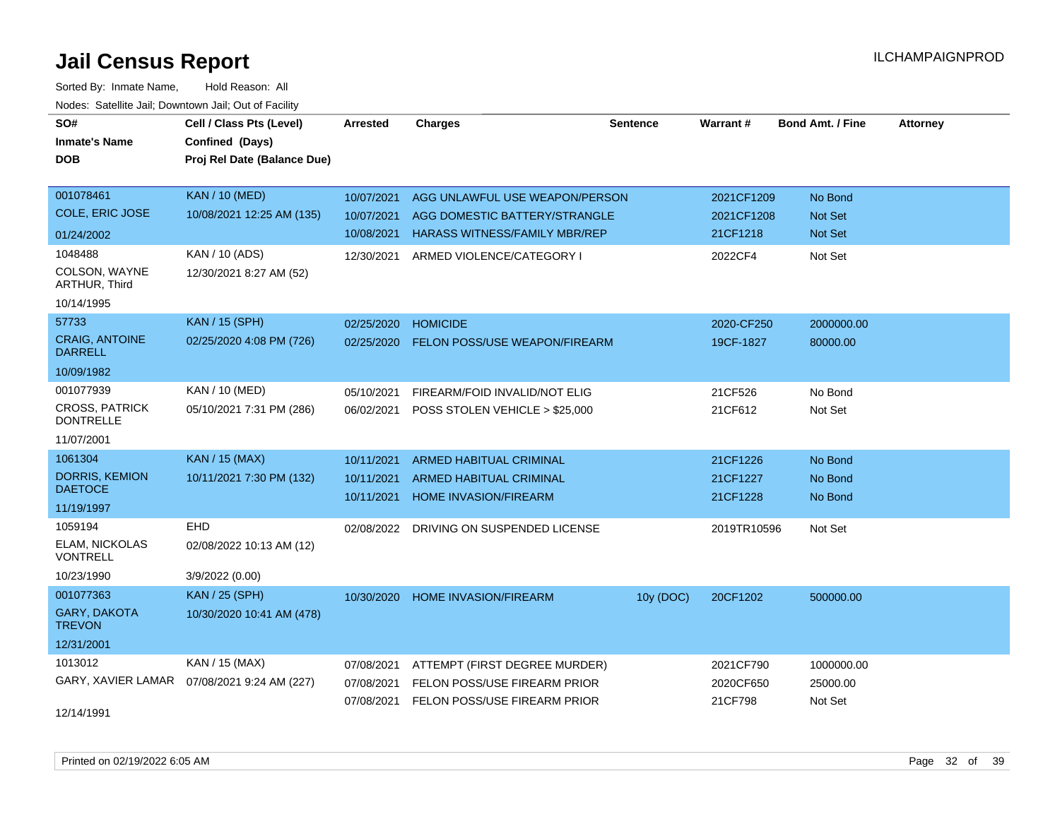# Jail Census Report

ILCHAMPAIGNPROD

Sorted By: Inmate Name, Hold Reason: All

Nodes: Satellite Jail; Downtown Jail; Out of Facility

| SO# / Inmate's Name / DOB | Cell / Class Pts (Level) / Confined (Days) / Proj Rel Date (Balance Due) | Arrested | Charges | Sentence | Warrant # | Bond Amt. / Fine | Attorney |
|---|---|---|---|---|---|---|---|
| 001078461<br>COLE, ERIC JOSE<br>01/24/2002 | KAN / 10 (MED)<br>10/08/2021 12:25 AM (135) | 10/07/2021<br>10/07/2021<br>10/08/2021 | AGG UNLAWFUL USE WEAPON/PERSON<br>AGG DOMESTIC BATTERY/STRANGLE<br>HARASS WITNESS/FAMILY MBR/REP | | 2021CF1209<br>2021CF1208<br>21CF1218 | No Bond<br>Not Set<br>Not Set | |
| 1048488<br>COLSON, WAYNE ARTHUR, Third<br>10/14/1995 | KAN / 10 (ADS)<br>12/30/2021 8:27 AM (52) | 12/30/2021 | ARMED VIOLENCE/CATEGORY I | | 2022CF4 | Not Set | |
| 57733<br>CRAIG, ANTOINE DARRELL<br>10/09/1982 | KAN / 15 (SPH)<br>02/25/2020 4:08 PM (726) | 02/25/2020<br>02/25/2020 | HOMICIDE<br>FELON POSS/USE WEAPON/FIREARM | | 2020-CF250<br>19CF-1827 | 2000000.00<br>80000.00 | |
| 001077939<br>CROSS, PATRICK DONTRELLE<br>11/07/2001 | KAN / 10 (MED)<br>05/10/2021 7:31 PM (286) | 05/10/2021<br>06/02/2021 | FIREARM/FOID INVALID/NOT ELIG<br>POSS STOLEN VEHICLE > $25,000 | | 21CF526<br>21CF612 | No Bond<br>Not Set | |
| 1061304<br>DORRIS, KEMION DAETOCE<br>11/19/1997 | KAN / 15 (MAX)<br>10/11/2021 7:30 PM (132) | 10/11/2021<br>10/11/2021<br>10/11/2021 | ARMED HABITUAL CRIMINAL<br>ARMED HABITUAL CRIMINAL<br>HOME INVASION/FIREARM | | 21CF1226<br>21CF1227<br>21CF1228 | No Bond<br>No Bond<br>No Bond | |
| 1059194<br>ELAM, NICKOLAS VONTRELL<br>10/23/1990 | EHD<br>02/08/2022 10:13 AM (12)<br>3/9/2022 (0.00) | 02/08/2022 | DRIVING ON SUSPENDED LICENSE | | 2019TR10596 | Not Set | |
| 001077363<br>GARY, DAKOTA TREVON<br>12/31/2001 | KAN / 25 (SPH)<br>10/30/2020 10:41 AM (478) | 10/30/2020 | HOME INVASION/FIREARM | 10y (DOC) | 20CF1202 | 500000.00 | |
| 1013012<br>GARY, XAVIER LAMAR<br>12/14/1991 | KAN / 15 (MAX)<br>07/08/2021 9:24 AM (227) | 07/08/2021<br>07/08/2021<br>07/08/2021 | ATTEMPT (FIRST DEGREE MURDER)<br>FELON POSS/USE FIREARM PRIOR<br>FELON POSS/USE FIREARM PRIOR | | 2021CF790<br>2020CF650<br>21CF798 | 1000000.00<br>25000.00<br>Not Set | |

Printed on 02/19/2022 6:05 AM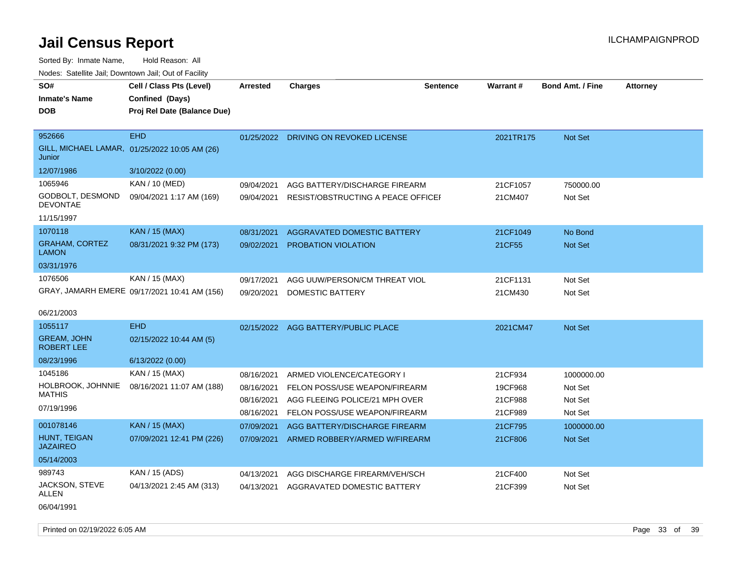# Jail Census Report

ILCHAMPAIGNPROD

Sorted By: Inmate Name, Hold Reason: All

Nodes: Satellite Jail; Downtown Jail; Out of Facility

| SO# / Inmate's Name / DOB | Cell / Class Pts (Level) / Confined (Days) / Proj Rel Date (Balance Due) | Arrested | Charges | Sentence | Warrant # | Bond Amt. / Fine | Attorney |
|---|---|---|---|---|---|---|---|
| 952666<br>GILL, MICHAEL LAMAR, Junior<br>12/07/1986 | EHD<br>01/25/2022 10:05 AM (26)<br>3/10/2022 (0.00) | 01/25/2022 | DRIVING ON REVOKED LICENSE | | 2021TR175 | Not Set | |
| 1065946<br>GODBOLT, DESMOND DEVONTAE<br>11/15/1997 | KAN / 10 (MED)<br>09/04/2021 1:17 AM (169) | 09/04/2021 | AGG BATTERY/DISCHARGE FIREARM | | 21CF1057 | 750000.00 | |
| | | 09/04/2021 | RESIST/OBSTRUCTING A PEACE OFFICEI | | 21CM407 | Not Set | |
| 1070118<br>GRAHAM, CORTEZ LAMON<br>03/31/1976 | KAN / 15 (MAX)<br>08/31/2021 9:32 PM (173) | 08/31/2021 | AGGRAVATED DOMESTIC BATTERY | | 21CF1049 | No Bond | |
| | | 09/02/2021 | PROBATION VIOLATION | | 21CF55 | Not Set | |
| 1076506<br>GRAY, JAMARH EMERE<br>06/21/2003 | KAN / 15 (MAX)<br>09/17/2021 10:41 AM (156) | 09/17/2021 | AGG UUW/PERSON/CM THREAT VIOL | | 21CF1131 | Not Set | |
| | | 09/20/2021 | DOMESTIC BATTERY | | 21CM430 | Not Set | |
| 1055117<br>GREAM, JOHN ROBERT LEE<br>08/23/1996 | EHD<br>02/15/2022 10:44 AM (5)<br>6/13/2022 (0.00) | 02/15/2022 | AGG BATTERY/PUBLIC PLACE | | 2021CM47 | Not Set | |
| 1045186<br>HOLBROOK, JOHNNIE MATHIS<br>07/19/1996 | KAN / 15 (MAX)<br>08/16/2021 11:07 AM (188) | 08/16/2021 | ARMED VIOLENCE/CATEGORY I | | 21CF934 | 1000000.00 | |
| | | 08/16/2021 | FELON POSS/USE WEAPON/FIREARM | | 19CF968 | Not Set | |
| | | 08/16/2021 | AGG FLEEING POLICE/21 MPH OVER | | 21CF988 | Not Set | |
| | | 08/16/2021 | FELON POSS/USE WEAPON/FIREARM | | 21CF989 | Not Set | |
| 001078146<br>HUNT, TEIGAN JAZAIREO<br>05/14/2003 | KAN / 15 (MAX)<br>07/09/2021 12:41 PM (226) | 07/09/2021 | AGG BATTERY/DISCHARGE FIREARM | | 21CF795 | 1000000.00 | |
| | | 07/09/2021 | ARMED ROBBERY/ARMED W/FIREARM | | 21CF806 | Not Set | |
| 989743<br>JACKSON, STEVE ALLEN<br>06/04/1991 | KAN / 15 (ADS)<br>04/13/2021 2:45 AM (313) | 04/13/2021 | AGG DISCHARGE FIREARM/VEH/SCH | | 21CF400 | Not Set | |
| | | 04/13/2021 | AGGRAVATED DOMESTIC BATTERY | | 21CF399 | Not Set | |

Printed on 02/19/2022 6:05 AM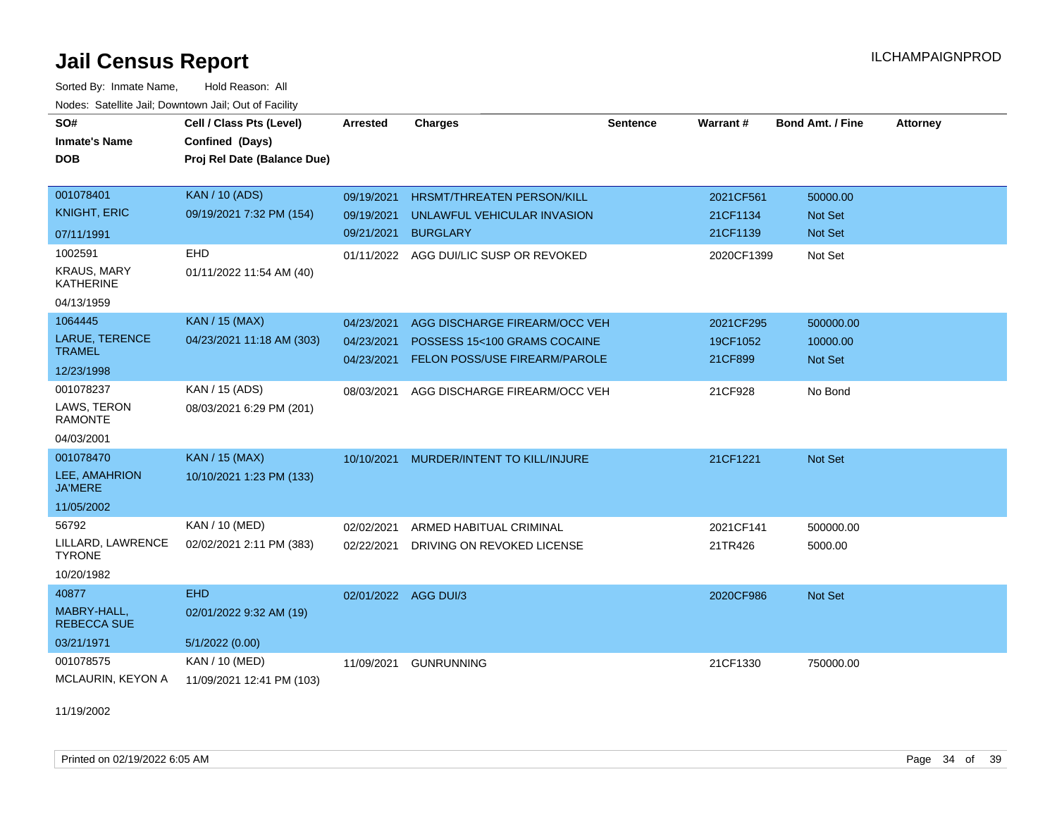# Jail Census Report

Sorted By: Inmate Name, Hold Reason: All

Nodes: Satellite Jail; Downtown Jail; Out of Facility

| SO#<br>Inmate's Name<br>DOB | Cell / Class Pts (Level)<br>Confined (Days)<br>Proj Rel Date (Balance Due) | Arrested | Charges | Sentence | Warrant # | Bond Amt. / Fine | Attorney |
|---|---|---|---|---|---|---|---|
| 001078401<br>KNIGHT, ERIC<br>07/11/1991 | KAN / 10 (ADS)<br>09/19/2021 7:32 PM (154) | 09/19/2021<br>09/19/2021<br>09/21/2021 | HRSMT/THREATEN PERSON/KILL<br>UNLAWFUL VEHICULAR INVASION<br>BURGLARY | | 2021CF561<br>21CF1134<br>21CF1139 | 50000.00<br>Not Set<br>Not Set | |
| 1002591<br>KRAUS, MARY KATHERINE<br>04/13/1959 | EHD<br>01/11/2022 11:54 AM (40) | 01/11/2022 | AGG DUI/LIC SUSP OR REVOKED | | 2020CF1399 | Not Set | |
| 1064445<br>LARUE, TERENCE TRAMEL<br>12/23/1998 | KAN / 15 (MAX)<br>04/23/2021 11:18 AM (303) | 04/23/2021<br>04/23/2021<br>04/23/2021 | AGG DISCHARGE FIREARM/OCC VEH<br>POSSESS 15<100 GRAMS COCAINE<br>FELON POSS/USE FIREARM/PAROLE | | 2021CF295<br>19CF1052<br>21CF899 | 500000.00<br>10000.00<br>Not Set | |
| 001078237<br>LAWS, TERON RAMONTE<br>04/03/2001 | KAN / 15 (ADS)<br>08/03/2021 6:29 PM (201) | 08/03/2021 | AGG DISCHARGE FIREARM/OCC VEH | | 21CF928 | No Bond | |
| 001078470<br>LEE, AMAHRION JA'MERE<br>11/05/2002 | KAN / 15 (MAX)<br>10/10/2021 1:23 PM (133) | 10/10/2021 | MURDER/INTENT TO KILL/INJURE | | 21CF1221 | Not Set | |
| 56792<br>LILLARD, LAWRENCE TYRONE<br>10/20/1982 | KAN / 10 (MED)<br>02/02/2021 2:11 PM (383) | 02/02/2021<br>02/22/2021 | ARMED HABITUAL CRIMINAL<br>DRIVING ON REVOKED LICENSE | | 2021CF141<br>21TR426 | 500000.00<br>5000.00 | |
| 40877<br>MABRY-HALL, REBECCA SUE<br>03/21/1971 | EHD<br>02/01/2022 9:32 AM (19)<br>5/1/2022 (0.00) | 02/01/2022 | AGG DUI/3 | | 2020CF986 | Not Set | |
| 001078575<br>MCLAURIN, KEYON A<br>11/19/2002 | KAN / 10 (MED)<br>11/09/2021 12:41 PM (103) | 11/09/2021 | GUNRUNNING | | 21CF1330 | 750000.00 | |

Printed on 02/19/2022 6:05 AM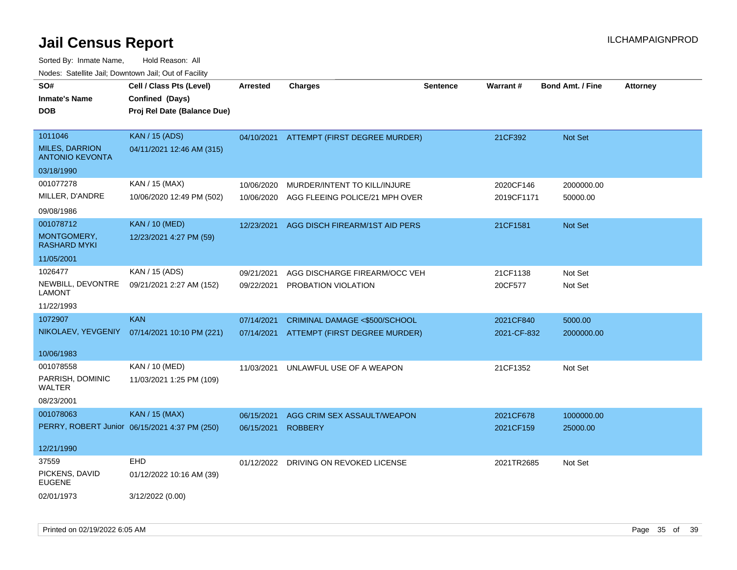# Jail Census Report

Sorted By: Inmate Name, Hold Reason: All

Nodes: Satellite Jail; Downtown Jail; Out of Facility

| SO#<br>Inmate's Name<br>DOB | Cell / Class Pts (Level)<br>Confined (Days)<br>Proj Rel Date (Balance Due) | Arrested | Charges | Sentence | Warrant # | Bond Amt. / Fine | Attorney |
|---|---|---|---|---|---|---|---|
| 1011046<br>MILES, DARRION ANTONIO KEVONTA<br>03/18/1990 | KAN / 15 (ADS)<br>04/11/2021 12:46 AM (315) | 04/10/2021 | ATTEMPT (FIRST DEGREE MURDER) | | 21CF392 | Not Set | |
| 001077278<br>MILLER, D'ANDRE<br>09/08/1986 | KAN / 15 (MAX)<br>10/06/2020 12:49 PM (502) | 10/06/2020<br>10/06/2020 | MURDER/INTENT TO KILL/INJURE<br>AGG FLEEING POLICE/21 MPH OVER | | 2020CF146<br>2019CF1171 | 2000000.00<br>50000.00 | |
| 001078712<br>MONTGOMERY, RASHARD MYKI<br>11/05/2001 | KAN / 10 (MED)<br>12/23/2021 4:27 PM (59) | 12/23/2021 | AGG DISCH FIREARM/1ST AID PERS | | 21CF1581 | Not Set | |
| 1026477<br>NEWBILL, DEVONTRE LAMONT<br>11/22/1993 | KAN / 15 (ADS)<br>09/21/2021 2:27 AM (152) | 09/21/2021<br>09/22/2021 | AGG DISCHARGE FIREARM/OCC VEH<br>PROBATION VIOLATION | | 21CF1138<br>20CF577 | Not Set<br>Not Set | |
| 1072907<br>NIKOLAEV, YEVGENIY<br>10/06/1983 | KAN<br>07/14/2021 10:10 PM (221) | 07/14/2021<br>07/14/2021 | CRIMINAL DAMAGE <$500/SCHOOL<br>ATTEMPT (FIRST DEGREE MURDER) | | 2021CF840<br>2021-CF-832 | 5000.00<br>2000000.00 | |
| 001078558<br>PARRISH, DOMINIC WALTER<br>08/23/2001 | KAN / 10 (MED)<br>11/03/2021 1:25 PM (109) | 11/03/2021 | UNLAWFUL USE OF A WEAPON | | 21CF1352 | Not Set | |
| 001078063<br>PERRY, ROBERT Junior<br>12/21/1990 | KAN / 15 (MAX)<br>06/15/2021 4:37 PM (250) | 06/15/2021<br>06/15/2021 | AGG CRIM SEX ASSAULT/WEAPON<br>ROBBERY | | 2021CF678<br>2021CF159 | 1000000.00<br>25000.00 | |
| 37559<br>PICKENS, DAVID EUGENE<br>02/01/1973 | EHD<br>01/12/2022 10:16 AM (39)<br>3/12/2022 (0.00) | 01/12/2022 | DRIVING ON REVOKED LICENSE | | 2021TR2685 | Not Set | |

Printed on 02/19/2022 6:05 AM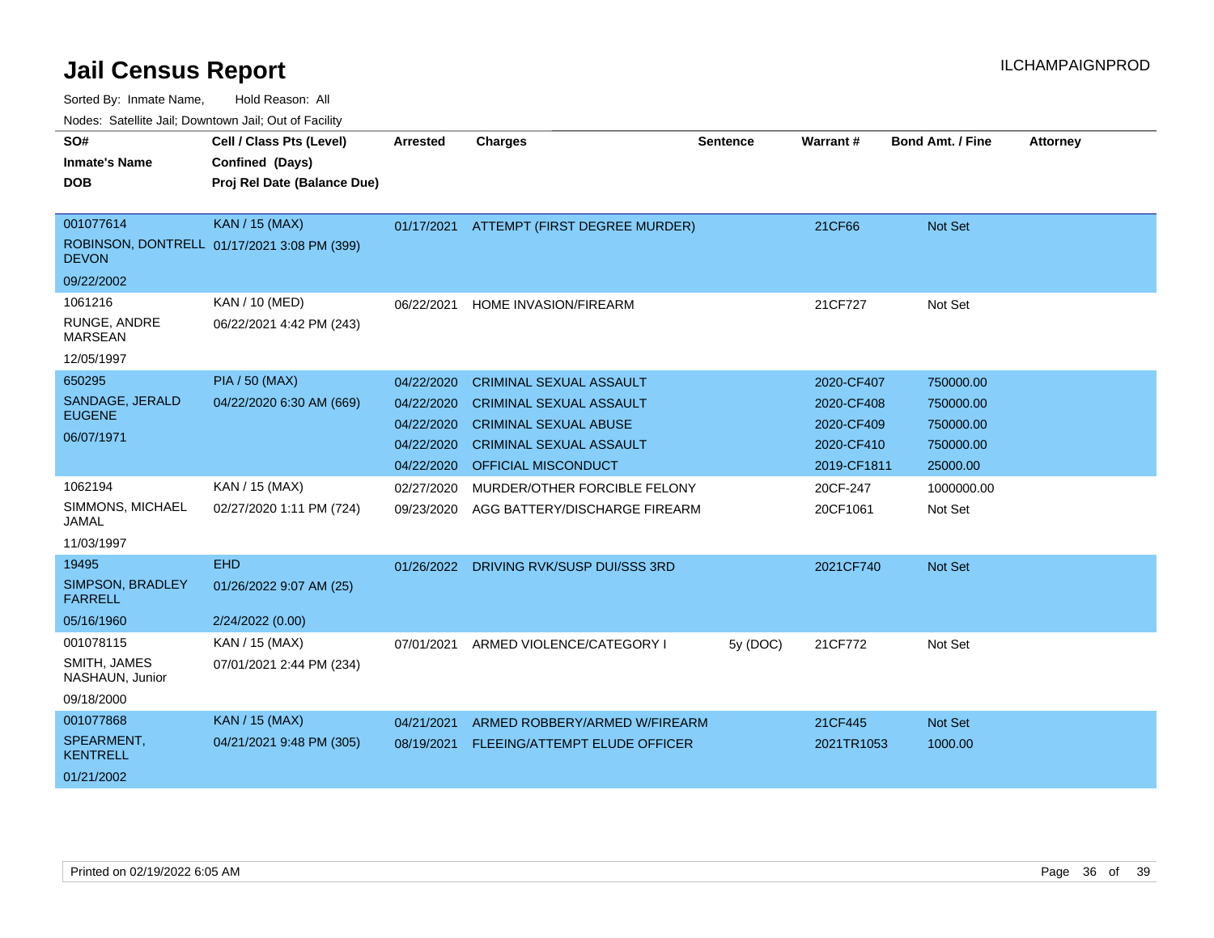# Jail Census Report

ILCHAMPAIGNPROD

Sorted By: Inmate Name, Hold Reason: All

Nodes: Satellite Jail; Downtown Jail; Out of Facility

| SO# / Inmate's Name / DOB | Cell / Class Pts (Level) / Confined (Days) / Proj Rel Date (Balance Due) | Arrested | Charges | Sentence | Warrant # | Bond Amt. / Fine | Attorney |
|---|---|---|---|---|---|---|---|
| 001077614<br>ROBINSON, DONTRELL DEVON<br>09/22/2002 | KAN / 15 (MAX)<br>01/17/2021 3:08 PM (399) | 01/17/2021 | ATTEMPT (FIRST DEGREE MURDER) | | 21CF66 | Not Set | |
| 1061216<br>RUNGE, ANDRE MARSEAN<br>12/05/1997 | KAN / 10 (MED)<br>06/22/2021 4:42 PM (243) | 06/22/2021 | HOME INVASION/FIREARM | | 21CF727 | Not Set | |
| 650295<br>SANDAGE, JERALD EUGENE<br>06/07/1971 | PIA / 50 (MAX)<br>04/22/2020 6:30 AM (669) | 04/22/2020 | CRIMINAL SEXUAL ASSAULT | | 2020-CF407 | 750000.00 | |
| | | 04/22/2020 | CRIMINAL SEXUAL ASSAULT | | 2020-CF408 | 750000.00 | |
| | | 04/22/2020 | CRIMINAL SEXUAL ABUSE | | 2020-CF409 | 750000.00 | |
| | | 04/22/2020 | CRIMINAL SEXUAL ASSAULT | | 2020-CF410 | 750000.00 | |
| | | 04/22/2020 | OFFICIAL MISCONDUCT | | 2019-CF1811 | 25000.00 | |
| 1062194<br>SIMMONS, MICHAEL JAMAL<br>11/03/1997 | KAN / 15 (MAX)<br>02/27/2020 1:11 PM (724) | 02/27/2020 | MURDER/OTHER FORCIBLE FELONY | | 20CF-247 | 1000000.00 | |
| | | 09/23/2020 | AGG BATTERY/DISCHARGE FIREARM | | 20CF1061 | Not Set | |
| 19495<br>SIMPSON, BRADLEY FARRELL<br>05/16/1960 | EHD<br>01/26/2022 9:07 AM (25)<br>2/24/2022 (0.00) | 01/26/2022 | DRIVING RVK/SUSP DUI/SSS 3RD | | 2021CF740 | Not Set | |
| 001078115<br>SMITH, JAMES NASHAUN, Junior<br>09/18/2000 | KAN / 15 (MAX)<br>07/01/2021 2:44 PM (234) | 07/01/2021 | ARMED VIOLENCE/CATEGORY I | 5y (DOC) | 21CF772 | Not Set | |
| 001077868<br>SPEARMENT, KENTRELL<br>01/21/2002 | KAN / 15 (MAX)<br>04/21/2021 9:48 PM (305) | 04/21/2021 | ARMED ROBBERY/ARMED W/FIREARM | | 21CF445 | Not Set | |
| | | 08/19/2021 | FLEEING/ATTEMPT ELUDE OFFICER | | 2021TR1053 | 1000.00 | |

Printed on 02/19/2022 6:05 AM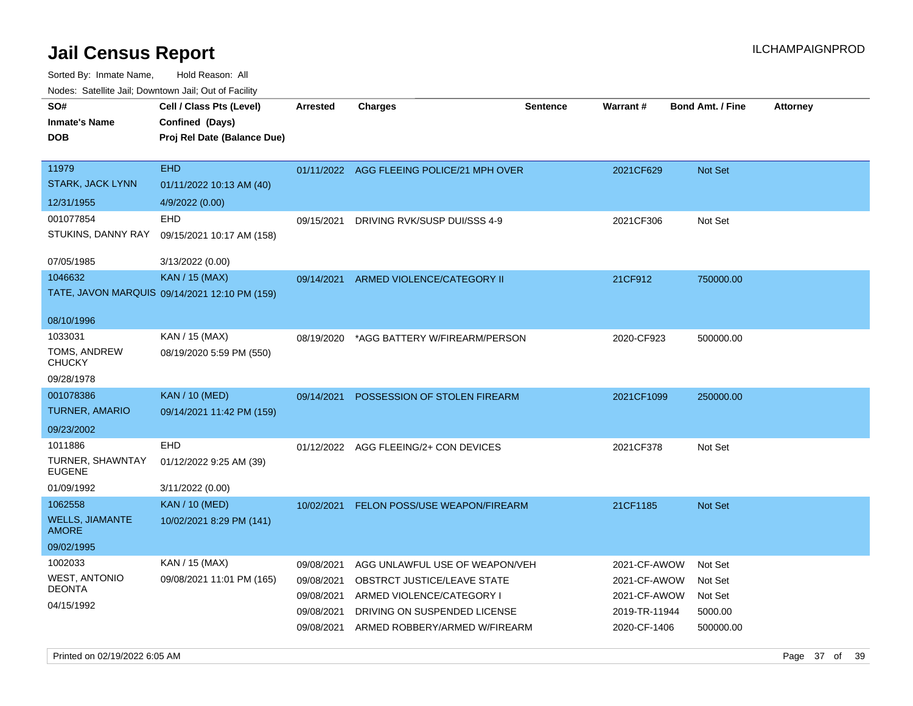# Jail Census Report

ILCHAMPAIGNPROD

Sorted By: Inmate Name, Hold Reason: All

Nodes: Satellite Jail; Downtown Jail; Out of Facility

| SO# / Inmate's Name / DOB | Cell / Class Pts (Level) / Confined (Days) / Proj Rel Date (Balance Due) | Arrested | Charges | Sentence | Warrant # | Bond Amt. / Fine | Attorney |
|---|---|---|---|---|---|---|---|
| 11979<br>STARK, JACK LYNN<br>12/31/1955 | EHD<br>01/11/2022 10:13 AM (40)<br>4/9/2022 (0.00) | 01/11/2022 | AGG FLEEING POLICE/21 MPH OVER | | 2021CF629 | Not Set | |
| 001077854<br>STUKINS, DANNY RAY<br>07/05/1985 | EHD<br>09/15/2021 10:17 AM (158)<br>3/13/2022 (0.00) | 09/15/2021 | DRIVING RVK/SUSP DUI/SSS 4-9 | | 2021CF306 | Not Set | |
| 1046632<br>TATE, JAVON MARQUIS<br>08/10/1996 | KAN / 15 (MAX)<br>09/14/2021 12:10 PM (159) | 09/14/2021 | ARMED VIOLENCE/CATEGORY II | | 21CF912 | 750000.00 | |
| 1033031<br>TOMS, ANDREW CHUCKY<br>09/28/1978 | KAN / 15 (MAX)<br>08/19/2020 5:59 PM (550) | 08/19/2020 | *AGG BATTERY W/FIREARM/PERSON | | 2020-CF923 | 500000.00 | |
| 001078386<br>TURNER, AMARIO<br>09/23/2002 | KAN / 10 (MED)<br>09/14/2021 11:42 PM (159) | 09/14/2021 | POSSESSION OF STOLEN FIREARM | | 2021CF1099 | 250000.00 | |
| 1011886<br>TURNER, SHAWNTAY EUGENE<br>01/09/1992 | EHD<br>01/12/2022 9:25 AM (39)<br>3/11/2022 (0.00) | 01/12/2022 | AGG FLEEING/2+ CON DEVICES | | 2021CF378 | Not Set | |
| 1062558<br>WELLS, JIAMANTE AMORE<br>09/02/1995 | KAN / 10 (MED)<br>10/02/2021 8:29 PM (141) | 10/02/2021 | FELON POSS/USE WEAPON/FIREARM | | 21CF1185 | Not Set | |
| 1002033<br>WEST, ANTONIO DEONTA<br>04/15/1992 | KAN / 15 (MAX)<br>09/08/2021 11:01 PM (165) | 09/08/2021 | AGG UNLAWFUL USE OF WEAPON/VEH | | 2021-CF-AWOW | Not Set | |
| | | 09/08/2021 | OBSTRCT JUSTICE/LEAVE STATE | | 2021-CF-AWOW | Not Set | |
| | | 09/08/2021 | ARMED VIOLENCE/CATEGORY I | | 2021-CF-AWOW | Not Set | |
| | | 09/08/2021 | DRIVING ON SUSPENDED LICENSE | | 2019-TR-11944 | 5000.00 | |
| | | 09/08/2021 | ARMED ROBBERY/ARMED W/FIREARM | | 2020-CF-1406 | 500000.00 | |

Printed on 02/19/2022 6:05 AM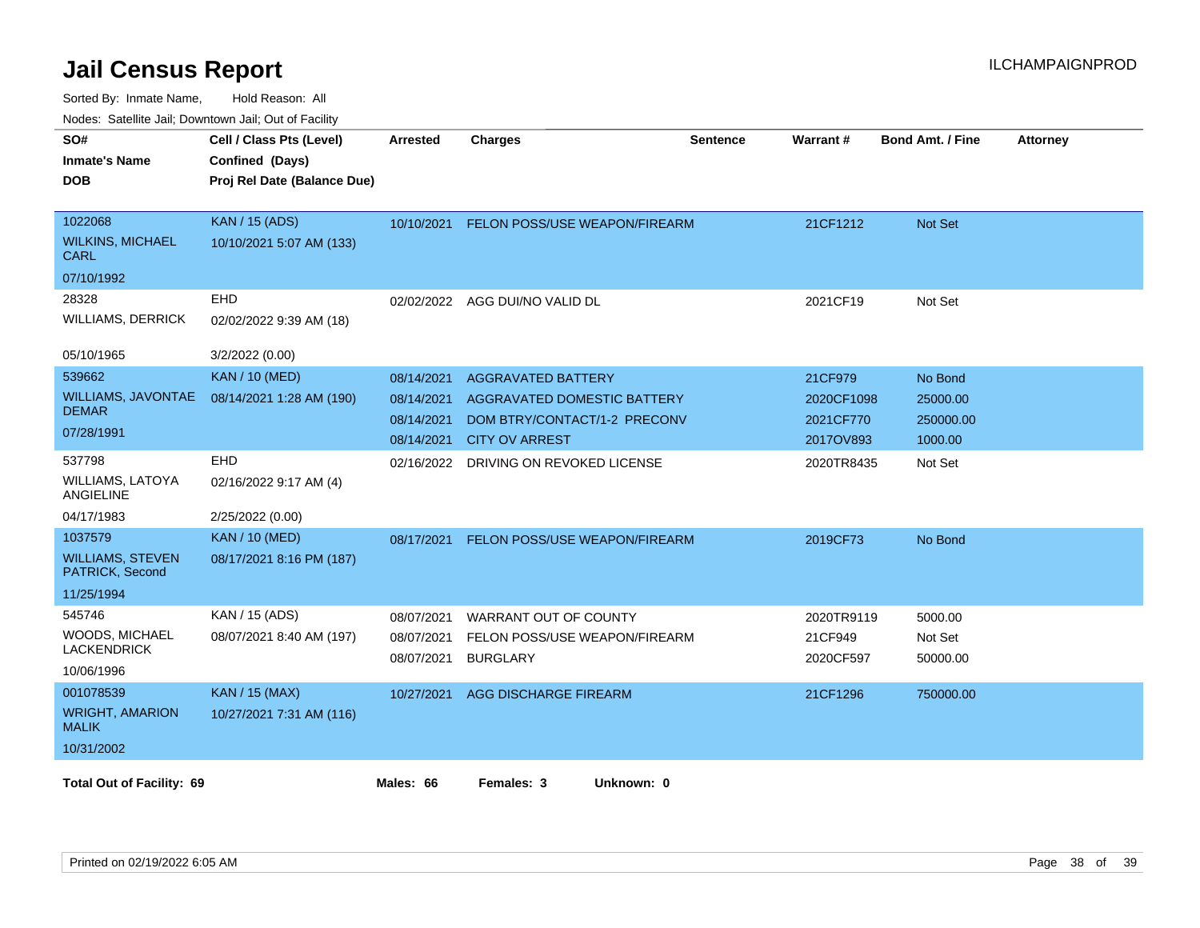# Jail Census Report

ILCHAMPAIGNPROD

Sorted By: Inmate Name, Hold Reason: All

Nodes: Satellite Jail; Downtown Jail; Out of Facility

| SO# / Inmate's Name / DOB | Cell / Class Pts (Level) / Confined (Days) / Proj Rel Date (Balance Due) | Arrested | Charges | Sentence | Warrant # | Bond Amt. / Fine | Attorney |
|---|---|---|---|---|---|---|---|
| 1022068<br>WILKINS, MICHAEL CARL<br>07/10/1992 | KAN / 15 (ADS)<br>10/10/2021 5:07 AM (133) | 10/10/2021 | FELON POSS/USE WEAPON/FIREARM | | 21CF1212 | Not Set | |
| 28328<br>WILLIAMS, DERRICK<br>05/10/1965 | EHD<br>02/02/2022 9:39 AM (18)<br>3/2/2022 (0.00) | 02/02/2022 | AGG DUI/NO VALID DL | | 2021CF19 | Not Set | |
| 539662<br>WILLIAMS, JAVONTAE DEMAR<br>07/28/1991 | KAN / 10 (MED)<br>08/14/2021 1:28 AM (190) | 08/14/2021 | AGGRAVATED BATTERY | | 21CF979 | No Bond | |
| | | 08/14/2021 | AGGRAVATED DOMESTIC BATTERY | | 2020CF1098 | 25000.00 | |
| | | 08/14/2021 | DOM BTRY/CONTACT/1-2 PRECONV | | 2021CF770 | 250000.00 | |
| | | 08/14/2021 | CITY OV ARREST | | 2017OV893 | 1000.00 | |
| 537798<br>WILLIAMS, LATOYA ANGIELINE<br>04/17/1983 | EHD<br>02/16/2022 9:17 AM (4)<br>2/25/2022 (0.00) | 02/16/2022 | DRIVING ON REVOKED LICENSE | | 2020TR8435 | Not Set | |
| 1037579<br>WILLIAMS, STEVEN PATRICK, Second<br>11/25/1994 | KAN / 10 (MED)<br>08/17/2021 8:16 PM (187) | 08/17/2021 | FELON POSS/USE WEAPON/FIREARM | | 2019CF73 | No Bond | |
| 545746<br>WOODS, MICHAEL LACKENDRICK<br>10/06/1996 | KAN / 15 (ADS)<br>08/07/2021 8:40 AM (197) | 08/07/2021 | WARRANT OUT OF COUNTY | | 2020TR9119 | 5000.00 | |
| | | 08/07/2021 | FELON POSS/USE WEAPON/FIREARM | | 21CF949 | Not Set | |
| | | 08/07/2021 | BURGLARY | | 2020CF597 | 50000.00 | |
| 001078539<br>WRIGHT, AMARION MALIK<br>10/31/2002 | KAN / 15 (MAX)<br>10/27/2021 7:31 AM (116) | 10/27/2021 | AGG DISCHARGE FIREARM | | 21CF1296 | 750000.00 | |

**Total Out of Facility: 69** **Males: 66** **Females: 3** **Unknown: 0**

Printed on 02/19/2022 6:05 AM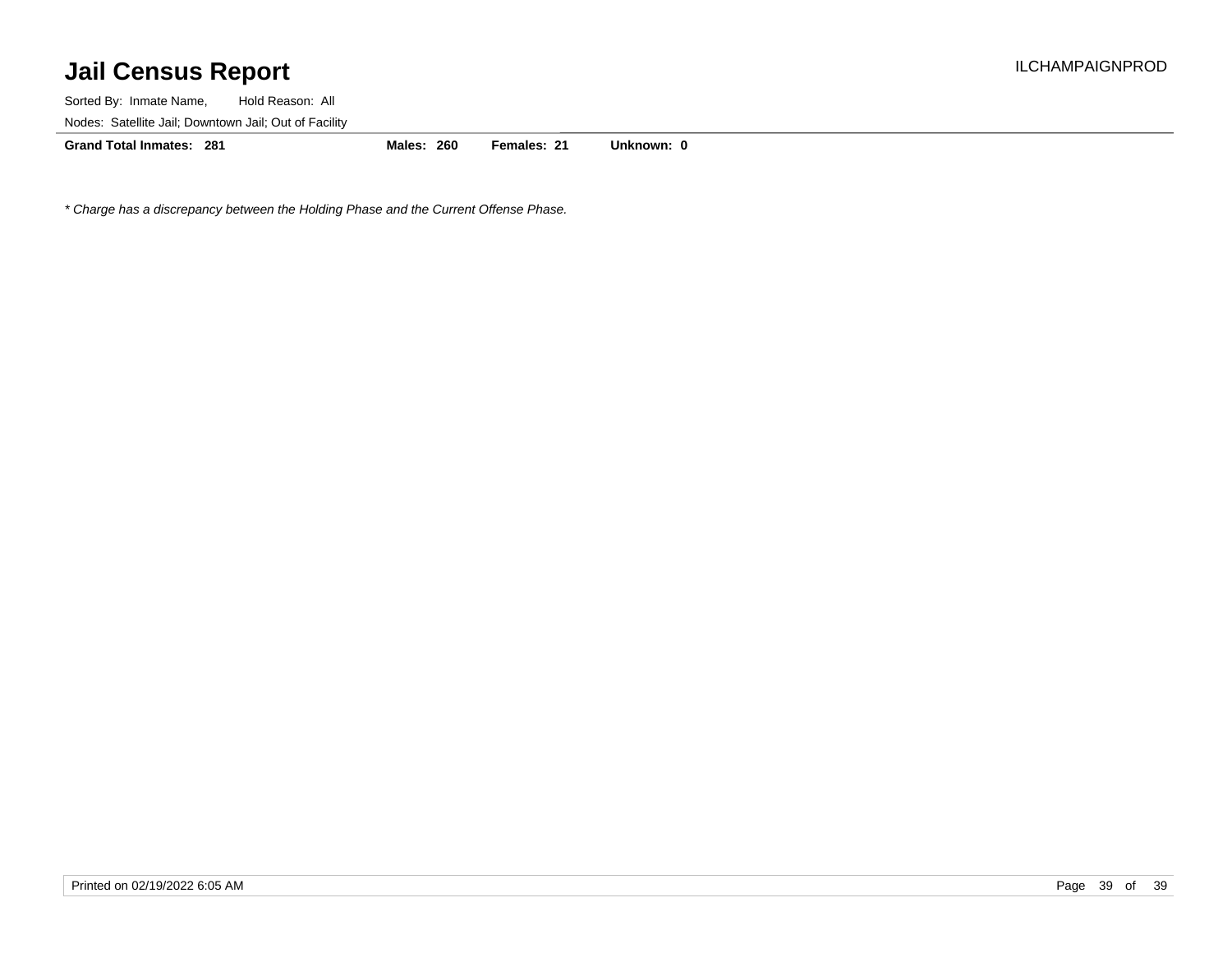# Jail Census Report

ILCHAMPAIGNPROD

Sorted By: Inmate Name, Hold Reason: All

Nodes: Satellite Jail; Downtown Jail; Out of Facility

**Grand Total Inmates: 281** **Males: 260** **Females: 21** **Unknown: 0**

*\* Charge has a discrepancy between the Holding Phase and the Current Offense Phase.*

Printed on 02/19/2022 6:05 AM